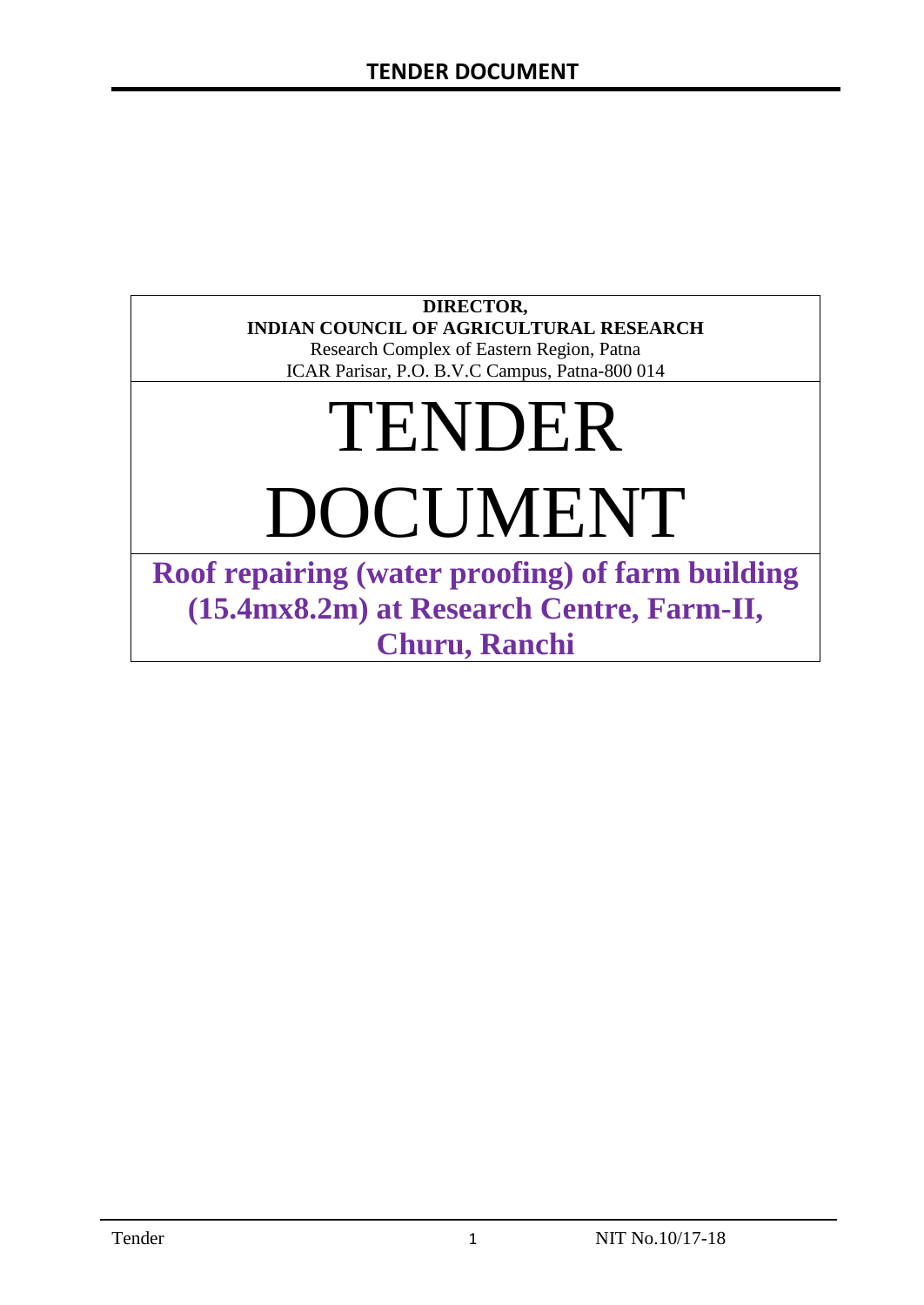**DIRECTOR,**
**INDIAN COUNCIL OF AGRICULTURAL RESEARCH**
Research Complex of Eastern Region, Patna
ICAR Parisar, P.O. B.V.C Campus, Patna-800 014

# TENDER DOCUMENT

## Roof repairing (water proofing) of farm building (15.4mx8.2m) at Research Centre, Farm-II, Churu, Ranchi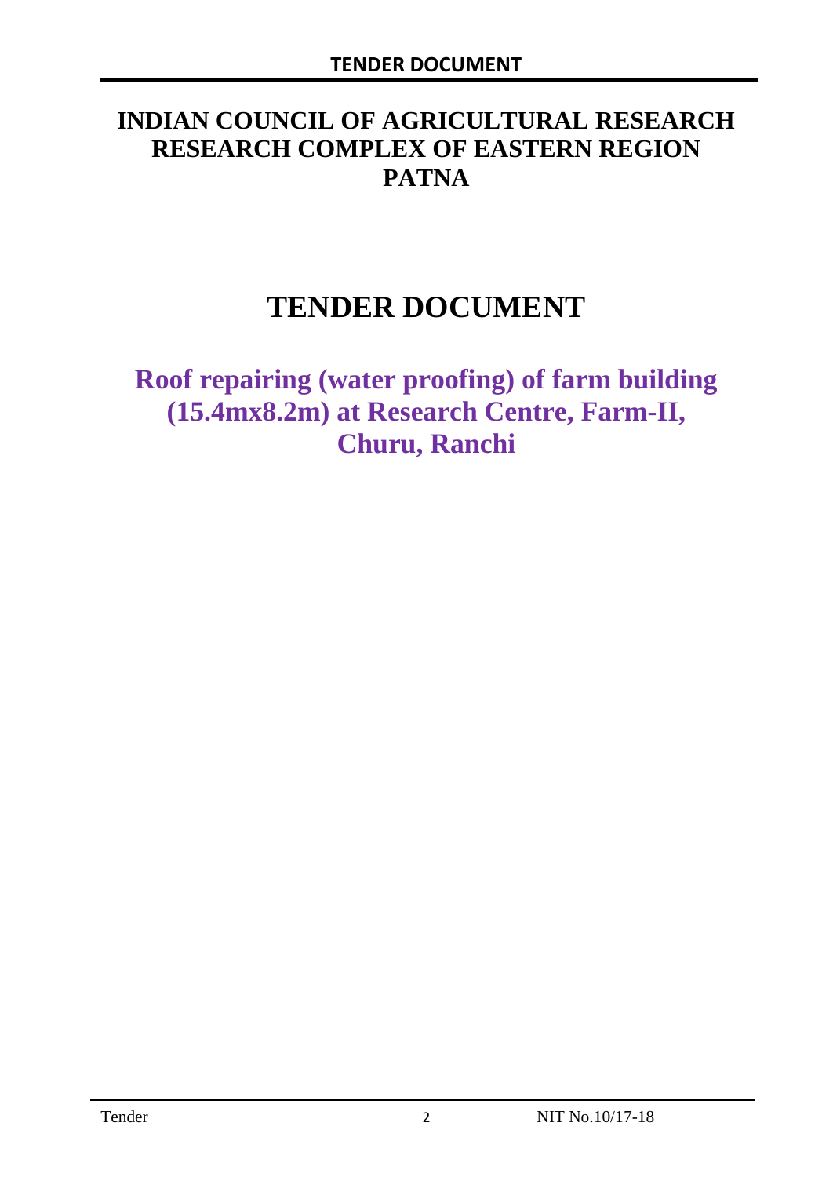# INDIAN COUNCIL OF AGRICULTURAL RESEARCH RESEARCH COMPLEX OF EASTERN REGION PATNA

# TENDER DOCUMENT

## Roof repairing (water proofing) of farm building (15.4mx8.2m) at Research Centre, Farm-II, Churu, Ranchi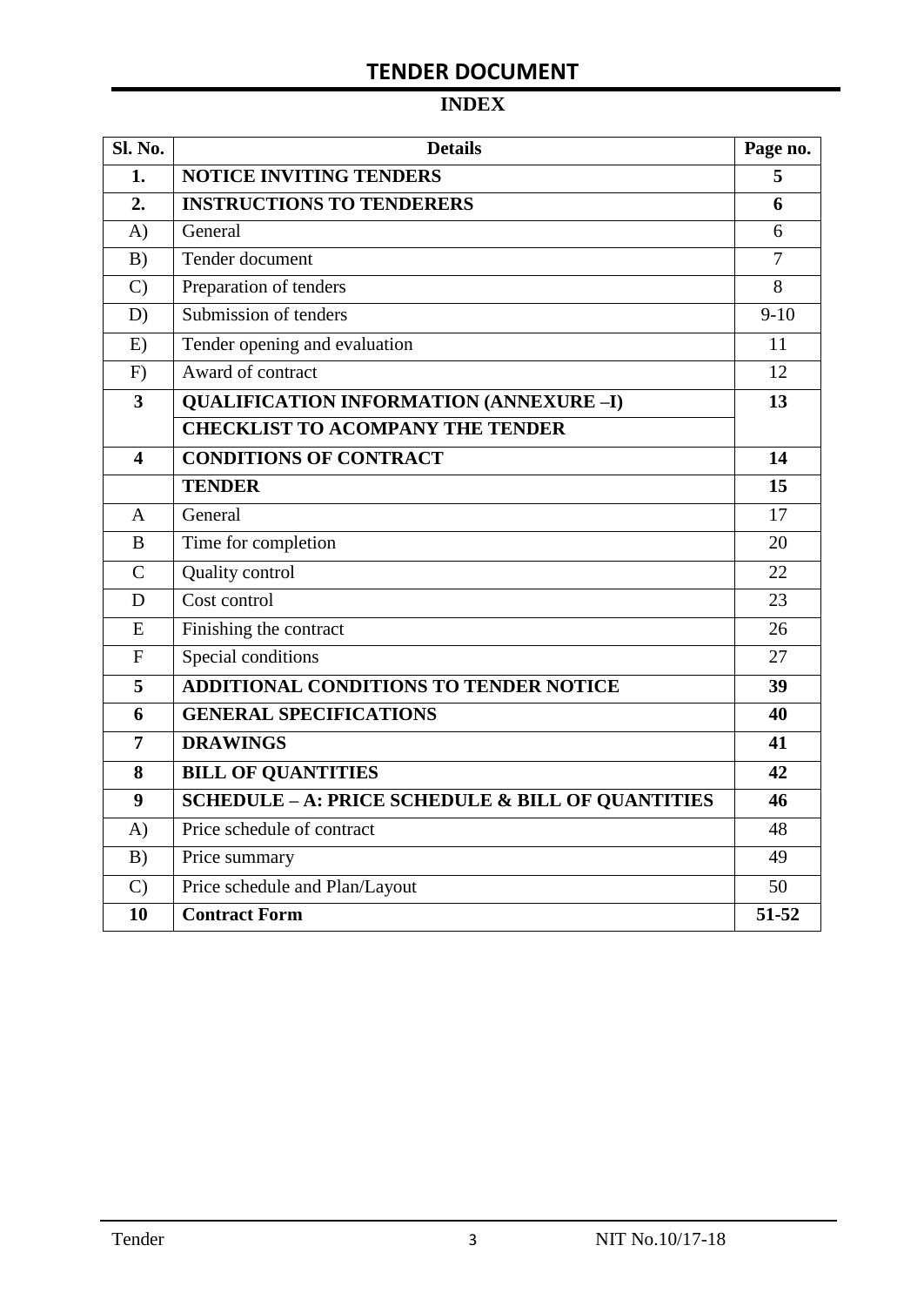# TENDER DOCUMENT

## INDEX

| Sl. No. | Details | Page no. |
|---|---|---|
| **1.** | **NOTICE INVITING TENDERS** | **5** |
| **2.** | **INSTRUCTIONS TO TENDERERS** | **6** |
| A) | General | 6 |
| B) | Tender document | 7 |
| C) | Preparation of tenders | 8 |
| D) | Submission of tenders | 9-10 |
| E) | Tender opening and evaluation | 11 |
| F) | Award of contract | 12 |
| **3** | **QUALIFICATION INFORMATION (ANNEXURE –I)** | **13** |
| | **CHECKLIST TO ACOMPANY THE TENDER** | |
| **4** | **CONDITIONS OF CONTRACT** | **14** |
| | **TENDER** | **15** |
| A | General | 17 |
| B | Time for completion | 20 |
| C | Quality control | 22 |
| D | Cost control | 23 |
| E | Finishing the contract | 26 |
| F | Special conditions | 27 |
| **5** | **ADDITIONAL CONDITIONS TO TENDER NOTICE** | **39** |
| **6** | **GENERAL SPECIFICATIONS** | **40** |
| **7** | **DRAWINGS** | **41** |
| **8** | **BILL OF QUANTITIES** | **42** |
| **9** | **SCHEDULE – A: PRICE SCHEDULE & BILL OF QUANTITIES** | **46** |
| A) | Price schedule of contract | 48 |
| B) | Price summary | 49 |
| C) | Price schedule and Plan/Layout | 50 |
| **10** | **Contract Form** | **51-52** |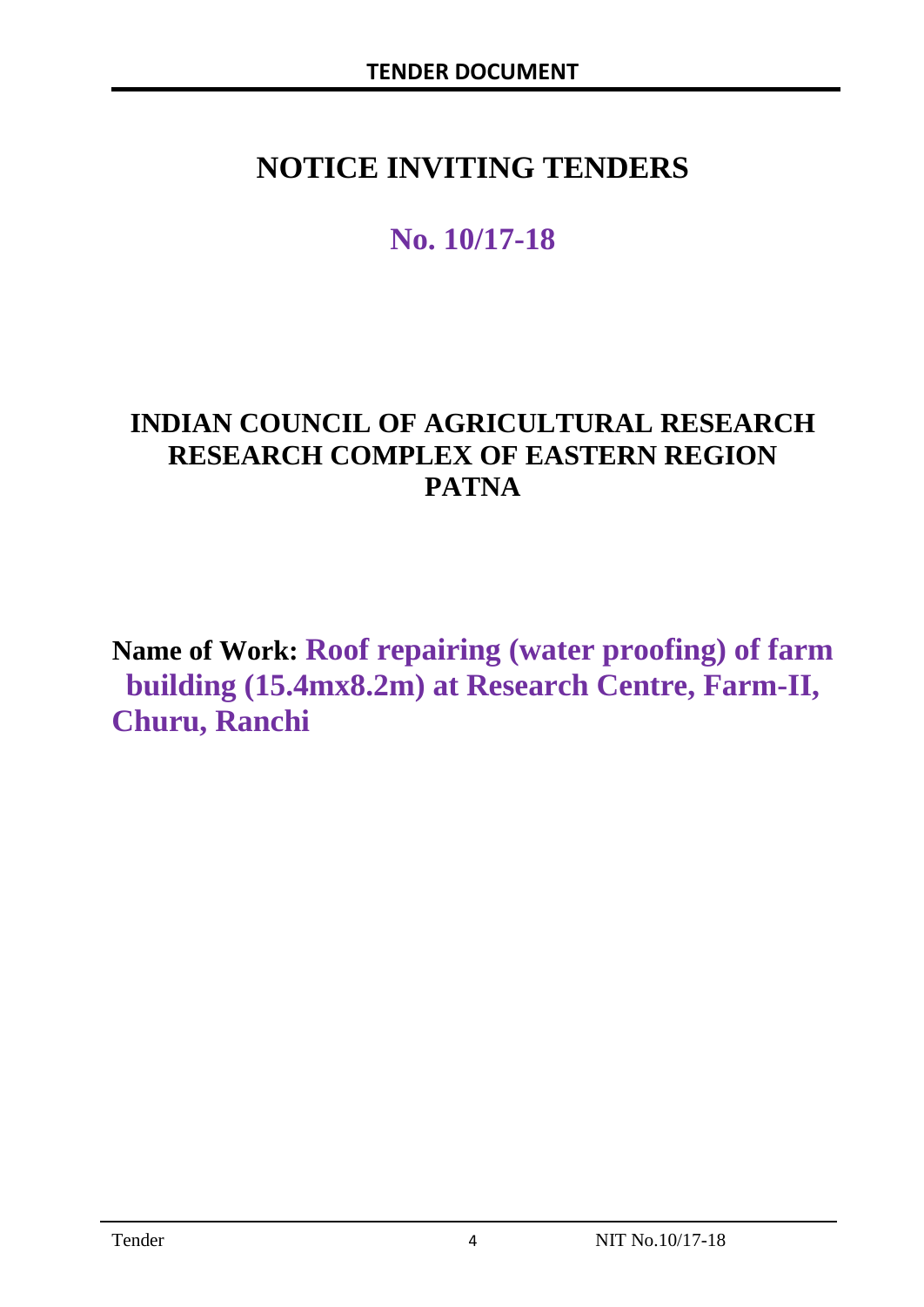# NOTICE INVITING TENDERS

## No. 10/17-18

## INDIAN COUNCIL OF AGRICULTURAL RESEARCH RESEARCH COMPLEX OF EASTERN REGION PATNA

**Name of Work: Roof repairing (water proofing) of farm building (15.4mx8.2m) at Research Centre, Farm-II, Churu, Ranchi**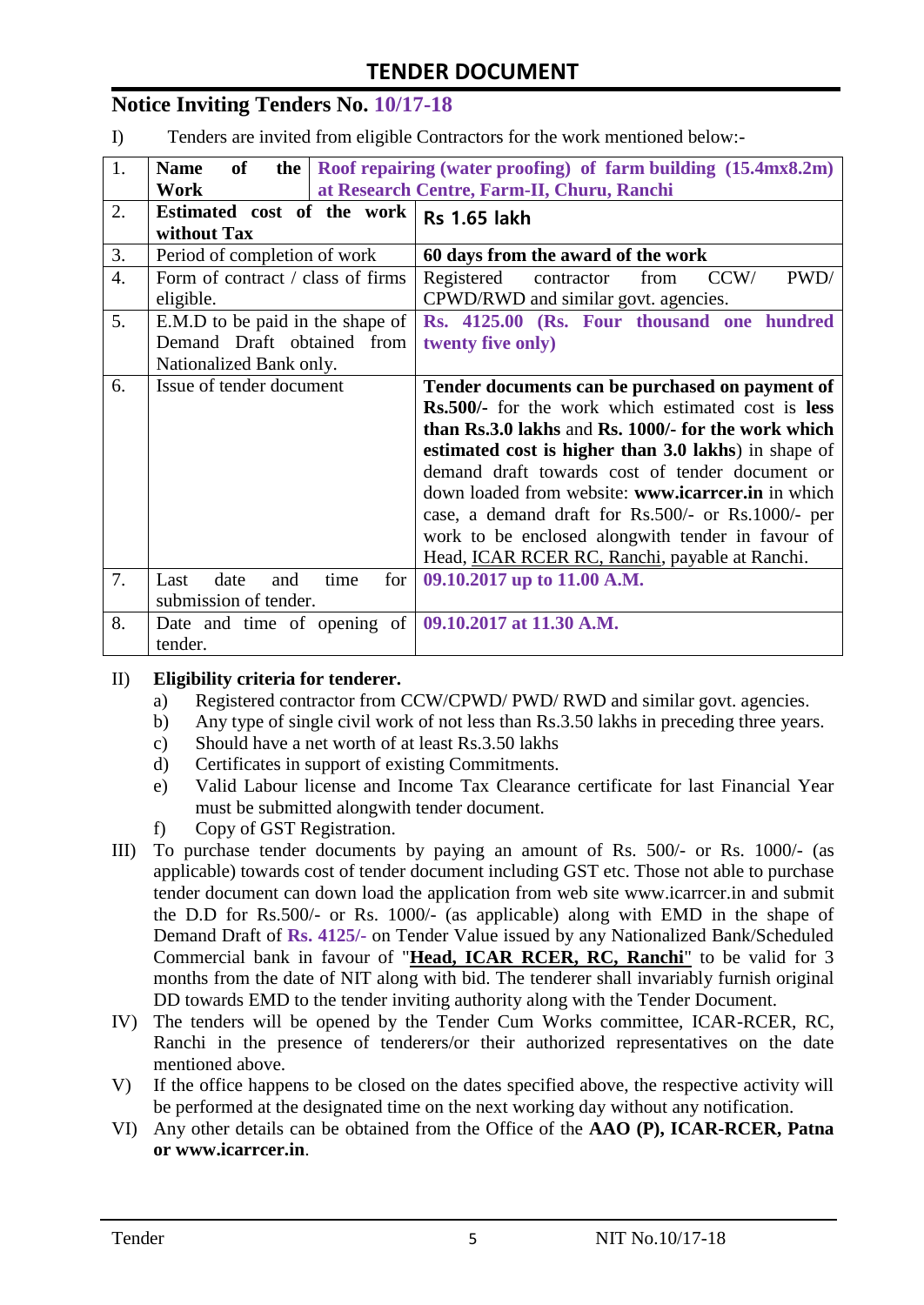# TENDER DOCUMENT

## Notice Inviting Tenders No. 10/17-18

I) Tenders are invited from eligible Contractors for the work mentioned below:-

| 1. | **Name of the Work** | **Roof repairing (water proofing) of farm building (15.4mx8.2m) at Research Centre, Farm-II, Churu, Ranchi** |
|---|---|---|
| 2. | **Estimated cost of the work without Tax** | **Rs 1.65 lakh** |
| 3. | Period of completion of work | **60 days from the award of the work** |
| 4. | Form of contract / class of firms eligible. | Registered contractor from CCW/ PWD/ CPWD/RWD and similar govt. agencies. |
| 5. | E.M.D to be paid in the shape of Demand Draft obtained from Nationalized Bank only. | **Rs. 4125.00 (Rs. Four thousand one hundred twenty five only)** |
| 6. | Issue of tender document | **Tender documents can be purchased on payment of Rs.500/-** for the work which estimated cost is **less than Rs.3.0 lakhs** and **Rs. 1000/- for the work which estimated cost is higher than 3.0 lakhs**) in shape of demand draft towards cost of tender document or down loaded from website: **www.icarrcer.in** in which case, a demand draft for Rs.500/- or Rs.1000/- per work to be enclosed alongwith tender in favour of Head, ICAR RCER RC, Ranchi, payable at Ranchi. |
| 7. | Last date and time for submission of tender. | **09.10.2017 up to 11.00 A.M.** |
| 8. | Date and time of opening of tender. | **09.10.2017 at 11.30 A.M.** |

II) **Eligibility criteria for tenderer.**

a) Registered contractor from CCW/CPWD/ PWD/ RWD and similar govt. agencies.
b) Any type of single civil work of not less than Rs.3.50 lakhs in preceding three years.
c) Should have a net worth of at least Rs.3.50 lakhs
d) Certificates in support of existing Commitments.
e) Valid Labour license and Income Tax Clearance certificate for last Financial Year must be submitted alongwith tender document.
f) Copy of GST Registration.

III) To purchase tender documents by paying an amount of Rs. 500/- or Rs. 1000/- (as applicable) towards cost of tender document including GST etc. Those not able to purchase tender document can down load the application from web site www.icarrcer.in and submit the D.D for Rs.500/- or Rs. 1000/- (as applicable) along with EMD in the shape of Demand Draft of **Rs. 4125/-** on Tender Value issued by any Nationalized Bank/Scheduled Commercial bank in favour of "**Head, ICAR RCER, RC, Ranchi**" to be valid for 3 months from the date of NIT along with bid. The tenderer shall invariably furnish original DD towards EMD to the tender inviting authority along with the Tender Document.

IV) The tenders will be opened by the Tender Cum Works committee, ICAR-RCER, RC, Ranchi in the presence of tenderers/or their authorized representatives on the date mentioned above.

V) If the office happens to be closed on the dates specified above, the respective activity will be performed at the designated time on the next working day without any notification.

VI) Any other details can be obtained from the Office of the **AAO (P), ICAR-RCER, Patna or www.icarrcer.in**.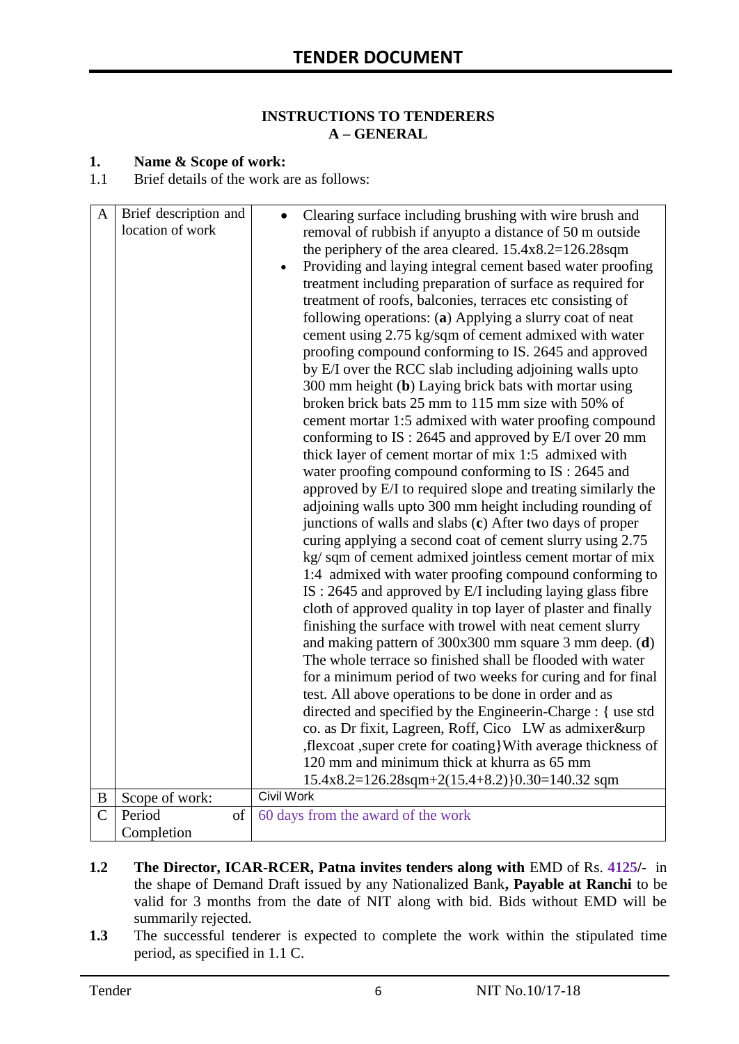# TENDER DOCUMENT

## INSTRUCTIONS TO TENDERERS
## A – GENERAL

**1. Name & Scope of work:**

1.1 Brief details of the work are as follows:

| | | |
|---|---|---|
| A | Brief description and location of work | • Clearing surface including brushing with wire brush and removal of rubbish if anyupto a distance of 50 m outside the periphery of the area cleared. 15.4x8.2=126.28sqm<br>• Providing and laying integral cement based water proofing treatment including preparation of surface as required for treatment of roofs, balconies, terraces etc consisting of following operations: (**a**) Applying a slurry coat of neat cement using 2.75 kg/sqm of cement admixed with water proofing compound conforming to IS. 2645 and approved by E/I over the RCC slab including adjoining walls upto 300 mm height (**b**) Laying brick bats with mortar using broken brick bats 25 mm to 115 mm size with 50% of cement mortar 1:5 admixed with water proofing compound conforming to IS : 2645 and approved by E/I over 20 mm thick layer of cement mortar of mix 1:5 admixed with water proofing compound conforming to IS : 2645 and approved by E/I to required slope and treating similarly the adjoining walls upto 300 mm height including rounding of junctions of walls and slabs (**c**) After two days of proper curing applying a second coat of cement slurry using 2.75 kg/ sqm of cement admixed jointless cement mortar of mix 1:4 admixed with water proofing compound conforming to IS : 2645 and approved by E/I including laying glass fibre cloth of approved quality in top layer of plaster and finally finishing the surface with trowel with neat cement slurry and making pattern of 300x300 mm square 3 mm deep. (**d**) The whole terrace so finished shall be flooded with water for a minimum period of two weeks for curing and for final test. All above operations to be done in order and as directed and specified by the Engineerin-Charge : { use std co. as Dr fixit, Lagreen, Roff, Cico LW as admixer&urp ,flexcoat ,super crete for coating}With average thickness of 120 mm and minimum thick at khurra as 65 mm 15.4x8.2=126.28sqm+2(15.4+8.2)}0.30=140.32 sqm |
| B | Scope of work: | Civil Work |
| C | Period of Completion | 60 days from the award of the work |

**1.2** **The Director, ICAR-RCER, Patna invites tenders along with** EMD of Rs. **4125/-** in the shape of Demand Draft issued by any Nationalized Bank**, Payable at Ranchi** to be valid for 3 months from the date of NIT along with bid. Bids without EMD will be summarily rejected.

**1.3** The successful tenderer is expected to complete the work within the stipulated time period, as specified in 1.1 C.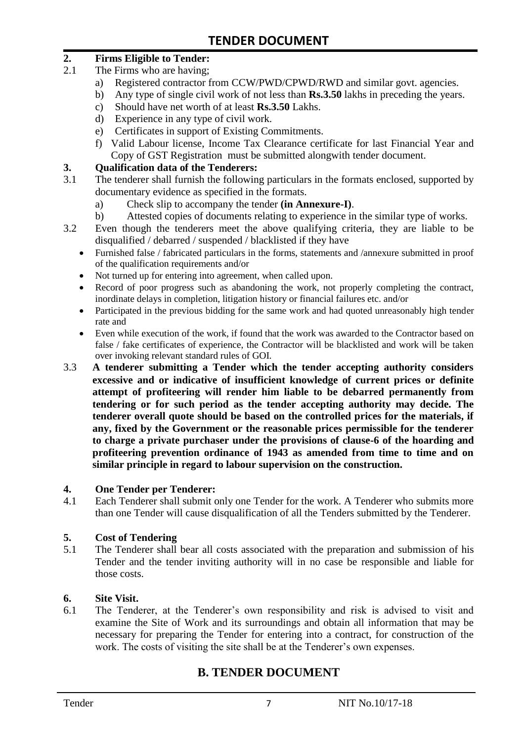## 2. Firms Eligible to Tender:

2.1 The Firms who are having;

a) Registered contractor from CCW/PWD/CPWD/RWD and similar govt. agencies.
b) Any type of single civil work of not less than **Rs.3.50** lakhs in preceding the years.
c) Should have net worth of at least **Rs.3.50** Lakhs.
d) Experience in any type of civil work.
e) Certificates in support of Existing Commitments.
f) Valid Labour license, Income Tax Clearance certificate for last Financial Year and Copy of GST Registration must be submitted alongwith tender document.

## 3. Qualification data of the Tenderers:

3.1 The tenderer shall furnish the following particulars in the formats enclosed, supported by documentary evidence as specified in the formats.

a) Check slip to accompany the tender **(in Annexure-I)**.
b) Attested copies of documents relating to experience in the similar type of works.

3.2 Even though the tenderers meet the above qualifying criteria, they are liable to be disqualified / debarred / suspended / blacklisted if they have

- Furnished false / fabricated particulars in the forms, statements and /annexure submitted in proof of the qualification requirements and/or
- Not turned up for entering into agreement, when called upon.
- Record of poor progress such as abandoning the work, not properly completing the contract, inordinate delays in completion, litigation history or financial failures etc. and/or
- Participated in the previous bidding for the same work and had quoted unreasonably high tender rate and
- Even while execution of the work, if found that the work was awarded to the Contractor based on false / fake certificates of experience, the Contractor will be blacklisted and work will be taken over invoking relevant standard rules of GOI.

3.3 **A tenderer submitting a Tender which the tender accepting authority considers excessive and or indicative of insufficient knowledge of current prices or definite attempt of profiteering will render him liable to be debarred permanently from tendering or for such period as the tender accepting authority may decide. The tenderer overall quote should be based on the controlled prices for the materials, if any, fixed by the Government or the reasonable prices permissible for the tenderer to charge a private purchaser under the provisions of clause-6 of the hoarding and profiteering prevention ordinance of 1943 as amended from time to time and on similar principle in regard to labour supervision on the construction.**

## 4. One Tender per Tenderer:

4.1 Each Tenderer shall submit only one Tender for the work. A Tenderer who submits more than one Tender will cause disqualification of all the Tenders submitted by the Tenderer.

## 5. Cost of Tendering

5.1 The Tenderer shall bear all costs associated with the preparation and submission of his Tender and the tender inviting authority will in no case be responsible and liable for those costs.

## 6. Site Visit.

6.1 The Tenderer, at the Tenderer's own responsibility and risk is advised to visit and examine the Site of Work and its surroundings and obtain all information that may be necessary for preparing the Tender for entering into a contract, for construction of the work. The costs of visiting the site shall be at the Tenderer's own expenses.

# B. TENDER DOCUMENT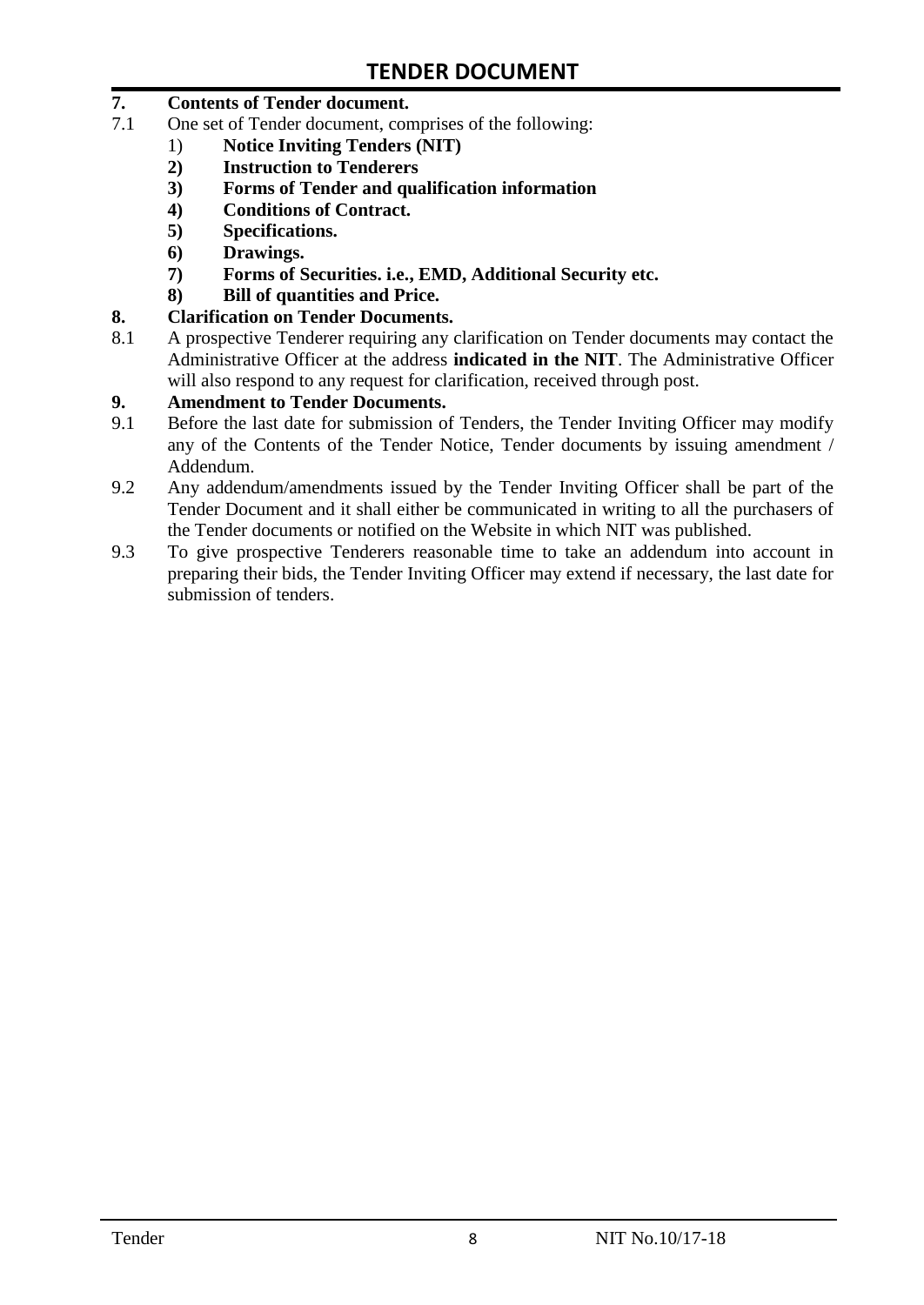# TENDER DOCUMENT

**7. Contents of Tender document.**

7.1 One set of Tender document, comprises of the following:

1) **Notice Inviting Tenders (NIT)**
2) **Instruction to Tenderers**
3) **Forms of Tender and qualification information**
4) **Conditions of Contract.**
5) **Specifications.**
6) **Drawings.**
7) **Forms of Securities. i.e., EMD, Additional Security etc.**
8) **Bill of quantities and Price.**

**8. Clarification on Tender Documents.**

8.1 A prospective Tenderer requiring any clarification on Tender documents may contact the Administrative Officer at the address **indicated in the NIT**. The Administrative Officer will also respond to any request for clarification, received through post.

**9. Amendment to Tender Documents.**

9.1 Before the last date for submission of Tenders, the Tender Inviting Officer may modify any of the Contents of the Tender Notice, Tender documents by issuing amendment / Addendum.

9.2 Any addendum/amendments issued by the Tender Inviting Officer shall be part of the Tender Document and it shall either be communicated in writing to all the purchasers of the Tender documents or notified on the Website in which NIT was published.

9.3 To give prospective Tenderers reasonable time to take an addendum into account in preparing their bids, the Tender Inviting Officer may extend if necessary, the last date for submission of tenders.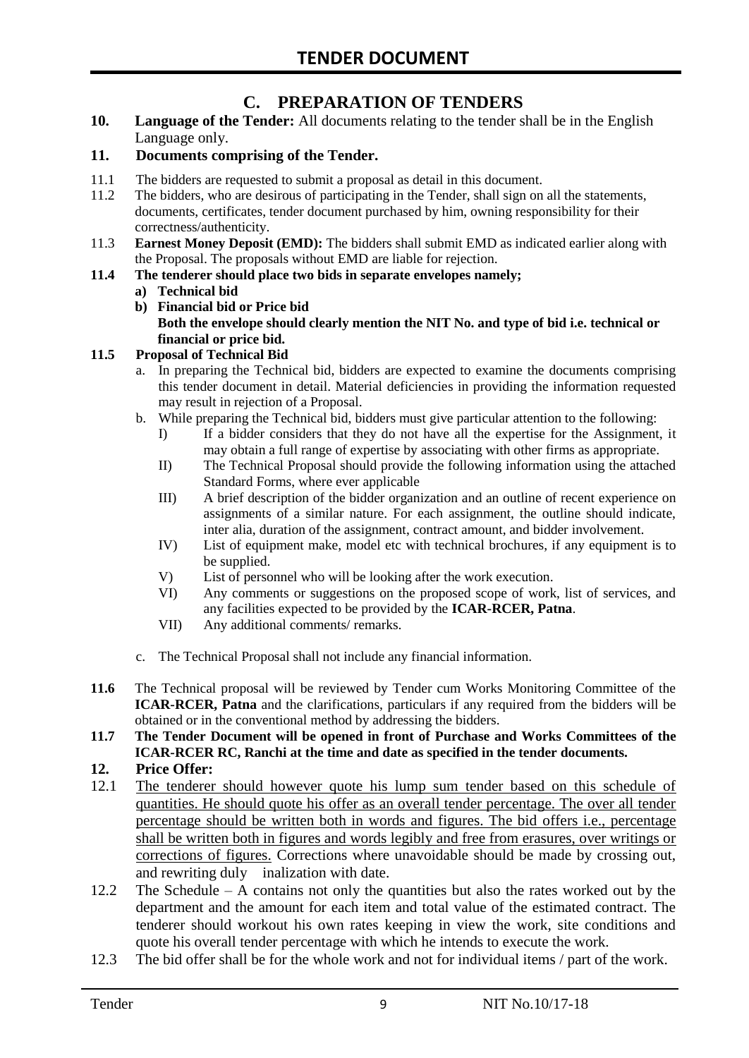## C. PREPARATION OF TENDERS

**10. Language of the Tender:** All documents relating to the tender shall be in the English Language only.

**11. Documents comprising of the Tender.**

11.1 The bidders are requested to submit a proposal as detail in this document.

11.2 The bidders, who are desirous of participating in the Tender, shall sign on all the statements, documents, certificates, tender document purchased by him, owning responsibility for their correctness/authenticity.

11.3 **Earnest Money Deposit (EMD):** The bidders shall submit EMD as indicated earlier along with the Proposal. The proposals without EMD are liable for rejection.

**11.4 The tenderer should place two bids in separate envelopes namely;**

- **a) Technical bid**
- **b) Financial bid or Price bid**
  **Both the envelope should clearly mention the NIT No. and type of bid i.e. technical or financial or price bid.**

**11.5 Proposal of Technical Bid**

- a. In preparing the Technical bid, bidders are expected to examine the documents comprising this tender document in detail. Material deficiencies in providing the information requested may result in rejection of a Proposal.
- b. While preparing the Technical bid, bidders must give particular attention to the following:
  - I) If a bidder considers that they do not have all the expertise for the Assignment, it may obtain a full range of expertise by associating with other firms as appropriate.
  - II) The Technical Proposal should provide the following information using the attached Standard Forms, where ever applicable
  - III) A brief description of the bidder organization and an outline of recent experience on assignments of a similar nature. For each assignment, the outline should indicate, inter alia, duration of the assignment, contract amount, and bidder involvement.
  - IV) List of equipment make, model etc with technical brochures, if any equipment is to be supplied.
  - V) List of personnel who will be looking after the work execution.
  - VI) Any comments or suggestions on the proposed scope of work, list of services, and any facilities expected to be provided by the **ICAR-RCER, Patna**.
  - VII) Any additional comments/ remarks.
- c. The Technical Proposal shall not include any financial information.

**11.6** The Technical proposal will be reviewed by Tender cum Works Monitoring Committee of the **ICAR-RCER, Patna** and the clarifications, particulars if any required from the bidders will be obtained or in the conventional method by addressing the bidders.

**11.7 The Tender Document will be opened in front of Purchase and Works Committees of the ICAR-RCER RC, Ranchi at the time and date as specified in the tender documents.**

**12. Price Offer:**

12.1 <u>The tenderer should however quote his lump sum tender based on this schedule of quantities. He should quote his offer as an overall tender percentage. The over all tender percentage should be written both in words and figures. The bid offers i.e., percentage shall be written both in figures and words legibly and free from erasures, over writings or corrections of figures.</u> Corrections where unavoidable should be made by crossing out, and rewriting duly inalization with date.

12.2 The Schedule – A contains not only the quantities but also the rates worked out by the department and the amount for each item and total value of the estimated contract. The tenderer should workout his own rates keeping in view the work, site conditions and quote his overall tender percentage with which he intends to execute the work.

12.3 The bid offer shall be for the whole work and not for individual items / part of the work.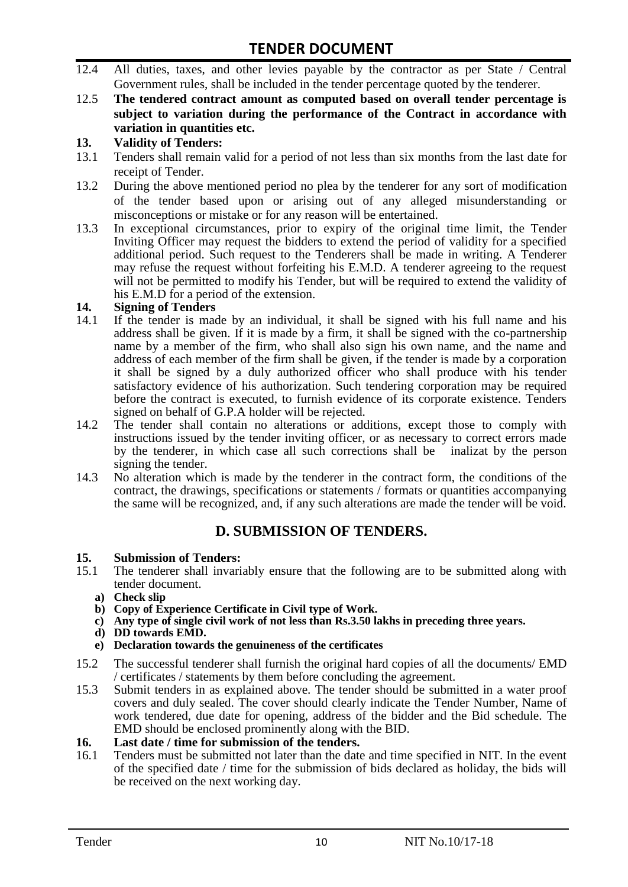12.4 All duties, taxes, and other levies payable by the contractor as per State / Central Government rules, shall be included in the tender percentage quoted by the tenderer.

12.5 **The tendered contract amount as computed based on overall tender percentage is subject to variation during the performance of the Contract in accordance with variation in quantities etc.**

**13. Validity of Tenders:**

13.1 Tenders shall remain valid for a period of not less than six months from the last date for receipt of Tender.

13.2 During the above mentioned period no plea by the tenderer for any sort of modification of the tender based upon or arising out of any alleged misunderstanding or misconceptions or mistake or for any reason will be entertained.

13.3 In exceptional circumstances, prior to expiry of the original time limit, the Tender Inviting Officer may request the bidders to extend the period of validity for a specified additional period. Such request to the Tenderers shall be made in writing. A Tenderer may refuse the request without forfeiting his E.M.D. A tenderer agreeing to the request will not be permitted to modify his Tender, but will be required to extend the validity of his E.M.D for a period of the extension.

**14. Signing of Tenders**

14.1 If the tender is made by an individual, it shall be signed with his full name and his address shall be given. If it is made by a firm, it shall be signed with the co-partnership name by a member of the firm, who shall also sign his own name, and the name and address of each member of the firm shall be given, if the tender is made by a corporation it shall be signed by a duly authorized officer who shall produce with his tender satisfactory evidence of his authorization. Such tendering corporation may be required before the contract is executed, to furnish evidence of its corporate existence. Tenders signed on behalf of G.P.A holder will be rejected.

14.2 The tender shall contain no alterations or additions, except those to comply with instructions issued by the tender inviting officer, or as necessary to correct errors made by the tenderer, in which case all such corrections shall be inalizat by the person signing the tender.

14.3 No alteration which is made by the tenderer in the contract form, the conditions of the contract, the drawings, specifications or statements / formats or quantities accompanying the same will be recognized, and, if any such alterations are made the tender will be void.

## D. SUBMISSION OF TENDERS.

**15. Submission of Tenders:**

15.1 The tenderer shall invariably ensure that the following are to be submitted along with tender document.

  a) **Check slip**
  b) **Copy of Experience Certificate in Civil type of Work.**
  c) **Any type of single civil work of not less than Rs.3.50 lakhs in preceding three years.**
  d) **DD towards EMD.**
  e) **Declaration towards the genuineness of the certificates**

15.2 The successful tenderer shall furnish the original hard copies of all the documents/ EMD / certificates / statements by them before concluding the agreement.

15.3 Submit tenders in as explained above. The tender should be submitted in a water proof covers and duly sealed. The cover should clearly indicate the Tender Number, Name of work tendered, due date for opening, address of the bidder and the Bid schedule. The EMD should be enclosed prominently along with the BID.

**16. Last date / time for submission of the tenders.**

16.1 Tenders must be submitted not later than the date and time specified in NIT. In the event of the specified date / time for the submission of bids declared as holiday, the bids will be received on the next working day.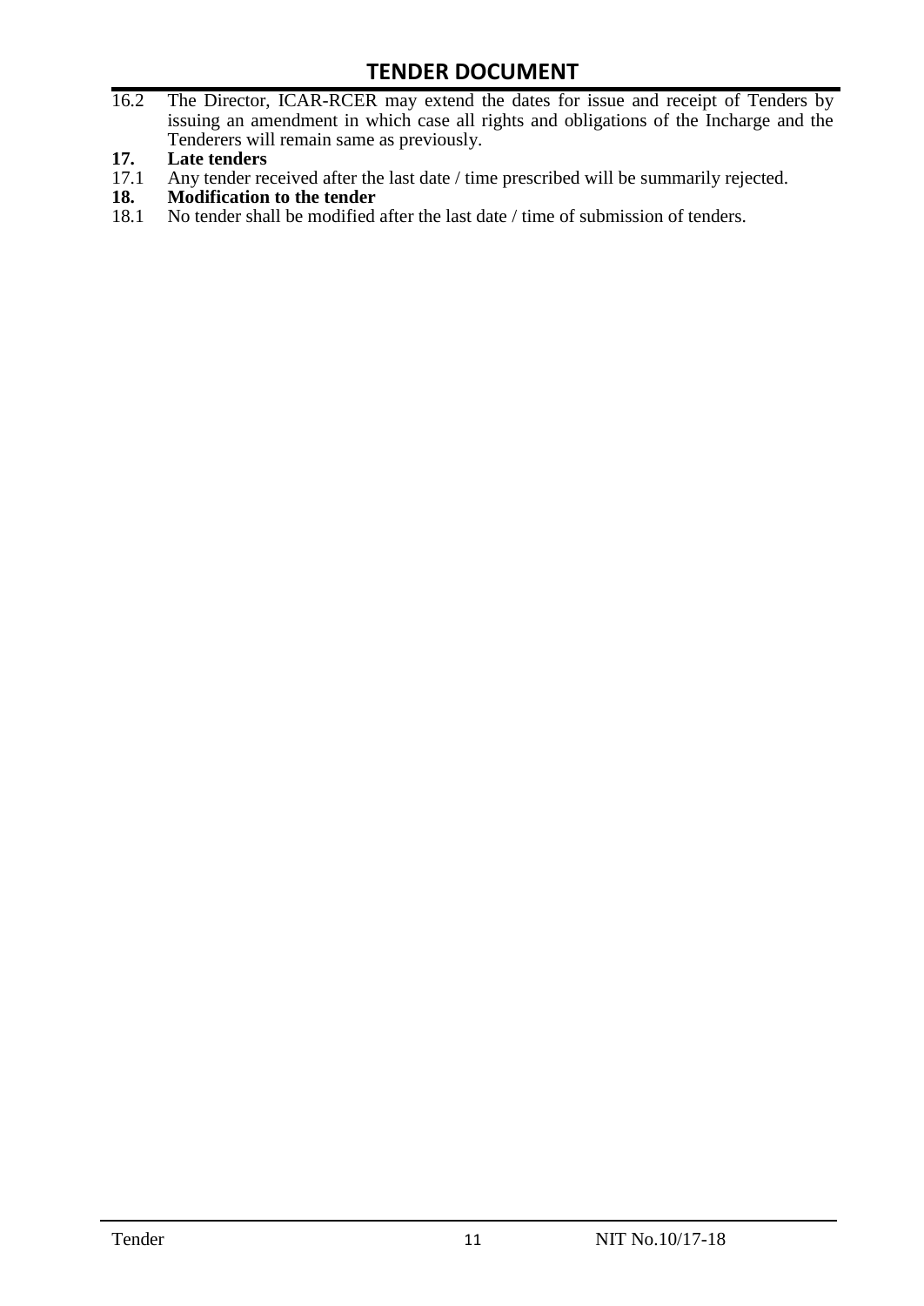16.2 The Director, ICAR-RCER may extend the dates for issue and receipt of Tenders by issuing an amendment in which case all rights and obligations of the Incharge and the Tenderers will remain same as previously.

**17. Late tenders**

17.1 Any tender received after the last date / time prescribed will be summarily rejected.

**18. Modification to the tender**

18.1 No tender shall be modified after the last date / time of submission of tenders.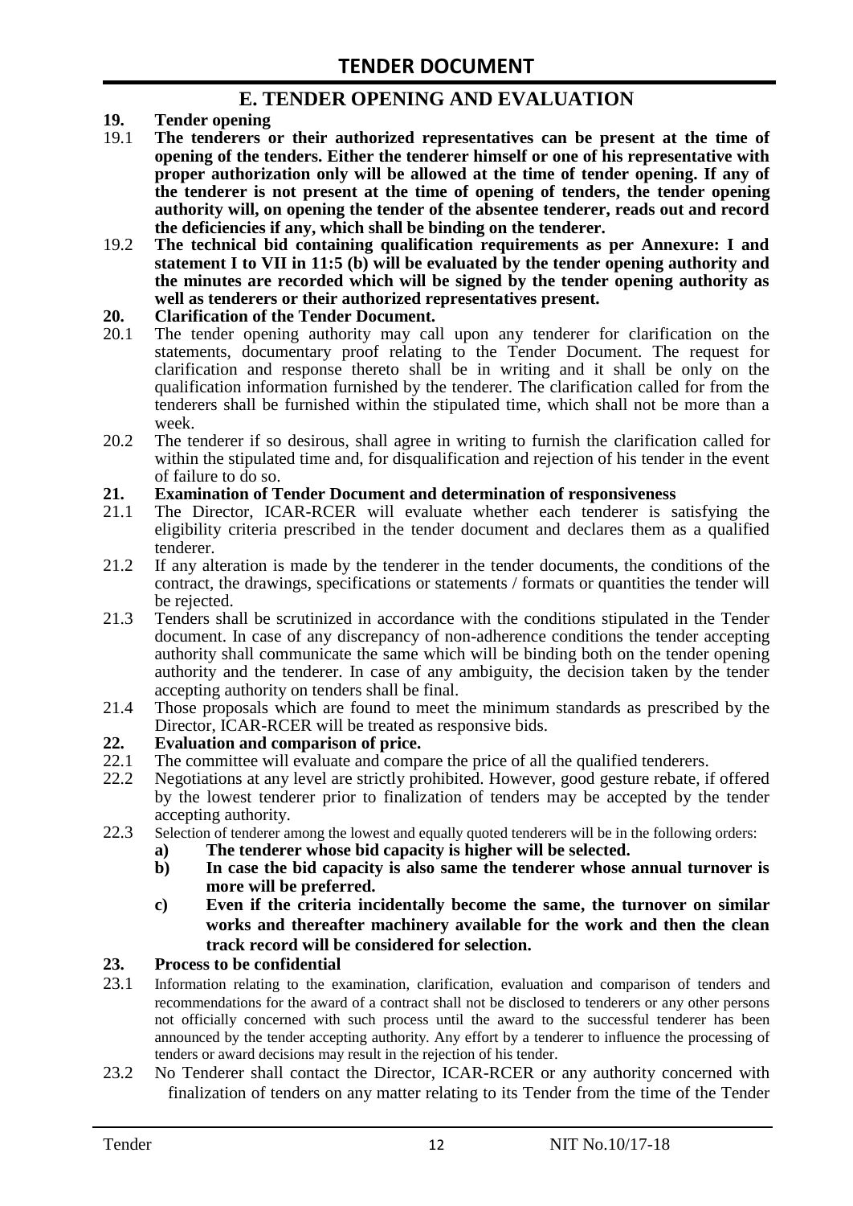## E. TENDER OPENING AND EVALUATION

**19. Tender opening**

19.1 **The tenderers or their authorized representatives can be present at the time of opening of the tenders. Either the tenderer himself or one of his representative with proper authorization only will be allowed at the time of tender opening. If any of the tenderer is not present at the time of opening of tenders, the tender opening authority will, on opening the tender of the absentee tenderer, reads out and record the deficiencies if any, which shall be binding on the tenderer.**

19.2 **The technical bid containing qualification requirements as per Annexure: I and statement I to VII in 11:5 (b) will be evaluated by the tender opening authority and the minutes are recorded which will be signed by the tender opening authority as well as tenderers or their authorized representatives present.**

**20. Clarification of the Tender Document.**

20.1 The tender opening authority may call upon any tenderer for clarification on the statements, documentary proof relating to the Tender Document. The request for clarification and response thereto shall be in writing and it shall be only on the qualification information furnished by the tenderer. The clarification called for from the tenderers shall be furnished within the stipulated time, which shall not be more than a week.

20.2 The tenderer if so desirous, shall agree in writing to furnish the clarification called for within the stipulated time and, for disqualification and rejection of his tender in the event of failure to do so.

**21. Examination of Tender Document and determination of responsiveness**

21.1 The Director, ICAR-RCER will evaluate whether each tenderer is satisfying the eligibility criteria prescribed in the tender document and declares them as a qualified tenderer.

21.2 If any alteration is made by the tenderer in the tender documents, the conditions of the contract, the drawings, specifications or statements / formats or quantities the tender will be rejected.

21.3 Tenders shall be scrutinized in accordance with the conditions stipulated in the Tender document. In case of any discrepancy of non-adherence conditions the tender accepting authority shall communicate the same which will be binding both on the tender opening authority and the tenderer. In case of any ambiguity, the decision taken by the tender accepting authority on tenders shall be final.

21.4 Those proposals which are found to meet the minimum standards as prescribed by the Director, ICAR-RCER will be treated as responsive bids.

**22. Evaluation and comparison of price.**

22.1 The committee will evaluate and compare the price of all the qualified tenderers.

22.2 Negotiations at any level are strictly prohibited. However, good gesture rebate, if offered by the lowest tenderer prior to finalization of tenders may be accepted by the tender accepting authority.

22.3 Selection of tenderer among the lowest and equally quoted tenderers will be in the following orders:

- **a) The tenderer whose bid capacity is higher will be selected.**
- **b) In case the bid capacity is also same the tenderer whose annual turnover is more will be preferred.**
- **c) Even if the criteria incidentally become the same, the turnover on similar works and thereafter machinery available for the work and then the clean track record will be considered for selection.**

**23. Process to be confidential**

23.1 Information relating to the examination, clarification, evaluation and comparison of tenders and recommendations for the award of a contract shall not be disclosed to tenderers or any other persons not officially concerned with such process until the award to the successful tenderer has been announced by the tender accepting authority. Any effort by a tenderer to influence the processing of tenders or award decisions may result in the rejection of his tender.

23.2 No Tenderer shall contact the Director, ICAR-RCER or any authority concerned with finalization of tenders on any matter relating to its Tender from the time of the Tender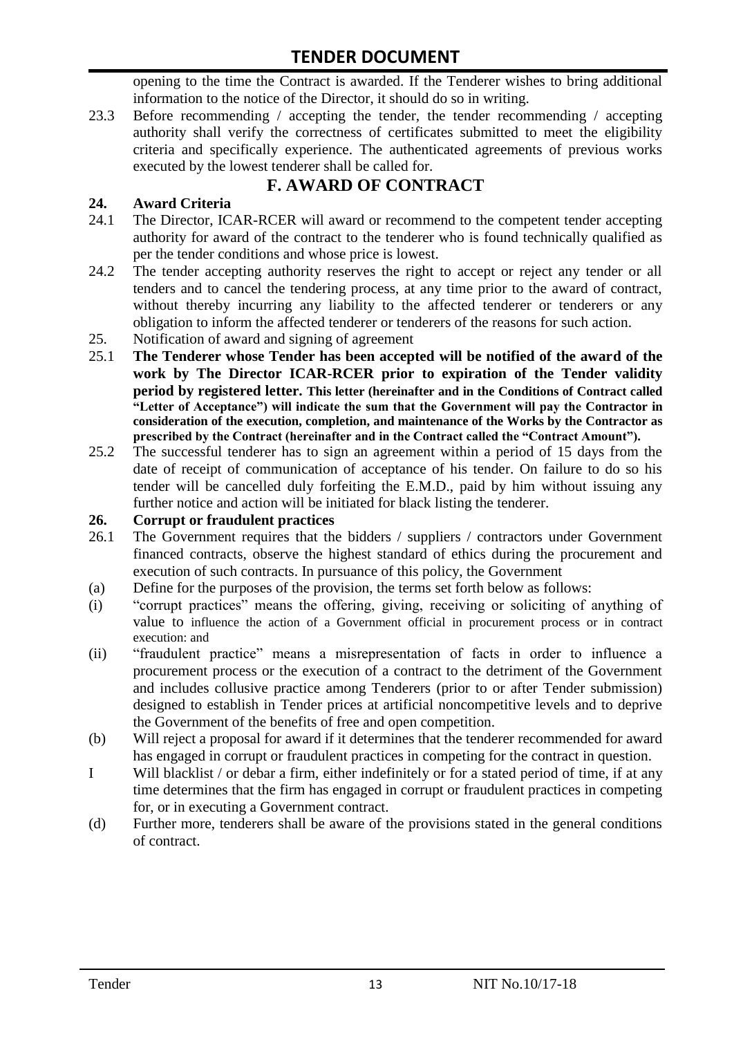opening to the time the Contract is awarded. If the Tenderer wishes to bring additional information to the notice of the Director, it should do so in writing.

23.3 Before recommending / accepting the tender, the tender recommending / accepting authority shall verify the correctness of certificates submitted to meet the eligibility criteria and specifically experience. The authenticated agreements of previous works executed by the lowest tenderer shall be called for.

## F. AWARD OF CONTRACT

### 24. Award Criteria

24.1 The Director, ICAR-RCER will award or recommend to the competent tender accepting authority for award of the contract to the tenderer who is found technically qualified as per the tender conditions and whose price is lowest.

24.2 The tender accepting authority reserves the right to accept or reject any tender or all tenders and to cancel the tendering process, at any time prior to the award of contract, without thereby incurring any liability to the affected tenderer or tenderers or any obligation to inform the affected tenderer or tenderers of the reasons for such action.

25. Notification of award and signing of agreement

25.1 **The Tenderer whose Tender has been accepted will be notified of the award of the work by The Director ICAR-RCER prior to expiration of the Tender validity period by registered letter. This letter (hereinafter and in the Conditions of Contract called "Letter of Acceptance") will indicate the sum that the Government will pay the Contractor in consideration of the execution, completion, and maintenance of the Works by the Contractor as prescribed by the Contract (hereinafter and in the Contract called the "Contract Amount").**

25.2 The successful tenderer has to sign an agreement within a period of 15 days from the date of receipt of communication of acceptance of his tender. On failure to do so his tender will be cancelled duly forfeiting the E.M.D., paid by him without issuing any further notice and action will be initiated for black listing the tenderer.

### 26. Corrupt or fraudulent practices

26.1 The Government requires that the bidders / suppliers / contractors under Government financed contracts, observe the highest standard of ethics during the procurement and execution of such contracts. In pursuance of this policy, the Government

(a) Define for the purposes of the provision, the terms set forth below as follows:

(i) "corrupt practices" means the offering, giving, receiving or soliciting of anything of value to influence the action of a Government official in procurement process or in contract execution: and

(ii) "fraudulent practice" means a misrepresentation of facts in order to influence a procurement process or the execution of a contract to the detriment of the Government and includes collusive practice among Tenderers (prior to or after Tender submission) designed to establish in Tender prices at artificial noncompetitive levels and to deprive the Government of the benefits of free and open competition.

(b) Will reject a proposal for award if it determines that the tenderer recommended for award has engaged in corrupt or fraudulent practices in competing for the contract in question.

I Will blacklist / or debar a firm, either indefinitely or for a stated period of time, if at any time determines that the firm has engaged in corrupt or fraudulent practices in competing for, or in executing a Government contract.

(d) Further more, tenderers shall be aware of the provisions stated in the general conditions of contract.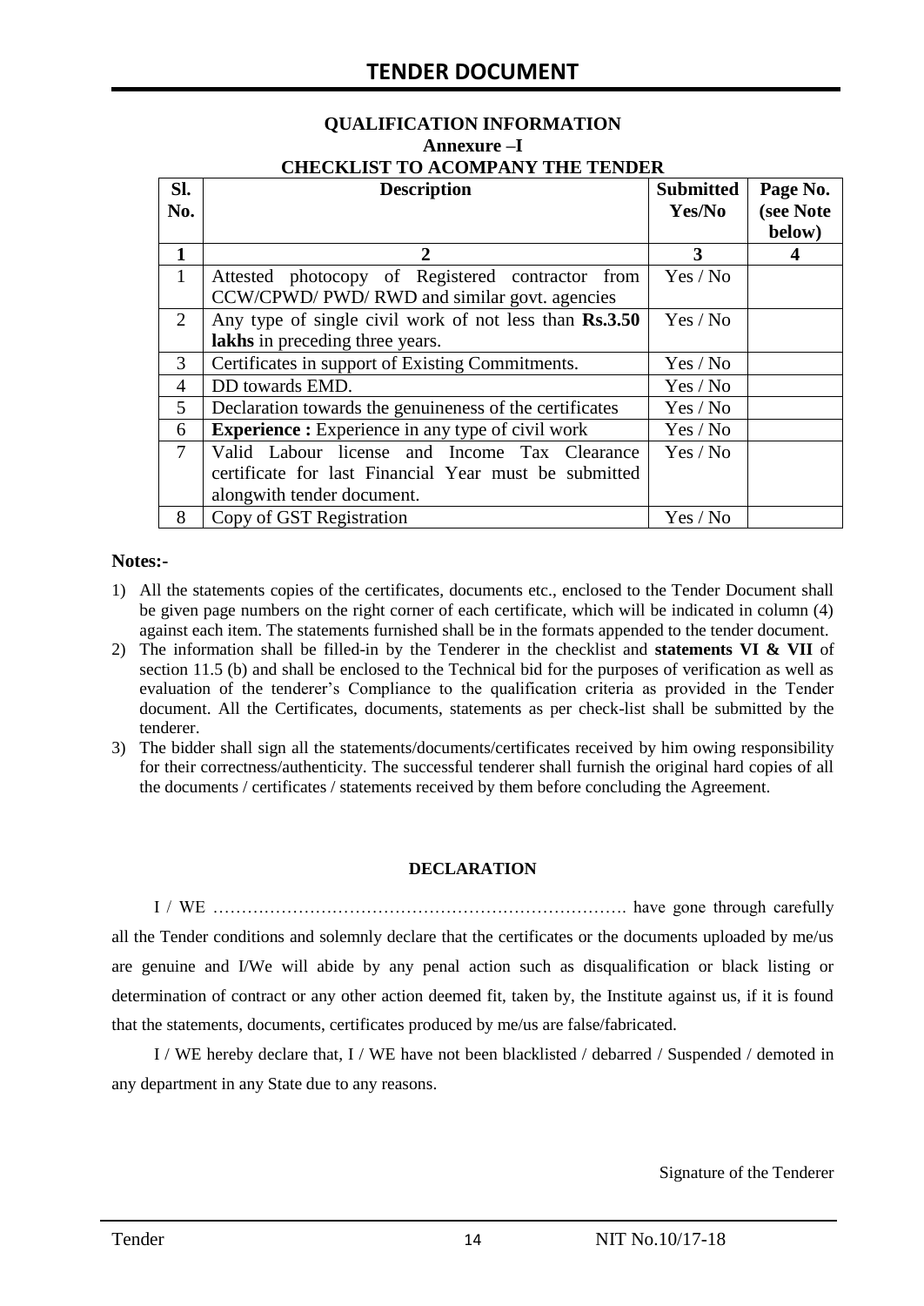## QUALIFICATION INFORMATION

### Annexure –I

### CHECKLIST TO ACOMPANY THE TENDER

| Sl. No. | Description | Submitted Yes/No | Page No. (see Note below) |
|---|---|---|---|
| **1** | **2** | **3** | **4** |
| 1 | Attested photocopy of Registered contractor from CCW/CPWD/ PWD/ RWD and similar govt. agencies | Yes / No | |
| 2 | Any type of single civil work of not less than **Rs.3.50 lakhs** in preceding three years. | Yes / No | |
| 3 | Certificates in support of Existing Commitments. | Yes / No | |
| 4 | DD towards EMD. | Yes / No | |
| 5 | Declaration towards the genuineness of the certificates | Yes / No | |
| 6 | **Experience :** Experience in any type of civil work | Yes / No | |
| 7 | Valid Labour license and Income Tax Clearance certificate for last Financial Year must be submitted alongwith tender document. | Yes / No | |
| 8 | Copy of GST Registration | Yes / No | |

**Notes:-**

1) All the statements copies of the certificates, documents etc., enclosed to the Tender Document shall be given page numbers on the right corner of each certificate, which will be indicated in column (4) against each item. The statements furnished shall be in the formats appended to the tender document.
2) The information shall be filled-in by the Tenderer in the checklist and **statements VI & VII** of section 11.5 (b) and shall be enclosed to the Technical bid for the purposes of verification as well as evaluation of the tenderer's Compliance to the qualification criteria as provided in the Tender document. All the Certificates, documents, statements as per check-list shall be submitted by the tenderer.
3) The bidder shall sign all the statements/documents/certificates received by him owing responsibility for their correctness/authenticity. The successful tenderer shall furnish the original hard copies of all the documents / certificates / statements received by them before concluding the Agreement.

**DECLARATION**

I / WE ………………………………………………………………. have gone through carefully all the Tender conditions and solemnly declare that the certificates or the documents uploaded by me/us are genuine and I/We will abide by any penal action such as disqualification or black listing or determination of contract or any other action deemed fit, taken by, the Institute against us, if it is found that the statements, documents, certificates produced by me/us are false/fabricated.

I / WE hereby declare that, I / WE have not been blacklisted / debarred / Suspended / demoted in any department in any State due to any reasons.

Signature of the Tenderer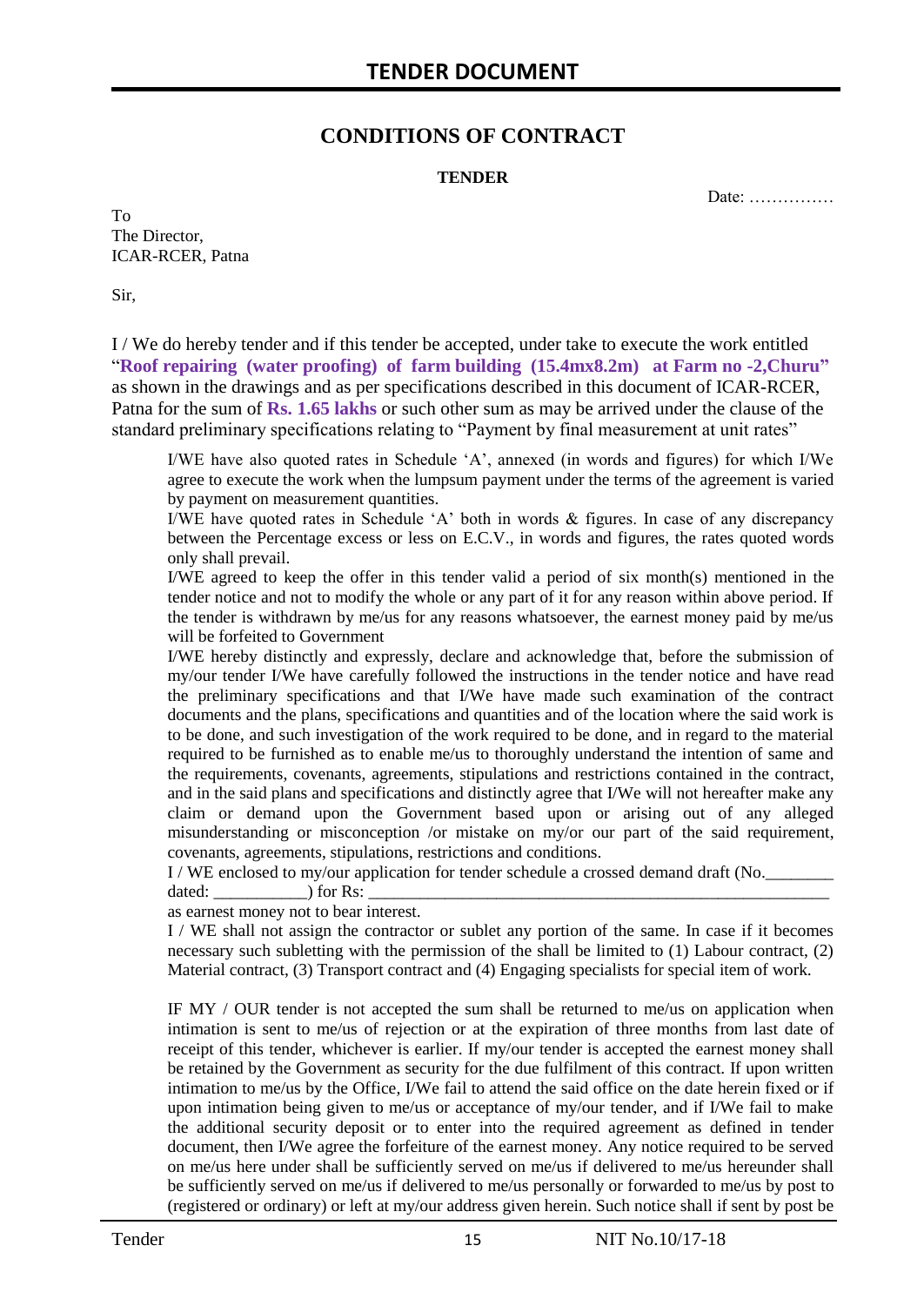# CONDITIONS OF CONTRACT

**TENDER**

Date: ……………

To
The Director,
ICAR-RCER, Patna

Sir,

I / We do hereby tender and if this tender be accepted, under take to execute the work entitled "**Roof repairing (water proofing) of farm building (15.4mx8.2m) at Farm no -2,Churu"** as shown in the drawings and as per specifications described in this document of ICAR-RCER, Patna for the sum of **Rs. 1.65 lakhs** or such other sum as may be arrived under the clause of the standard preliminary specifications relating to "Payment by final measurement at unit rates"

I/WE have also quoted rates in Schedule 'A', annexed (in words and figures) for which I/We agree to execute the work when the lumpsum payment under the terms of the agreement is varied by payment on measurement quantities.

I/WE have quoted rates in Schedule 'A' both in words & figures. In case of any discrepancy between the Percentage excess or less on E.C.V., in words and figures, the rates quoted words only shall prevail.

I/WE agreed to keep the offer in this tender valid a period of six month(s) mentioned in the tender notice and not to modify the whole or any part of it for any reason within above period. If the tender is withdrawn by me/us for any reasons whatsoever, the earnest money paid by me/us will be forfeited to Government

I/WE hereby distinctly and expressly, declare and acknowledge that, before the submission of my/our tender I/We have carefully followed the instructions in the tender notice and have read the preliminary specifications and that I/We have made such examination of the contract documents and the plans, specifications and quantities and of the location where the said work is to be done, and such investigation of the work required to be done, and in regard to the material required to be furnished as to enable me/us to thoroughly understand the intention of same and the requirements, covenants, agreements, stipulations and restrictions contained in the contract, and in the said plans and specifications and distinctly agree that I/We will not hereafter make any claim or demand upon the Government based upon or arising out of any alleged misunderstanding or misconception /or mistake on my/or our part of the said requirement, covenants, agreements, stipulations, restrictions and conditions.

I / WE enclosed to my/our application for tender schedule a crossed demand draft (No.________ dated: ___________) for Rs: ___________________________________________________________ as earnest money not to bear interest.

I / WE shall not assign the contractor or sublet any portion of the same. In case if it becomes necessary such subletting with the permission of the shall be limited to (1) Labour contract, (2) Material contract, (3) Transport contract and (4) Engaging specialists for special item of work.

IF MY / OUR tender is not accepted the sum shall be returned to me/us on application when intimation is sent to me/us of rejection or at the expiration of three months from last date of receipt of this tender, whichever is earlier. If my/our tender is accepted the earnest money shall be retained by the Government as security for the due fulfilment of this contract. If upon written intimation to me/us by the Office, I/We fail to attend the said office on the date herein fixed or if upon intimation being given to me/us or acceptance of my/our tender, and if I/We fail to make the additional security deposit or to enter into the required agreement as defined in tender document, then I/We agree the forfeiture of the earnest money. Any notice required to be served on me/us here under shall be sufficiently served on me/us if delivered to me/us hereunder shall be sufficiently served on me/us if delivered to me/us personally or forwarded to me/us by post to (registered or ordinary) or left at my/our address given herein. Such notice shall if sent by post be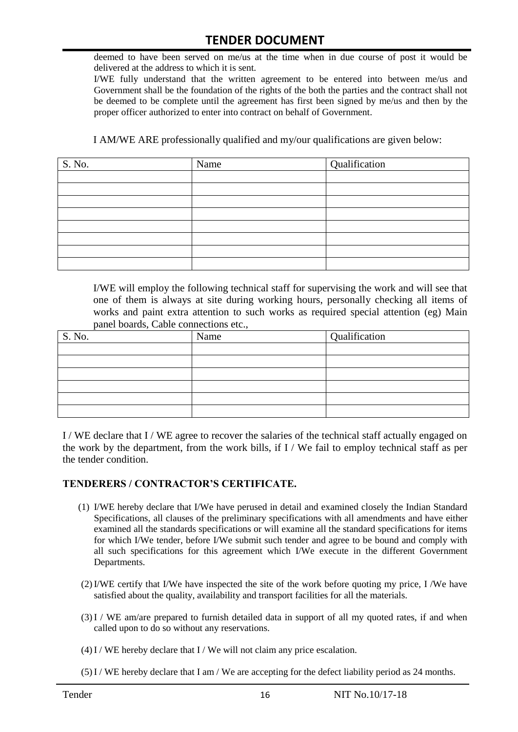deemed to have been served on me/us at the time when in due course of post it would be delivered at the address to which it is sent.

I/WE fully understand that the written agreement to be entered into between me/us and Government shall be the foundation of the rights of the both the parties and the contract shall not be deemed to be complete until the agreement has first been signed by me/us and then by the proper officer authorized to enter into contract on behalf of Government.

I AM/WE ARE professionally qualified and my/our qualifications are given below:

| S. No. | Name | Qualification |
|---|---|---|
| | | |
| | | |
| | | |
| | | |
| | | |
| | | |
| | | |
| | | |

I/WE will employ the following technical staff for supervising the work and will see that one of them is always at site during working hours, personally checking all items of works and paint extra attention to such works as required special attention (eg) Main panel boards, Cable connections etc.,

| S. No. | Name | Qualification |
|---|---|---|
| | | |
| | | |
| | | |
| | | |
| | | |
| | | |

I / WE declare that I / WE agree to recover the salaries of the technical staff actually engaged on the work by the department, from the work bills, if I / We fail to employ technical staff as per the tender condition.

**TENDERERS / CONTRACTOR'S CERTIFICATE.**

(1) I/WE hereby declare that I/We have perused in detail and examined closely the Indian Standard Specifications, all clauses of the preliminary specifications with all amendments and have either examined all the standards specifications or will examine all the standard specifications for items for which I/We tender, before I/We submit such tender and agree to be bound and comply with all such specifications for this agreement which I/We execute in the different Government Departments.

(2) I/WE certify that I/We have inspected the site of the work before quoting my price, I /We have satisfied about the quality, availability and transport facilities for all the materials.

(3) I / WE am/are prepared to furnish detailed data in support of all my quoted rates, if and when called upon to do so without any reservations.

(4) I / WE hereby declare that I / We will not claim any price escalation.

(5) I / WE hereby declare that I am / We are accepting for the defect liability period as 24 months.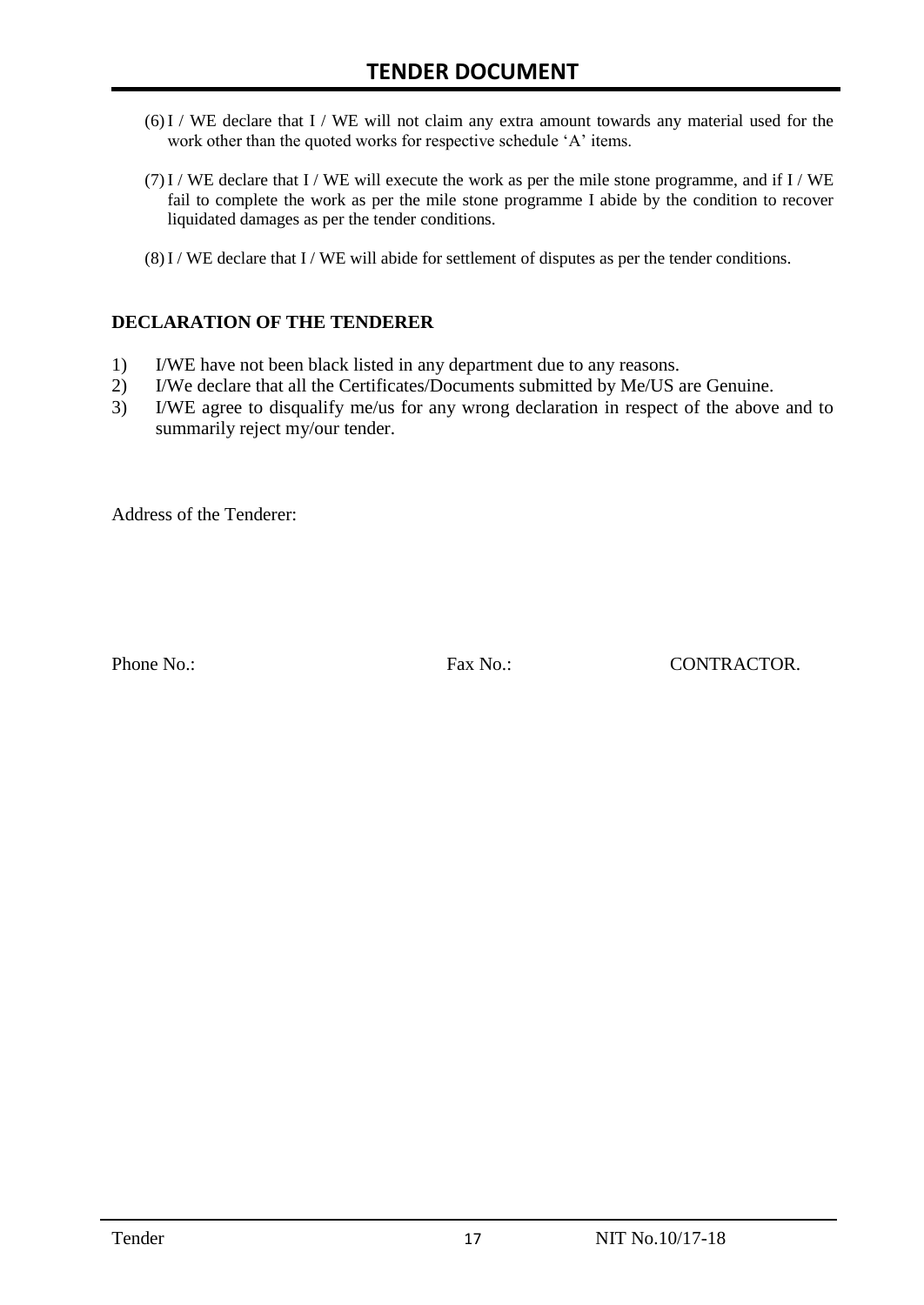(6) I / WE declare that I / WE will not claim any extra amount towards any material used for the work other than the quoted works for respective schedule 'A' items.

(7) I / WE declare that I / WE will execute the work as per the mile stone programme, and if I / WE fail to complete the work as per the mile stone programme I abide by the condition to recover liquidated damages as per the tender conditions.

(8) I / WE declare that I / WE will abide for settlement of disputes as per the tender conditions.

**DECLARATION OF THE TENDERER**

1) I/WE have not been black listed in any department due to any reasons.
2) I/We declare that all the Certificates/Documents submitted by Me/US are Genuine.
3) I/WE agree to disqualify me/us for any wrong declaration in respect of the above and to summarily reject my/our tender.

Address of the Tenderer:

Phone No.: Fax No.: CONTRACTOR.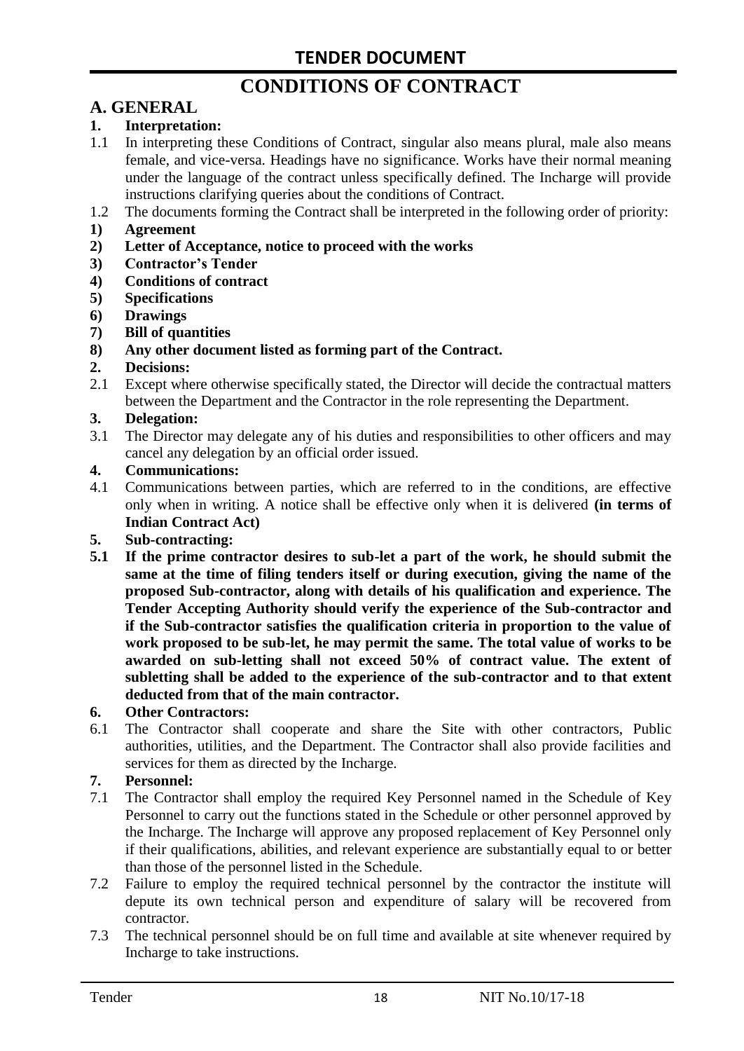# CONDITIONS OF CONTRACT

## A. GENERAL

**1. Interpretation:**

1.1 In interpreting these Conditions of Contract, singular also means plural, male also means female, and vice-versa. Headings have no significance. Works have their normal meaning under the language of the contract unless specifically defined. The Incharge will provide instructions clarifying queries about the conditions of Contract.

1.2 The documents forming the Contract shall be interpreted in the following order of priority:

**1) Agreement**

**2) Letter of Acceptance, notice to proceed with the works**

**3) Contractor's Tender**

**4) Conditions of contract**

**5) Specifications**

**6) Drawings**

**7) Bill of quantities**

**8) Any other document listed as forming part of the Contract.**

**2. Decisions:**

2.1 Except where otherwise specifically stated, the Director will decide the contractual matters between the Department and the Contractor in the role representing the Department.

**3. Delegation:**

3.1 The Director may delegate any of his duties and responsibilities to other officers and may cancel any delegation by an official order issued.

**4. Communications:**

4.1 Communications between parties, which are referred to in the conditions, are effective only when in writing. A notice shall be effective only when it is delivered **(in terms of Indian Contract Act)**

**5. Sub-contracting:**

**5.1 If the prime contractor desires to sub-let a part of the work, he should submit the same at the time of filing tenders itself or during execution, giving the name of the proposed Sub-contractor, along with details of his qualification and experience. The Tender Accepting Authority should verify the experience of the Sub-contractor and if the Sub-contractor satisfies the qualification criteria in proportion to the value of work proposed to be sub-let, he may permit the same. The total value of works to be awarded on sub-letting shall not exceed 50% of contract value. The extent of subletting shall be added to the experience of the sub-contractor and to that extent deducted from that of the main contractor.**

**6. Other Contractors:**

6.1 The Contractor shall cooperate and share the Site with other contractors, Public authorities, utilities, and the Department. The Contractor shall also provide facilities and services for them as directed by the Incharge.

**7. Personnel:**

7.1 The Contractor shall employ the required Key Personnel named in the Schedule of Key Personnel to carry out the functions stated in the Schedule or other personnel approved by the Incharge. The Incharge will approve any proposed replacement of Key Personnel only if their qualifications, abilities, and relevant experience are substantially equal to or better than those of the personnel listed in the Schedule.

7.2 Failure to employ the required technical personnel by the contractor the institute will depute its own technical person and expenditure of salary will be recovered from contractor.

7.3 The technical personnel should be on full time and available at site whenever required by Incharge to take instructions.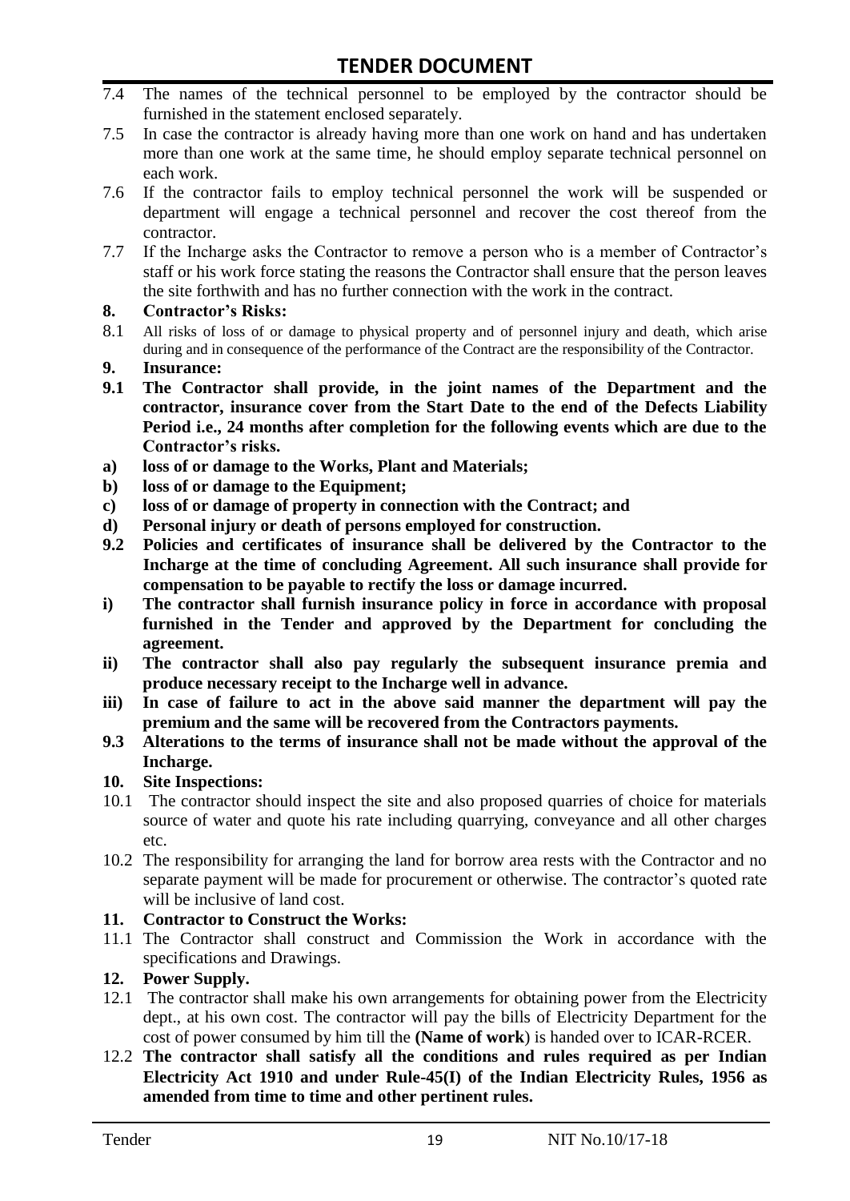7.4 The names of the technical personnel to be employed by the contractor should be furnished in the statement enclosed separately.

7.5 In case the contractor is already having more than one work on hand and has undertaken more than one work at the same time, he should employ separate technical personnel on each work.

7.6 If the contractor fails to employ technical personnel the work will be suspended or department will engage a technical personnel and recover the cost thereof from the contractor.

7.7 If the Incharge asks the Contractor to remove a person who is a member of Contractor's staff or his work force stating the reasons the Contractor shall ensure that the person leaves the site forthwith and has no further connection with the work in the contract.

**8. Contractor's Risks:**

8.1 All risks of loss of or damage to physical property and of personnel injury and death, which arise during and in consequence of the performance of the Contract are the responsibility of the Contractor.

**9. Insurance:**

**9.1 The Contractor shall provide, in the joint names of the Department and the contractor, insurance cover from the Start Date to the end of the Defects Liability Period i.e., 24 months after completion for the following events which are due to the Contractor's risks.**

**a) loss of or damage to the Works, Plant and Materials;**

**b) loss of or damage to the Equipment;**

**c) loss of or damage of property in connection with the Contract; and**

**d) Personal injury or death of persons employed for construction.**

**9.2 Policies and certificates of insurance shall be delivered by the Contractor to the Incharge at the time of concluding Agreement. All such insurance shall provide for compensation to be payable to rectify the loss or damage incurred.**

**i) The contractor shall furnish insurance policy in force in accordance with proposal furnished in the Tender and approved by the Department for concluding the agreement.**

**ii) The contractor shall also pay regularly the subsequent insurance premia and produce necessary receipt to the Incharge well in advance.**

**iii) In case of failure to act in the above said manner the department will pay the premium and the same will be recovered from the Contractors payments.**

**9.3 Alterations to the terms of insurance shall not be made without the approval of the Incharge.**

**10. Site Inspections:**

10.1 The contractor should inspect the site and also proposed quarries of choice for materials source of water and quote his rate including quarrying, conveyance and all other charges etc.

10.2 The responsibility for arranging the land for borrow area rests with the Contractor and no separate payment will be made for procurement or otherwise. The contractor's quoted rate will be inclusive of land cost.

**11. Contractor to Construct the Works:**

11.1 The Contractor shall construct and Commission the Work in accordance with the specifications and Drawings.

**12. Power Supply.**

12.1 The contractor shall make his own arrangements for obtaining power from the Electricity dept., at his own cost. The contractor will pay the bills of Electricity Department for the cost of power consumed by him till the **(Name of work**) is handed over to ICAR-RCER.

12.2 **The contractor shall satisfy all the conditions and rules required as per Indian Electricity Act 1910 and under Rule-45(I) of the Indian Electricity Rules, 1956 as amended from time to time and other pertinent rules.**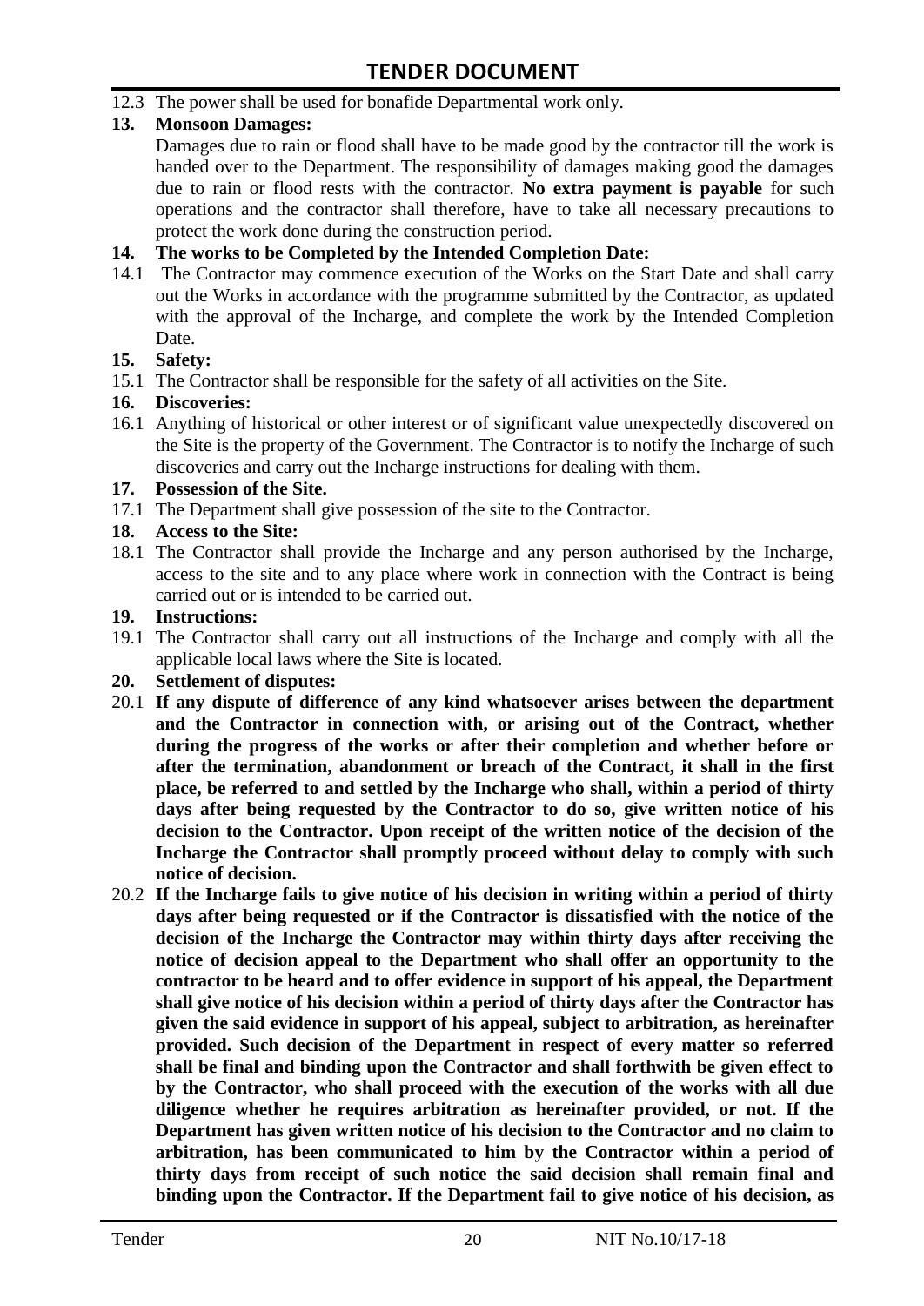12.3 The power shall be used for bonafide Departmental work only.

**13. Monsoon Damages:**

Damages due to rain or flood shall have to be made good by the contractor till the work is handed over to the Department. The responsibility of damages making good the damages due to rain or flood rests with the contractor. **No extra payment is payable** for such operations and the contractor shall therefore, have to take all necessary precautions to protect the work done during the construction period.

**14. The works to be Completed by the Intended Completion Date:**

14.1 The Contractor may commence execution of the Works on the Start Date and shall carry out the Works in accordance with the programme submitted by the Contractor, as updated with the approval of the Incharge, and complete the work by the Intended Completion Date.

**15. Safety:**

15.1 The Contractor shall be responsible for the safety of all activities on the Site.

**16. Discoveries:**

16.1 Anything of historical or other interest or of significant value unexpectedly discovered on the Site is the property of the Government. The Contractor is to notify the Incharge of such discoveries and carry out the Incharge instructions for dealing with them.

**17. Possession of the Site.**

17.1 The Department shall give possession of the site to the Contractor.

**18. Access to the Site:**

18.1 The Contractor shall provide the Incharge and any person authorised by the Incharge, access to the site and to any place where work in connection with the Contract is being carried out or is intended to be carried out.

**19. Instructions:**

19.1 The Contractor shall carry out all instructions of the Incharge and comply with all the applicable local laws where the Site is located.

**20. Settlement of disputes:**

20.1 **If any dispute of difference of any kind whatsoever arises between the department and the Contractor in connection with, or arising out of the Contract, whether during the progress of the works or after their completion and whether before or after the termination, abandonment or breach of the Contract, it shall in the first place, be referred to and settled by the Incharge who shall, within a period of thirty days after being requested by the Contractor to do so, give written notice of his decision to the Contractor. Upon receipt of the written notice of the decision of the Incharge the Contractor shall promptly proceed without delay to comply with such notice of decision.**

20.2 **If the Incharge fails to give notice of his decision in writing within a period of thirty days after being requested or if the Contractor is dissatisfied with the notice of the decision of the Incharge the Contractor may within thirty days after receiving the notice of decision appeal to the Department who shall offer an opportunity to the contractor to be heard and to offer evidence in support of his appeal, the Department shall give notice of his decision within a period of thirty days after the Contractor has given the said evidence in support of his appeal, subject to arbitration, as hereinafter provided. Such decision of the Department in respect of every matter so referred shall be final and binding upon the Contractor and shall forthwith be given effect to by the Contractor, who shall proceed with the execution of the works with all due diligence whether he requires arbitration as hereinafter provided, or not. If the Department has given written notice of his decision to the Contractor and no claim to arbitration, has been communicated to him by the Contractor within a period of thirty days from receipt of such notice the said decision shall remain final and binding upon the Contractor. If the Department fail to give notice of his decision, as**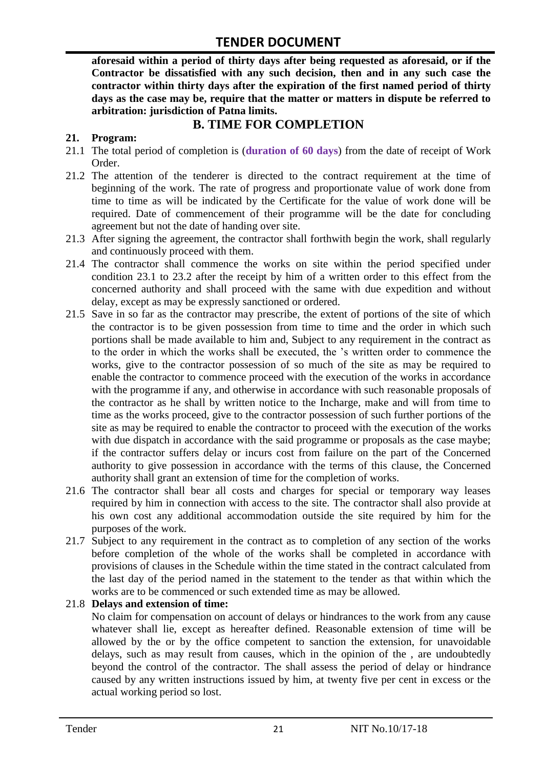**aforesaid within a period of thirty days after being requested as aforesaid, or if the Contractor be dissatisfied with any such decision, then and in any such case the contractor within thirty days after the expiration of the first named period of thirty days as the case may be, require that the matter or matters in dispute be referred to arbitration: jurisdiction of Patna limits.**

## B. TIME FOR COMPLETION

**21. Program:**

21.1 The total period of completion is (**duration of 60 days**) from the date of receipt of Work Order.

21.2 The attention of the tenderer is directed to the contract requirement at the time of beginning of the work. The rate of progress and proportionate value of work done from time to time as will be indicated by the Certificate for the value of work done will be required. Date of commencement of their programme will be the date for concluding agreement but not the date of handing over site.

21.3 After signing the agreement, the contractor shall forthwith begin the work, shall regularly and continuously proceed with them.

21.4 The contractor shall commence the works on site within the period specified under condition 23.1 to 23.2 after the receipt by him of a written order to this effect from the concerned authority and shall proceed with the same with due expedition and without delay, except as may be expressly sanctioned or ordered.

21.5 Save in so far as the contractor may prescribe, the extent of portions of the site of which the contractor is to be given possession from time to time and the order in which such portions shall be made available to him and, Subject to any requirement in the contract as to the order in which the works shall be executed, the 's written order to commence the works, give to the contractor possession of so much of the site as may be required to enable the contractor to commence proceed with the execution of the works in accordance with the programme if any, and otherwise in accordance with such reasonable proposals of the contractor as he shall by written notice to the Incharge, make and will from time to time as the works proceed, give to the contractor possession of such further portions of the site as may be required to enable the contractor to proceed with the execution of the works with due dispatch in accordance with the said programme or proposals as the case maybe; if the contractor suffers delay or incurs cost from failure on the part of the Concerned authority to give possession in accordance with the terms of this clause, the Concerned authority shall grant an extension of time for the completion of works.

21.6 The contractor shall bear all costs and charges for special or temporary way leases required by him in connection with access to the site. The contractor shall also provide at his own cost any additional accommodation outside the site required by him for the purposes of the work.

21.7 Subject to any requirement in the contract as to completion of any section of the works before completion of the whole of the works shall be completed in accordance with provisions of clauses in the Schedule within the time stated in the contract calculated from the last day of the period named in the statement to the tender as that within which the works are to be commenced or such extended time as may be allowed.

21.8 **Delays and extension of time:**

No claim for compensation on account of delays or hindrances to the work from any cause whatever shall lie, except as hereafter defined. Reasonable extension of time will be allowed by the or by the office competent to sanction the extension, for unavoidable delays, such as may result from causes, which in the opinion of the , are undoubtedly beyond the control of the contractor. The shall assess the period of delay or hindrance caused by any written instructions issued by him, at twenty five per cent in excess or the actual working period so lost.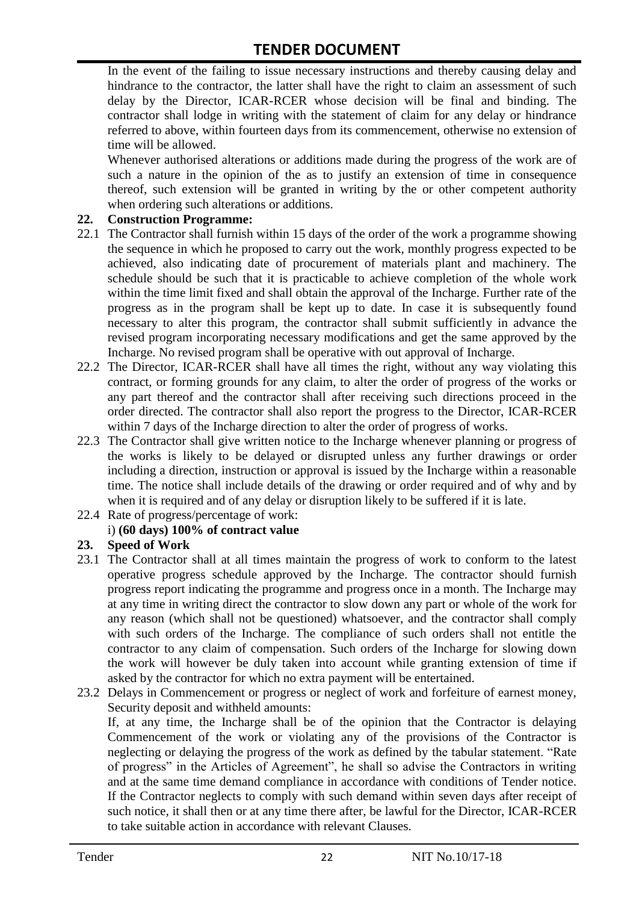In the event of the failing to issue necessary instructions and thereby causing delay and hindrance to the contractor, the latter shall have the right to claim an assessment of such delay by the Director, ICAR-RCER whose decision will be final and binding. The contractor shall lodge in writing with the statement of claim for any delay or hindrance referred to above, within fourteen days from its commencement, otherwise no extension of time will be allowed.

Whenever authorised alterations or additions made during the progress of the work are of such a nature in the opinion of the as to justify an extension of time in consequence thereof, such extension will be granted in writing by the or other competent authority when ordering such alterations or additions.

## 22. Construction Programme:

22.1 The Contractor shall furnish within 15 days of the order of the work a programme showing the sequence in which he proposed to carry out the work, monthly progress expected to be achieved, also indicating date of procurement of materials plant and machinery. The schedule should be such that it is practicable to achieve completion of the whole work within the time limit fixed and shall obtain the approval of the Incharge. Further rate of the progress as in the program shall be kept up to date. In case it is subsequently found necessary to alter this program, the contractor shall submit sufficiently in advance the revised program incorporating necessary modifications and get the same approved by the Incharge. No revised program shall be operative with out approval of Incharge.

22.2 The Director, ICAR-RCER shall have all times the right, without any way violating this contract, or forming grounds for any claim, to alter the order of progress of the works or any part thereof and the contractor shall after receiving such directions proceed in the order directed. The contractor shall also report the progress to the Director, ICAR-RCER within 7 days of the Incharge direction to alter the order of progress of works.

22.3 The Contractor shall give written notice to the Incharge whenever planning or progress of the works is likely to be delayed or disrupted unless any further drawings or order including a direction, instruction or approval is issued by the Incharge within a reasonable time. The notice shall include details of the drawing or order required and of why and by when it is required and of any delay or disruption likely to be suffered if it is late.

22.4 Rate of progress/percentage of work:

i) **(60 days) 100% of contract value**

## 23. Speed of Work

23.1 The Contractor shall at all times maintain the progress of work to conform to the latest operative progress schedule approved by the Incharge. The contractor should furnish progress report indicating the programme and progress once in a month. The Incharge may at any time in writing direct the contractor to slow down any part or whole of the work for any reason (which shall not be questioned) whatsoever, and the contractor shall comply with such orders of the Incharge. The compliance of such orders shall not entitle the contractor to any claim of compensation. Such orders of the Incharge for slowing down the work will however be duly taken into account while granting extension of time if asked by the contractor for which no extra payment will be entertained.

23.2 Delays in Commencement or progress or neglect of work and forfeiture of earnest money, Security deposit and withheld amounts:

If, at any time, the Incharge shall be of the opinion that the Contractor is delaying Commencement of the work or violating any of the provisions of the Contractor is neglecting or delaying the progress of the work as defined by the tabular statement. "Rate of progress" in the Articles of Agreement", he shall so advise the Contractors in writing and at the same time demand compliance in accordance with conditions of Tender notice. If the Contractor neglects to comply with such demand within seven days after receipt of such notice, it shall then or at any time there after, be lawful for the Director, ICAR-RCER to take suitable action in accordance with relevant Clauses.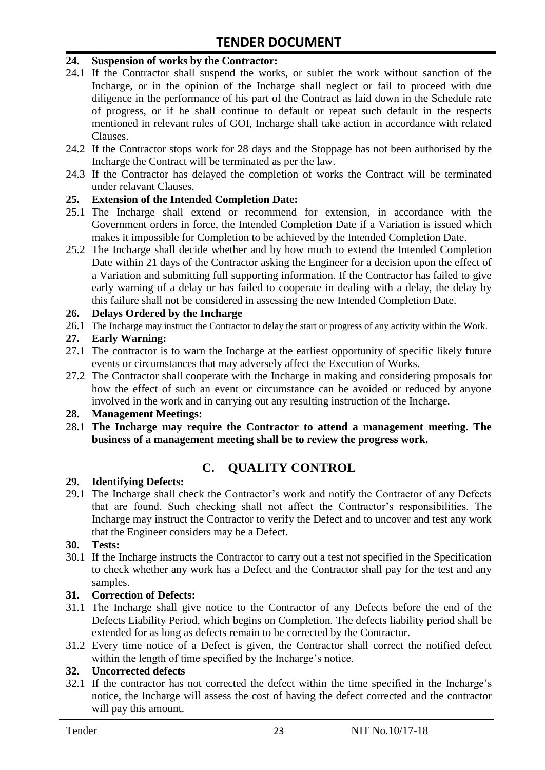**24. Suspension of works by the Contractor:**

24.1 If the Contractor shall suspend the works, or sublet the work without sanction of the Incharge, or in the opinion of the Incharge shall neglect or fail to proceed with due diligence in the performance of his part of the Contract as laid down in the Schedule rate of progress, or if he shall continue to default or repeat such default in the respects mentioned in relevant rules of GOI, Incharge shall take action in accordance with related Clauses.

24.2 If the Contractor stops work for 28 days and the Stoppage has not been authorised by the Incharge the Contract will be terminated as per the law.

24.3 If the Contractor has delayed the completion of works the Contract will be terminated under relavant Clauses.

**25. Extension of the Intended Completion Date:**

25.1 The Incharge shall extend or recommend for extension, in accordance with the Government orders in force, the Intended Completion Date if a Variation is issued which makes it impossible for Completion to be achieved by the Intended Completion Date.

25.2 The Incharge shall decide whether and by how much to extend the Intended Completion Date within 21 days of the Contractor asking the Engineer for a decision upon the effect of a Variation and submitting full supporting information. If the Contractor has failed to give early warning of a delay or has failed to cooperate in dealing with a delay, the delay by this failure shall not be considered in assessing the new Intended Completion Date.

**26. Delays Ordered by the Incharge**

26.1 The Incharge may instruct the Contractor to delay the start or progress of any activity within the Work.

**27. Early Warning:**

27.1 The contractor is to warn the Incharge at the earliest opportunity of specific likely future events or circumstances that may adversely affect the Execution of Works.

27.2 The Contractor shall cooperate with the Incharge in making and considering proposals for how the effect of such an event or circumstance can be avoided or reduced by anyone involved in the work and in carrying out any resulting instruction of the Incharge.

**28. Management Meetings:**

28.1 **The Incharge may require the Contractor to attend a management meeting. The business of a management meeting shall be to review the progress work.**

## C. QUALITY CONTROL

**29. Identifying Defects:**

29.1 The Incharge shall check the Contractor's work and notify the Contractor of any Defects that are found. Such checking shall not affect the Contractor's responsibilities. The Incharge may instruct the Contractor to verify the Defect and to uncover and test any work that the Engineer considers may be a Defect.

**30. Tests:**

30.1 If the Incharge instructs the Contractor to carry out a test not specified in the Specification to check whether any work has a Defect and the Contractor shall pay for the test and any samples.

**31. Correction of Defects:**

31.1 The Incharge shall give notice to the Contractor of any Defects before the end of the Defects Liability Period, which begins on Completion. The defects liability period shall be extended for as long as defects remain to be corrected by the Contractor.

31.2 Every time notice of a Defect is given, the Contractor shall correct the notified defect within the length of time specified by the Incharge's notice.

**32. Uncorrected defects**

32.1 If the contractor has not corrected the defect within the time specified in the Incharge's notice, the Incharge will assess the cost of having the defect corrected and the contractor will pay this amount.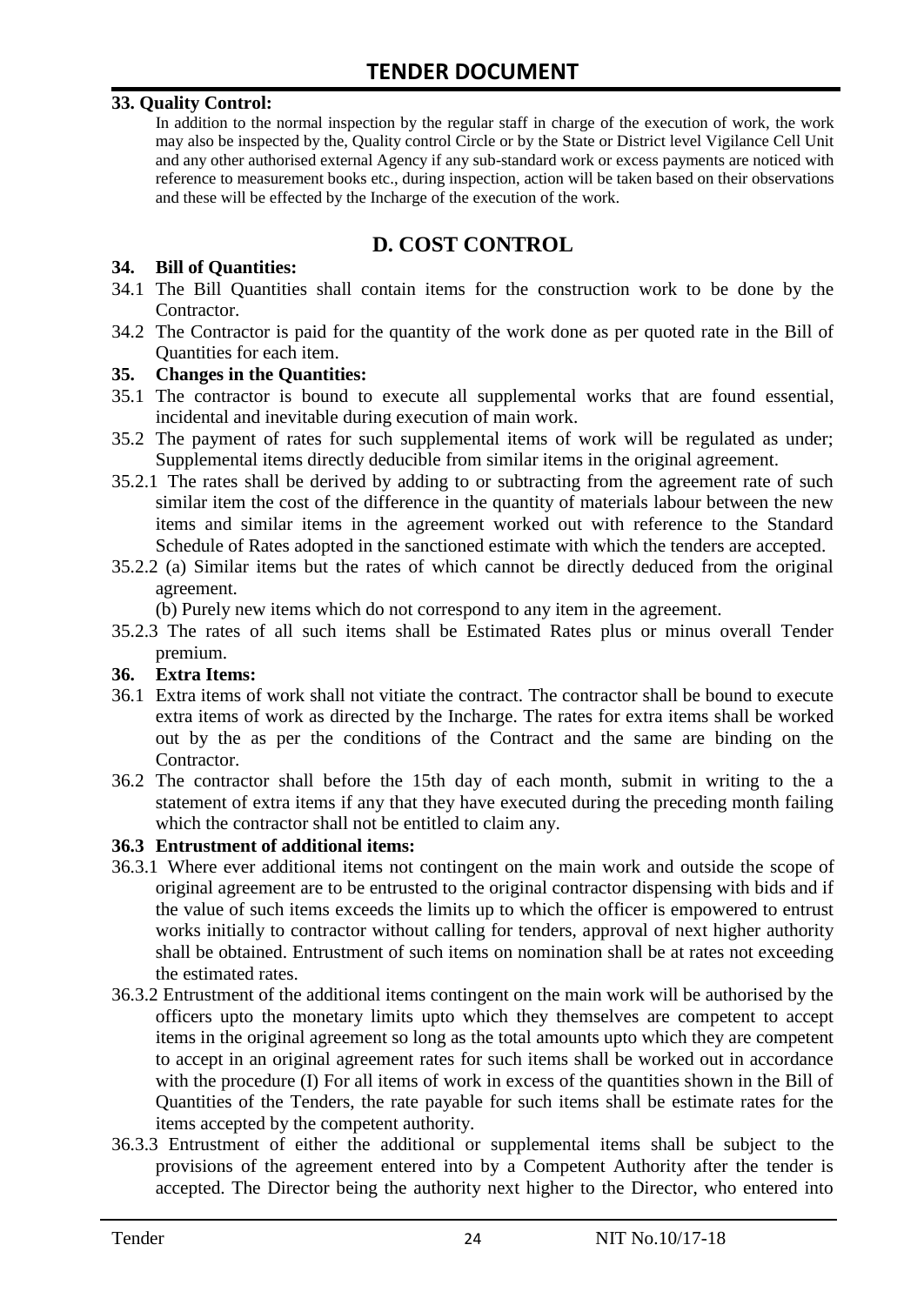### 33. Quality Control:

In addition to the normal inspection by the regular staff in charge of the execution of work, the work may also be inspected by the, Quality control Circle or by the State or District level Vigilance Cell Unit and any other authorised external Agency if any sub-standard work or excess payments are noticed with reference to measurement books etc., during inspection, action will be taken based on their observations and these will be effected by the Incharge of the execution of the work.

## D. COST CONTROL

### 34. Bill of Quantities:

34.1 The Bill Quantities shall contain items for the construction work to be done by the Contractor.

34.2 The Contractor is paid for the quantity of the work done as per quoted rate in the Bill of Quantities for each item.

### 35. Changes in the Quantities:

35.1 The contractor is bound to execute all supplemental works that are found essential, incidental and inevitable during execution of main work.

35.2 The payment of rates for such supplemental items of work will be regulated as under; Supplemental items directly deducible from similar items in the original agreement.

35.2.1 The rates shall be derived by adding to or subtracting from the agreement rate of such similar item the cost of the difference in the quantity of materials labour between the new items and similar items in the agreement worked out with reference to the Standard Schedule of Rates adopted in the sanctioned estimate with which the tenders are accepted.

35.2.2 (a) Similar items but the rates of which cannot be directly deduced from the original agreement.

(b) Purely new items which do not correspond to any item in the agreement.

35.2.3 The rates of all such items shall be Estimated Rates plus or minus overall Tender premium.

### 36. Extra Items:

36.1 Extra items of work shall not vitiate the contract. The contractor shall be bound to execute extra items of work as directed by the Incharge. The rates for extra items shall be worked out by the as per the conditions of the Contract and the same are binding on the Contractor.

36.2 The contractor shall before the 15th day of each month, submit in writing to the a statement of extra items if any that they have executed during the preceding month failing which the contractor shall not be entitled to claim any.

### 36.3 Entrustment of additional items:

36.3.1 Where ever additional items not contingent on the main work and outside the scope of original agreement are to be entrusted to the original contractor dispensing with bids and if the value of such items exceeds the limits up to which the officer is empowered to entrust works initially to contractor without calling for tenders, approval of next higher authority shall be obtained. Entrustment of such items on nomination shall be at rates not exceeding the estimated rates.

36.3.2 Entrustment of the additional items contingent on the main work will be authorised by the officers upto the monetary limits upto which they themselves are competent to accept items in the original agreement so long as the total amounts upto which they are competent to accept in an original agreement rates for such items shall be worked out in accordance with the procedure (I) For all items of work in excess of the quantities shown in the Bill of Quantities of the Tenders, the rate payable for such items shall be estimate rates for the items accepted by the competent authority.

36.3.3 Entrustment of either the additional or supplemental items shall be subject to the provisions of the agreement entered into by a Competent Authority after the tender is accepted. The Director being the authority next higher to the Director, who entered into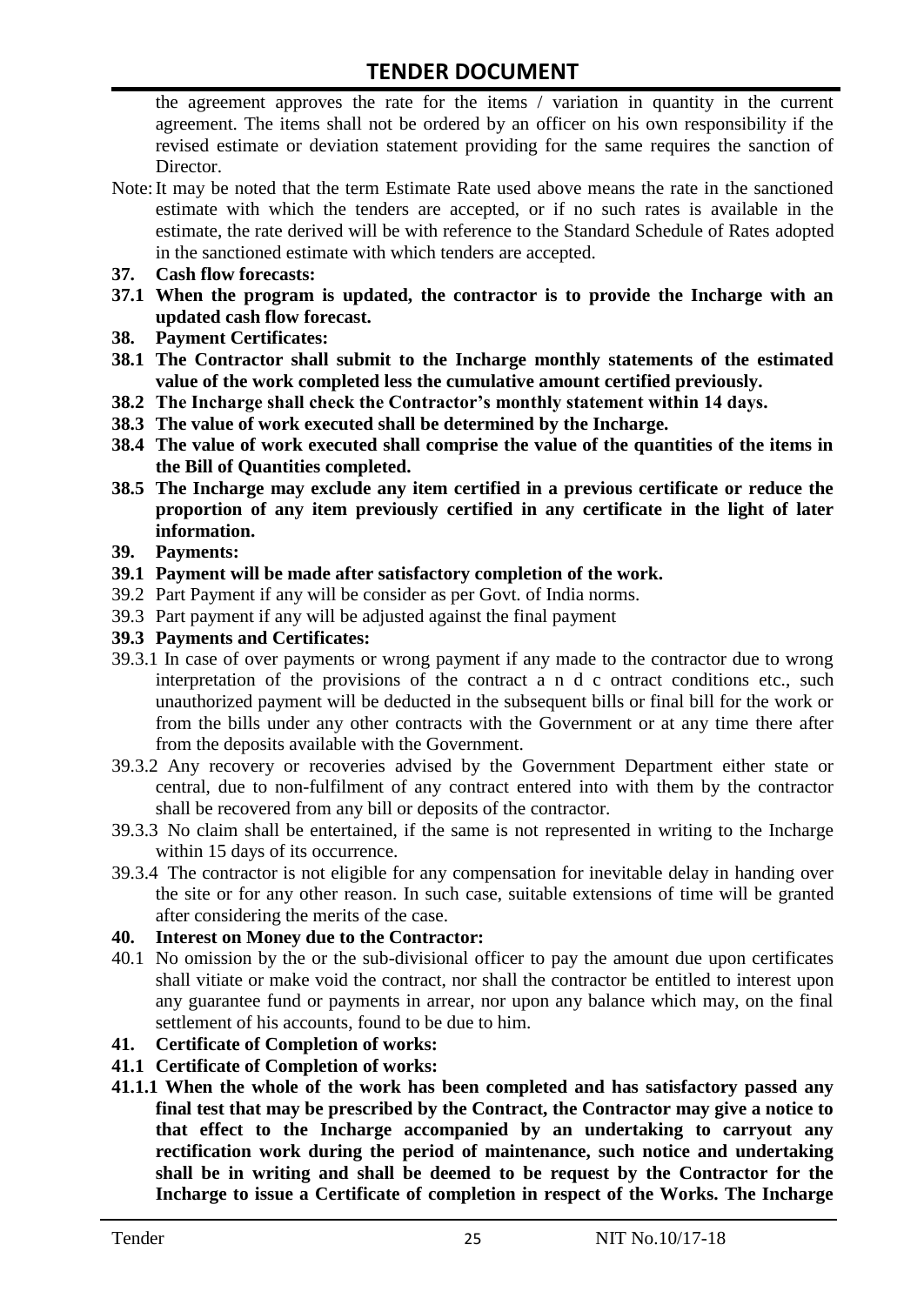the agreement approves the rate for the items / variation in quantity in the current agreement. The items shall not be ordered by an officer on his own responsibility if the revised estimate or deviation statement providing for the same requires the sanction of Director.

Note: It may be noted that the term Estimate Rate used above means the rate in the sanctioned estimate with which the tenders are accepted, or if no such rates is available in the estimate, the rate derived will be with reference to the Standard Schedule of Rates adopted in the sanctioned estimate with which tenders are accepted.

**37. Cash flow forecasts:**

**37.1 When the program is updated, the contractor is to provide the Incharge with an updated cash flow forecast.**

**38. Payment Certificates:**

**38.1 The Contractor shall submit to the Incharge monthly statements of the estimated value of the work completed less the cumulative amount certified previously.**

**38.2 The Incharge shall check the Contractor's monthly statement within 14 days.**

**38.3 The value of work executed shall be determined by the Incharge.**

**38.4 The value of work executed shall comprise the value of the quantities of the items in the Bill of Quantities completed.**

**38.5 The Incharge may exclude any item certified in a previous certificate or reduce the proportion of any item previously certified in any certificate in the light of later information.**

**39. Payments:**

**39.1 Payment will be made after satisfactory completion of the work.**

39.2 Part Payment if any will be consider as per Govt. of India norms.

39.3 Part payment if any will be adjusted against the final payment

**39.3 Payments and Certificates:**

39.3.1 In case of over payments or wrong payment if any made to the contractor due to wrong interpretation of the provisions of the contract a n d c ontract conditions etc., such unauthorized payment will be deducted in the subsequent bills or final bill for the work or from the bills under any other contracts with the Government or at any time there after from the deposits available with the Government.

39.3.2 Any recovery or recoveries advised by the Government Department either state or central, due to non-fulfilment of any contract entered into with them by the contractor shall be recovered from any bill or deposits of the contractor.

39.3.3 No claim shall be entertained, if the same is not represented in writing to the Incharge within 15 days of its occurrence.

39.3.4 The contractor is not eligible for any compensation for inevitable delay in handing over the site or for any other reason. In such case, suitable extensions of time will be granted after considering the merits of the case.

**40. Interest on Money due to the Contractor:**

40.1 No omission by the or the sub-divisional officer to pay the amount due upon certificates shall vitiate or make void the contract, nor shall the contractor be entitled to interest upon any guarantee fund or payments in arrear, nor upon any balance which may, on the final settlement of his accounts, found to be due to him.

**41. Certificate of Completion of works:**

**41.1 Certificate of Completion of works:**

**41.1.1 When the whole of the work has been completed and has satisfactory passed any final test that may be prescribed by the Contract, the Contractor may give a notice to that effect to the Incharge accompanied by an undertaking to carryout any rectification work during the period of maintenance, such notice and undertaking shall be in writing and shall be deemed to be request by the Contractor for the Incharge to issue a Certificate of completion in respect of the Works. The Incharge**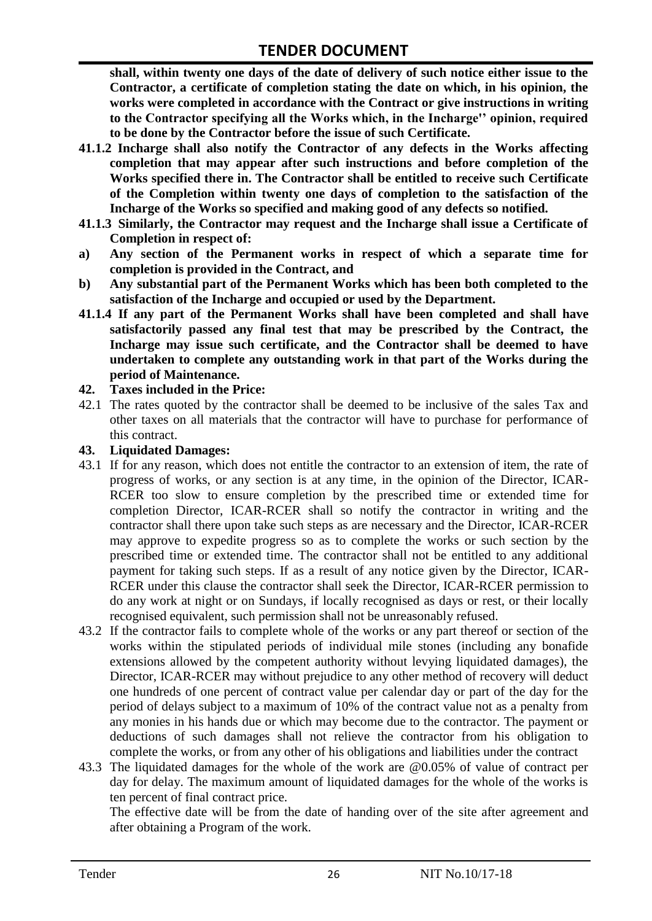**shall, within twenty one days of the date of delivery of such notice either issue to the Contractor, a certificate of completion stating the date on which, in his opinion, the works were completed in accordance with the Contract or give instructions in writing to the Contractor specifying all the Works which, in the Incharge'' opinion, required to be done by the Contractor before the issue of such Certificate.**

**41.1.2 Incharge shall also notify the Contractor of any defects in the Works affecting completion that may appear after such instructions and before completion of the Works specified there in. The Contractor shall be entitled to receive such Certificate of the Completion within twenty one days of completion to the satisfaction of the Incharge of the Works so specified and making good of any defects so notified.**

**41.1.3 Similarly, the Contractor may request and the Incharge shall issue a Certificate of Completion in respect of:**

**a) Any section of the Permanent works in respect of which a separate time for completion is provided in the Contract, and**

**b) Any substantial part of the Permanent Works which has been both completed to the satisfaction of the Incharge and occupied or used by the Department.**

**41.1.4 If any part of the Permanent Works shall have been completed and shall have satisfactorily passed any final test that may be prescribed by the Contract, the Incharge may issue such certificate, and the Contractor shall be deemed to have undertaken to complete any outstanding work in that part of the Works during the period of Maintenance.**

**42. Taxes included in the Price:**

42.1 The rates quoted by the contractor shall be deemed to be inclusive of the sales Tax and other taxes on all materials that the contractor will have to purchase for performance of this contract.

**43. Liquidated Damages:**

43.1 If for any reason, which does not entitle the contractor to an extension of item, the rate of progress of works, or any section is at any time, in the opinion of the Director, ICAR-RCER too slow to ensure completion by the prescribed time or extended time for completion Director, ICAR-RCER shall so notify the contractor in writing and the contractor shall there upon take such steps as are necessary and the Director, ICAR-RCER may approve to expedite progress so as to complete the works or such section by the prescribed time or extended time. The contractor shall not be entitled to any additional payment for taking such steps. If as a result of any notice given by the Director, ICAR-RCER under this clause the contractor shall seek the Director, ICAR-RCER permission to do any work at night or on Sundays, if locally recognised as days or rest, or their locally recognised equivalent, such permission shall not be unreasonably refused.

43.2 If the contractor fails to complete whole of the works or any part thereof or section of the works within the stipulated periods of individual mile stones (including any bonafide extensions allowed by the competent authority without levying liquidated damages), the Director, ICAR-RCER may without prejudice to any other method of recovery will deduct one hundreds of one percent of contract value per calendar day or part of the day for the period of delays subject to a maximum of 10% of the contract value not as a penalty from any monies in his hands due or which may become due to the contractor. The payment or deductions of such damages shall not relieve the contractor from his obligation to complete the works, or from any other of his obligations and liabilities under the contract

43.3 The liquidated damages for the whole of the work are @0.05% of value of contract per day for delay. The maximum amount of liquidated damages for the whole of the works is ten percent of final contract price.

The effective date will be from the date of handing over of the site after agreement and after obtaining a Program of the work.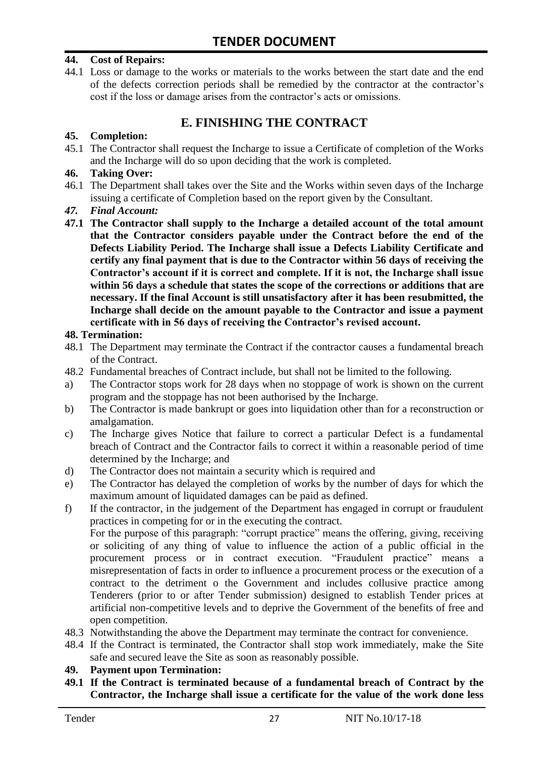**44. Cost of Repairs:**

44.1 Loss or damage to the works or materials to the works between the start date and the end of the defects correction periods shall be remedied by the contractor at the contractor's cost if the loss or damage arises from the contractor's acts or omissions.

## E. FINISHING THE CONTRACT

**45. Completion:**

45.1 The Contractor shall request the Incharge to issue a Certificate of completion of the Works and the Incharge will do so upon deciding that the work is completed.

**46. Taking Over:**

46.1 The Department shall takes over the Site and the Works within seven days of the Incharge issuing a certificate of Completion based on the report given by the Consultant.

***47. Final Account:***

**47.1 The Contractor shall supply to the Incharge a detailed account of the total amount that the Contractor considers payable under the Contract before the end of the Defects Liability Period. The Incharge shall issue a Defects Liability Certificate and certify any final payment that is due to the Contractor within 56 days of receiving the Contractor's account if it is correct and complete. If it is not, the Incharge shall issue within 56 days a schedule that states the scope of the corrections or additions that are necessary. If the final Account is still unsatisfactory after it has been resubmitted, the Incharge shall decide on the amount payable to the Contractor and issue a payment certificate with in 56 days of receiving the Contractor's revised account.**

**48. Termination:**

48.1 The Department may terminate the Contract if the contractor causes a fundamental breach of the Contract.

48.2 Fundamental breaches of Contract include, but shall not be limited to the following.

a) The Contractor stops work for 28 days when no stoppage of work is shown on the current program and the stoppage has not been authorised by the Incharge.

b) The Contractor is made bankrupt or goes into liquidation other than for a reconstruction or amalgamation.

c) The Incharge gives Notice that failure to correct a particular Defect is a fundamental breach of Contract and the Contractor fails to correct it within a reasonable period of time determined by the Incharge; and

d) The Contractor does not maintain a security which is required and

e) The Contractor has delayed the completion of works by the number of days for which the maximum amount of liquidated damages can be paid as defined.

f) If the contractor, in the judgement of the Department has engaged in corrupt or fraudulent practices in competing for or in the executing the contract.

For the purpose of this paragraph: "corrupt practice" means the offering, giving, receiving or soliciting of any thing of value to influence the action of a public official in the procurement process or in contract execution. "Fraudulent practice" means a misrepresentation of facts in order to influence a procurement process or the execution of a contract to the detriment o the Government and includes collusive practice among Tenderers (prior to or after Tender submission) designed to establish Tender prices at artificial non-competitive levels and to deprive the Government of the benefits of free and open competition.

48.3 Notwithstanding the above the Department may terminate the contract for convenience.

48.4 If the Contract is terminated, the Contractor shall stop work immediately, make the Site safe and secured leave the Site as soon as reasonably possible.

**49. Payment upon Termination:**

**49.1 If the Contract is terminated because of a fundamental breach of Contract by the Contractor, the Incharge shall issue a certificate for the value of the work done less**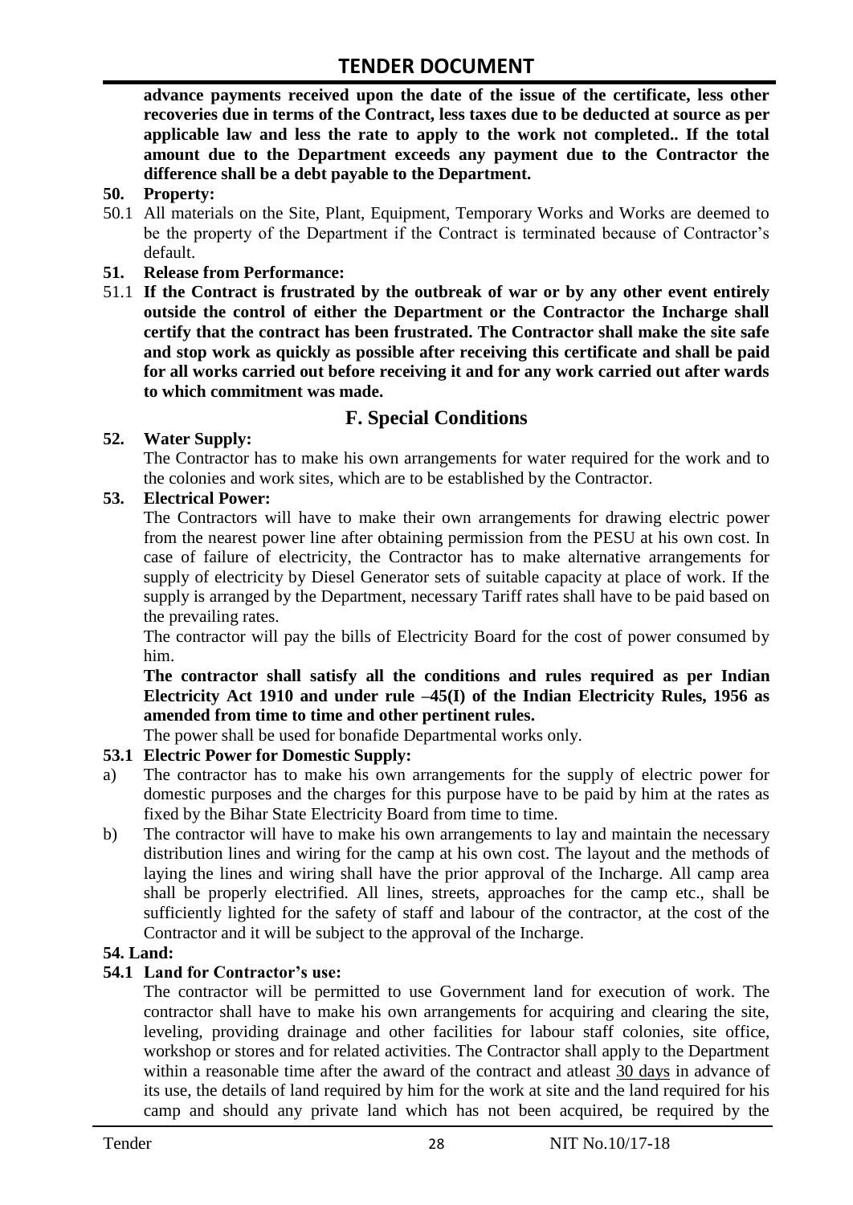**advance payments received upon the date of the issue of the certificate, less other recoveries due in terms of the Contract, less taxes due to be deducted at source as per applicable law and less the rate to apply to the work not completed.. If the total amount due to the Department exceeds any payment due to the Contractor the difference shall be a debt payable to the Department.**

**50. Property:**

50.1 All materials on the Site, Plant, Equipment, Temporary Works and Works are deemed to be the property of the Department if the Contract is terminated because of Contractor's default.

**51. Release from Performance:**

51.1 **If the Contract is frustrated by the outbreak of war or by any other event entirely outside the control of either the Department or the Contractor the Incharge shall certify that the contract has been frustrated. The Contractor shall make the site safe and stop work as quickly as possible after receiving this certificate and shall be paid for all works carried out before receiving it and for any work carried out after wards to which commitment was made.**

## F. Special Conditions

**52. Water Supply:**

The Contractor has to make his own arrangements for water required for the work and to the colonies and work sites, which are to be established by the Contractor.

**53. Electrical Power:**

The Contractors will have to make their own arrangements for drawing electric power from the nearest power line after obtaining permission from the PESU at his own cost. In case of failure of electricity, the Contractor has to make alternative arrangements for supply of electricity by Diesel Generator sets of suitable capacity at place of work. If the supply is arranged by the Department, necessary Tariff rates shall have to be paid based on the prevailing rates.

The contractor will pay the bills of Electricity Board for the cost of power consumed by him.

**The contractor shall satisfy all the conditions and rules required as per Indian Electricity Act 1910 and under rule –45(I) of the Indian Electricity Rules, 1956 as amended from time to time and other pertinent rules.**

The power shall be used for bonafide Departmental works only.

**53.1 Electric Power for Domestic Supply:**

a) The contractor has to make his own arrangements for the supply of electric power for domestic purposes and the charges for this purpose have to be paid by him at the rates as fixed by the Bihar State Electricity Board from time to time.

b) The contractor will have to make his own arrangements to lay and maintain the necessary distribution lines and wiring for the camp at his own cost. The layout and the methods of laying the lines and wiring shall have the prior approval of the Incharge. All camp area shall be properly electrified. All lines, streets, approaches for the camp etc., shall be sufficiently lighted for the safety of staff and labour of the contractor, at the cost of the Contractor and it will be subject to the approval of the Incharge.

**54. Land:**

**54.1 Land for Contractor's use:**

The contractor will be permitted to use Government land for execution of work. The contractor shall have to make his own arrangements for acquiring and clearing the site, leveling, providing drainage and other facilities for labour staff colonies, site office, workshop or stores and for related activities. The Contractor shall apply to the Department within a reasonable time after the award of the contract and atleast 30 days in advance of its use, the details of land required by him for the work at site and the land required for his camp and should any private land which has not been acquired, be required by the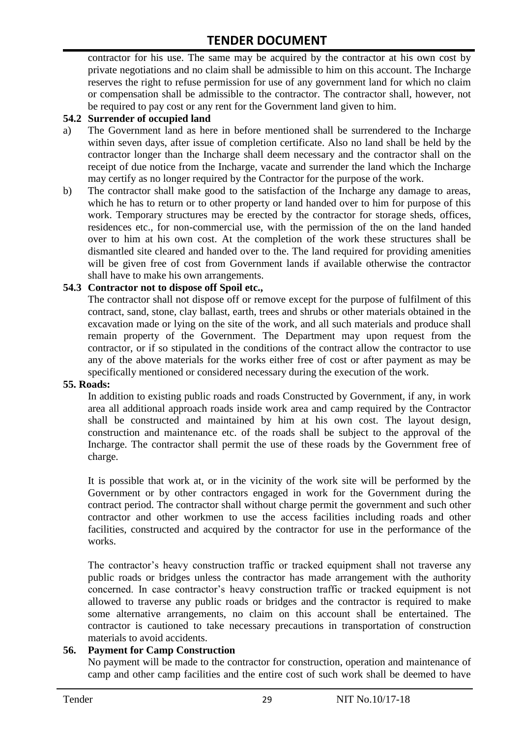contractor for his use. The same may be acquired by the contractor at his own cost by private negotiations and no claim shall be admissible to him on this account. The Incharge reserves the right to refuse permission for use of any government land for which no claim or compensation shall be admissible to the contractor. The contractor shall, however, not be required to pay cost or any rent for the Government land given to him.

**54.2 Surrender of occupied land**

a) The Government land as here in before mentioned shall be surrendered to the Incharge within seven days, after issue of completion certificate. Also no land shall be held by the contractor longer than the Incharge shall deem necessary and the contractor shall on the receipt of due notice from the Incharge, vacate and surrender the land which the Incharge may certify as no longer required by the Contractor for the purpose of the work.

b) The contractor shall make good to the satisfaction of the Incharge any damage to areas, which he has to return or to other property or land handed over to him for purpose of this work. Temporary structures may be erected by the contractor for storage sheds, offices, residences etc., for non-commercial use, with the permission of the on the land handed over to him at his own cost. At the completion of the work these structures shall be dismantled site cleared and handed over to the. The land required for providing amenities will be given free of cost from Government lands if available otherwise the contractor shall have to make his own arrangements.

**54.3 Contractor not to dispose off Spoil etc.,**

The contractor shall not dispose off or remove except for the purpose of fulfilment of this contract, sand, stone, clay ballast, earth, trees and shrubs or other materials obtained in the excavation made or lying on the site of the work, and all such materials and produce shall remain property of the Government. The Department may upon request from the contractor, or if so stipulated in the conditions of the contract allow the contractor to use any of the above materials for the works either free of cost or after payment as may be specifically mentioned or considered necessary during the execution of the work.

**55. Roads:**

In addition to existing public roads and roads Constructed by Government, if any, in work area all additional approach roads inside work area and camp required by the Contractor shall be constructed and maintained by him at his own cost. The layout design, construction and maintenance etc. of the roads shall be subject to the approval of the Incharge. The contractor shall permit the use of these roads by the Government free of charge.

It is possible that work at, or in the vicinity of the work site will be performed by the Government or by other contractors engaged in work for the Government during the contract period. The contractor shall without charge permit the government and such other contractor and other workmen to use the access facilities including roads and other facilities, constructed and acquired by the contractor for use in the performance of the works.

The contractor's heavy construction traffic or tracked equipment shall not traverse any public roads or bridges unless the contractor has made arrangement with the authority concerned. In case contractor's heavy construction traffic or tracked equipment is not allowed to traverse any public roads or bridges and the contractor is required to make some alternative arrangements, no claim on this account shall be entertained. The contractor is cautioned to take necessary precautions in transportation of construction materials to avoid accidents.

**56. Payment for Camp Construction**

No payment will be made to the contractor for construction, operation and maintenance of camp and other camp facilities and the entire cost of such work shall be deemed to have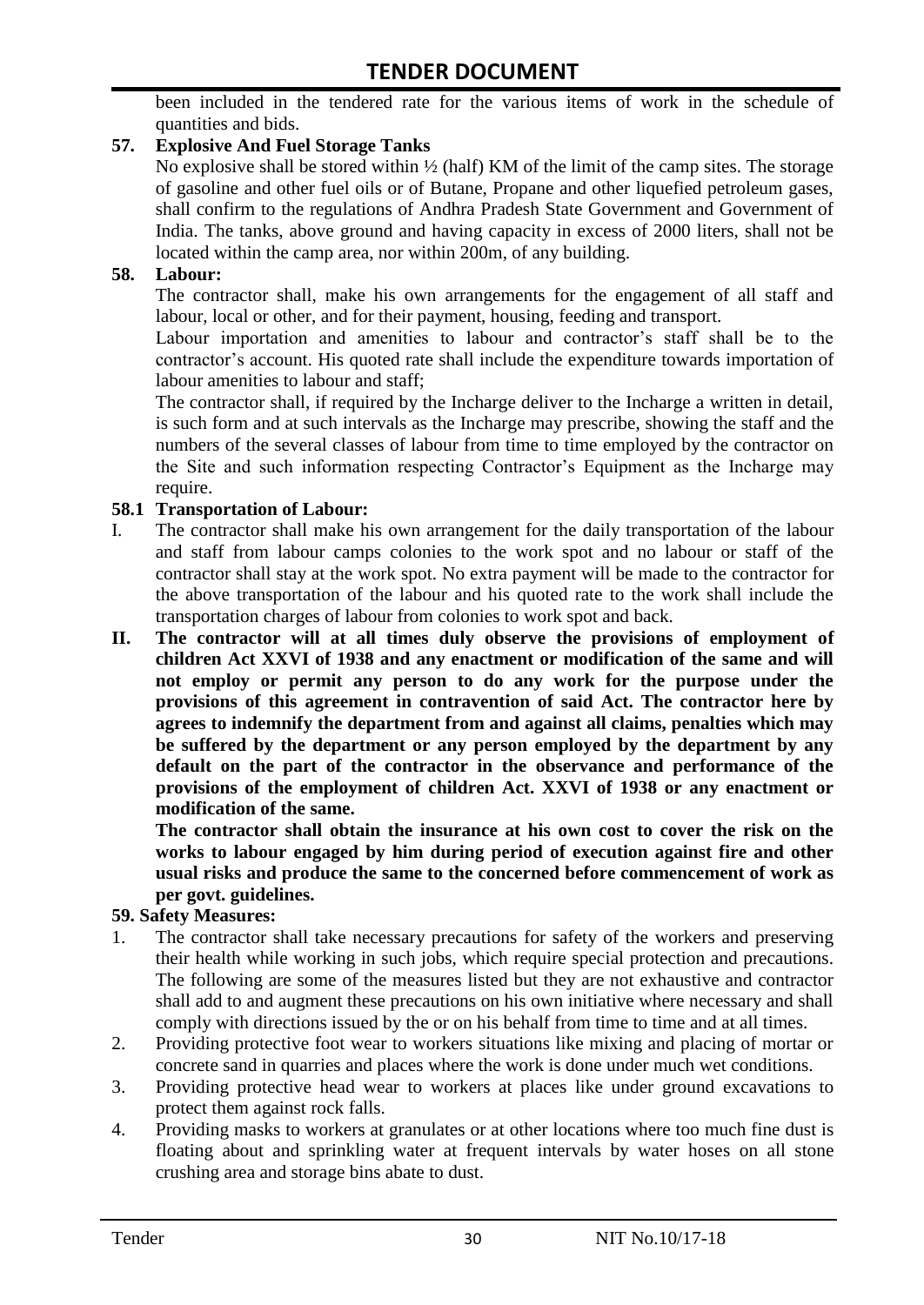been included in the tendered rate for the various items of work in the schedule of quantities and bids.

**57. Explosive And Fuel Storage Tanks**

No explosive shall be stored within ½ (half) KM of the limit of the camp sites. The storage of gasoline and other fuel oils or of Butane, Propane and other liquefied petroleum gases, shall confirm to the regulations of Andhra Pradesh State Government and Government of India. The tanks, above ground and having capacity in excess of 2000 liters, shall not be located within the camp area, nor within 200m, of any building.

**58. Labour:**

The contractor shall, make his own arrangements for the engagement of all staff and labour, local or other, and for their payment, housing, feeding and transport.

Labour importation and amenities to labour and contractor's staff shall be to the contractor's account. His quoted rate shall include the expenditure towards importation of labour amenities to labour and staff;

The contractor shall, if required by the Incharge deliver to the Incharge a written in detail, is such form and at such intervals as the Incharge may prescribe, showing the staff and the numbers of the several classes of labour from time to time employed by the contractor on the Site and such information respecting Contractor's Equipment as the Incharge may require.

**58.1 Transportation of Labour:**

I. The contractor shall make his own arrangement for the daily transportation of the labour and staff from labour camps colonies to the work spot and no labour or staff of the contractor shall stay at the work spot. No extra payment will be made to the contractor for the above transportation of the labour and his quoted rate to the work shall include the transportation charges of labour from colonies to work spot and back.

**II. The contractor will at all times duly observe the provisions of employment of children Act XXVI of 1938 and any enactment or modification of the same and will not employ or permit any person to do any work for the purpose under the provisions of this agreement in contravention of said Act. The contractor here by agrees to indemnify the department from and against all claims, penalties which may be suffered by the department or any person employed by the department by any default on the part of the contractor in the observance and performance of the provisions of the employment of children Act. XXVI of 1938 or any enactment or modification of the same.**

**The contractor shall obtain the insurance at his own cost to cover the risk on the works to labour engaged by him during period of execution against fire and other usual risks and produce the same to the concerned before commencement of work as per govt. guidelines.**

**59. Safety Measures:**

1. The contractor shall take necessary precautions for safety of the workers and preserving their health while working in such jobs, which require special protection and precautions. The following are some of the measures listed but they are not exhaustive and contractor shall add to and augment these precautions on his own initiative where necessary and shall comply with directions issued by the or on his behalf from time to time and at all times.
2. Providing protective foot wear to workers situations like mixing and placing of mortar or concrete sand in quarries and places where the work is done under much wet conditions.
3. Providing protective head wear to workers at places like under ground excavations to protect them against rock falls.
4. Providing masks to workers at granulates or at other locations where too much fine dust is floating about and sprinkling water at frequent intervals by water hoses on all stone crushing area and storage bins abate to dust.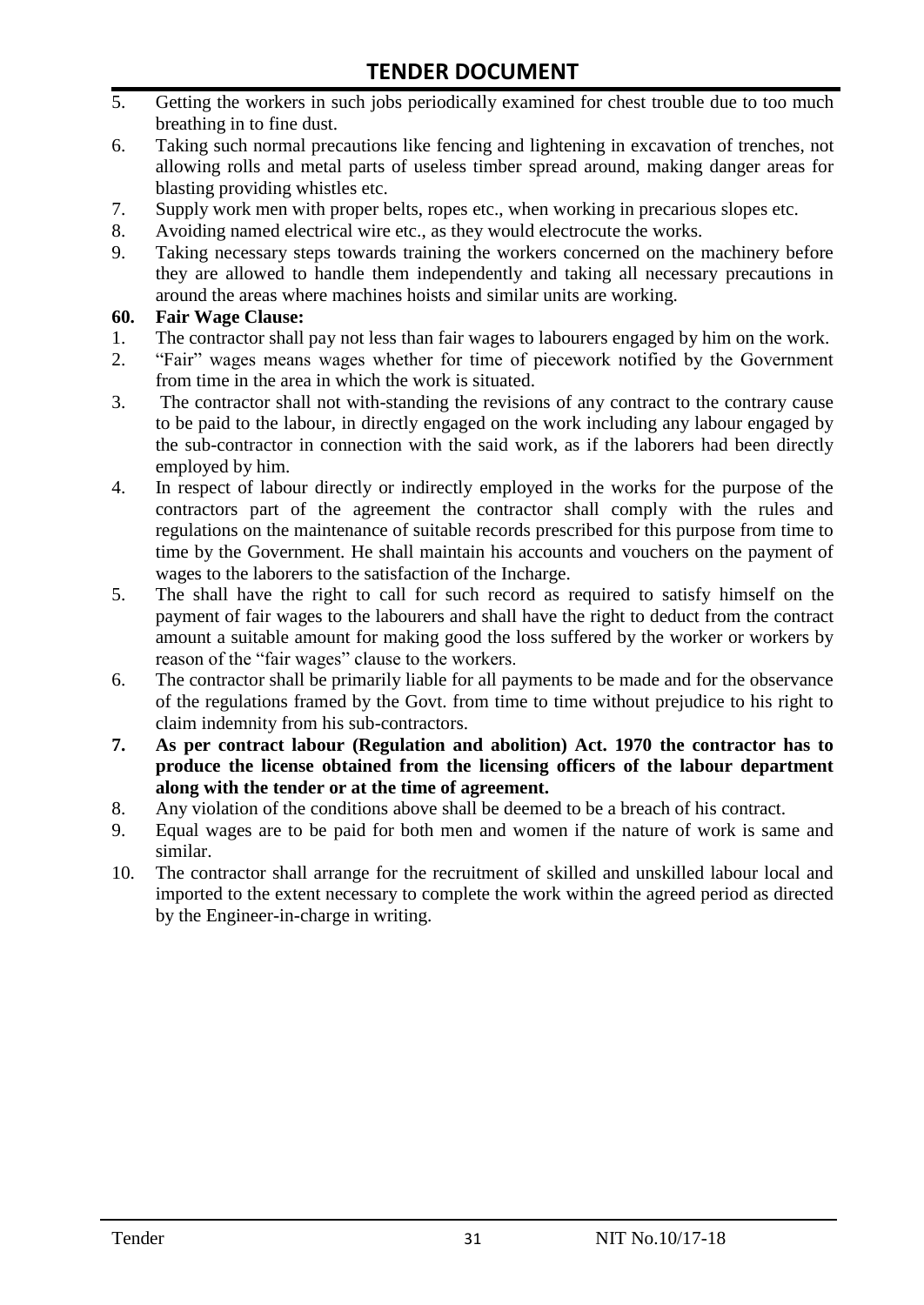5. Getting the workers in such jobs periodically examined for chest trouble due to too much breathing in to fine dust.
6. Taking such normal precautions like fencing and lightening in excavation of trenches, not allowing rolls and metal parts of useless timber spread around, making danger areas for blasting providing whistles etc.
7. Supply work men with proper belts, ropes etc., when working in precarious slopes etc.
8. Avoiding named electrical wire etc., as they would electrocute the works.
9. Taking necessary steps towards training the workers concerned on the machinery before they are allowed to handle them independently and taking all necessary precautions in around the areas where machines hoists and similar units are working.

**60. Fair Wage Clause:**

1. The contractor shall pay not less than fair wages to labourers engaged by him on the work.
2. "Fair" wages means wages whether for time of piecework notified by the Government from time in the area in which the work is situated.
3. The contractor shall not with-standing the revisions of any contract to the contrary cause to be paid to the labour, in directly engaged on the work including any labour engaged by the sub-contractor in connection with the said work, as if the laborers had been directly employed by him.
4. In respect of labour directly or indirectly employed in the works for the purpose of the contractors part of the agreement the contractor shall comply with the rules and regulations on the maintenance of suitable records prescribed for this purpose from time to time by the Government. He shall maintain his accounts and vouchers on the payment of wages to the laborers to the satisfaction of the Incharge.
5. The shall have the right to call for such record as required to satisfy himself on the payment of fair wages to the labourers and shall have the right to deduct from the contract amount a suitable amount for making good the loss suffered by the worker or workers by reason of the "fair wages" clause to the workers.
6. The contractor shall be primarily liable for all payments to be made and for the observance of the regulations framed by the Govt. from time to time without prejudice to his right to claim indemnity from his sub-contractors.
7. **As per contract labour (Regulation and abolition) Act. 1970 the contractor has to produce the license obtained from the licensing officers of the labour department along with the tender or at the time of agreement.**
8. Any violation of the conditions above shall be deemed to be a breach of his contract.
9. Equal wages are to be paid for both men and women if the nature of work is same and similar.
10. The contractor shall arrange for the recruitment of skilled and unskilled labour local and imported to the extent necessary to complete the work within the agreed period as directed by the Engineer-in-charge in writing.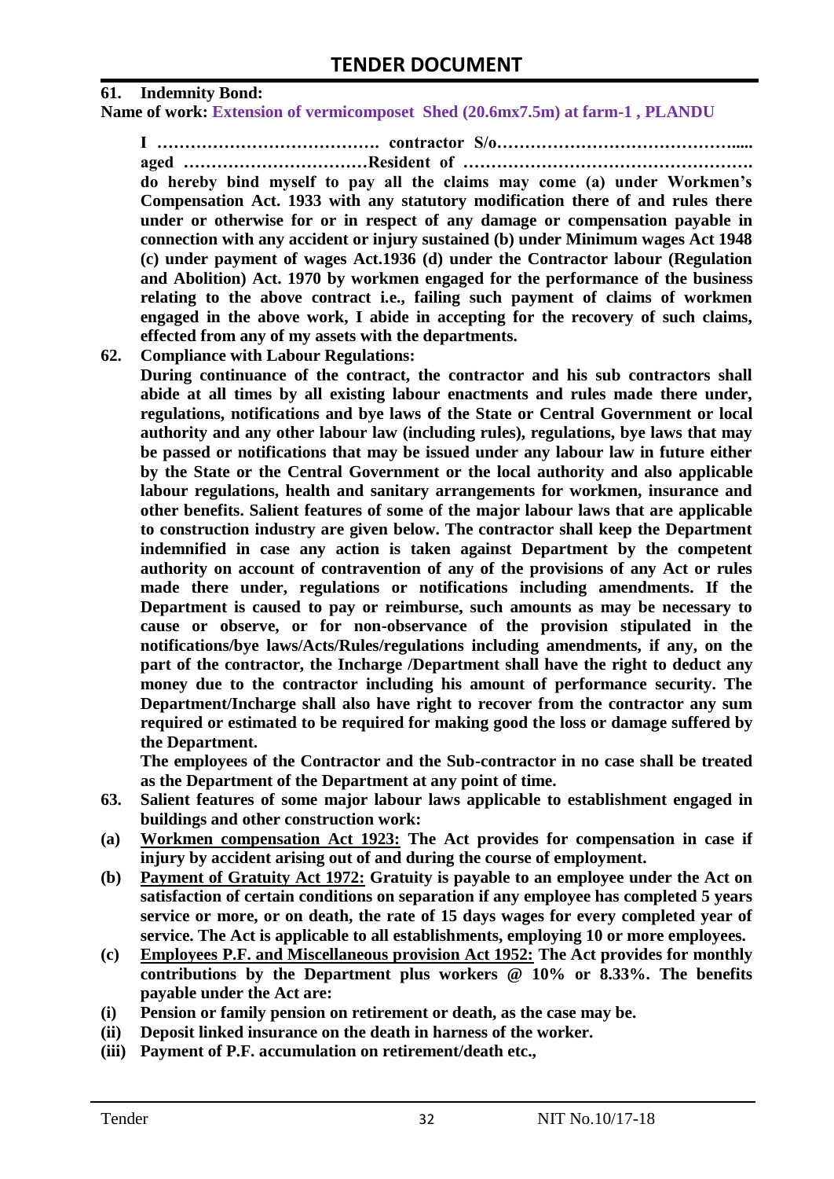**61. Indemnity Bond:**

**Name of work: Extension of vermicomposet Shed (20.6mx7.5m) at farm-1 , PLANDU**

**I …………………………………. contractor S/o……………………………………..... aged ……………………………Resident of ……………………………………………. do hereby bind myself to pay all the claims may come (a) under Workmen's Compensation Act. 1933 with any statutory modification there of and rules there under or otherwise for or in respect of any damage or compensation payable in connection with any accident or injury sustained (b) under Minimum wages Act 1948 (c) under payment of wages Act.1936 (d) under the Contractor labour (Regulation and Abolition) Act. 1970 by workmen engaged for the performance of the business relating to the above contract i.e., failing such payment of claims of workmen engaged in the above work, I abide in accepting for the recovery of such claims, effected from any of my assets with the departments.**

**62. Compliance with Labour Regulations:**

**During continuance of the contract, the contractor and his sub contractors shall abide at all times by all existing labour enactments and rules made there under, regulations, notifications and bye laws of the State or Central Government or local authority and any other labour law (including rules), regulations, bye laws that may be passed or notifications that may be issued under any labour law in future either by the State or the Central Government or the local authority and also applicable labour regulations, health and sanitary arrangements for workmen, insurance and other benefits. Salient features of some of the major labour laws that are applicable to construction industry are given below. The contractor shall keep the Department indemnified in case any action is taken against Department by the competent authority on account of contravention of any of the provisions of any Act or rules made there under, regulations or notifications including amendments. If the Department is caused to pay or reimburse, such amounts as may be necessary to cause or observe, or for non-observance of the provision stipulated in the notifications/bye laws/Acts/Rules/regulations including amendments, if any, on the part of the contractor, the Incharge /Department shall have the right to deduct any money due to the contractor including his amount of performance security. The Department/Incharge shall also have right to recover from the contractor any sum required or estimated to be required for making good the loss or damage suffered by the Department.**

**The employees of the Contractor and the Sub-contractor in no case shall be treated as the Department of the Department at any point of time.**

**63. Salient features of some major labour laws applicable to establishment engaged in buildings and other construction work:**

**(a) <u>Workmen compensation Act 1923:</u> The Act provides for compensation in case if injury by accident arising out of and during the course of employment.**

**(b) <u>Payment of Gratuity Act 1972:</u> Gratuity is payable to an employee under the Act on satisfaction of certain conditions on separation if any employee has completed 5 years service or more, or on death, the rate of 15 days wages for every completed year of service. The Act is applicable to all establishments, employing 10 or more employees.**

**(c) <u>Employees P.F. and Miscellaneous provision Act 1952:</u> The Act provides for monthly contributions by the Department plus workers @ 10% or 8.33%. The benefits payable under the Act are:**

**(i) Pension or family pension on retirement or death, as the case may be.**

**(ii) Deposit linked insurance on the death in harness of the worker.**

**(iii) Payment of P.F. accumulation on retirement/death etc.,**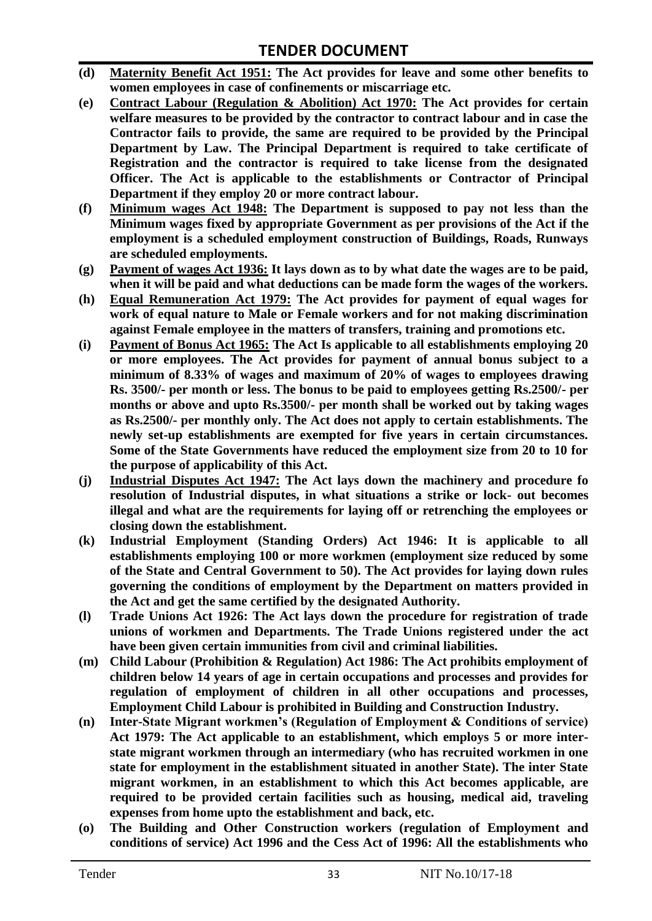- **(d)** **Maternity Benefit Act 1951: The Act provides for leave and some other benefits to women employees in case of confinements or miscarriage etc.**
- **(e)** **Contract Labour (Regulation & Abolition) Act 1970: The Act provides for certain welfare measures to be provided by the contractor to contract labour and in case the Contractor fails to provide, the same are required to be provided by the Principal Department by Law. The Principal Department is required to take certificate of Registration and the contractor is required to take license from the designated Officer. The Act is applicable to the establishments or Contractor of Principal Department if they employ 20 or more contract labour.**
- **(f)** **Minimum wages Act 1948: The Department is supposed to pay not less than the Minimum wages fixed by appropriate Government as per provisions of the Act if the employment is a scheduled employment construction of Buildings, Roads, Runways are scheduled employments.**
- **(g)** **Payment of wages Act 1936: It lays down as to by what date the wages are to be paid, when it will be paid and what deductions can be made form the wages of the workers.**
- **(h)** **Equal Remuneration Act 1979: The Act provides for payment of equal wages for work of equal nature to Male or Female workers and for not making discrimination against Female employee in the matters of transfers, training and promotions etc.**
- **(i)** **Payment of Bonus Act 1965: The Act Is applicable to all establishments employing 20 or more employees. The Act provides for payment of annual bonus subject to a minimum of 8.33% of wages and maximum of 20% of wages to employees drawing Rs. 3500/- per month or less. The bonus to be paid to employees getting Rs.2500/- per months or above and upto Rs.3500/- per month shall be worked out by taking wages as Rs.2500/- per monthly only. The Act does not apply to certain establishments. The newly set-up establishments are exempted for five years in certain circumstances. Some of the State Governments have reduced the employment size from 20 to 10 for the purpose of applicability of this Act.**
- **(j)** **Industrial Disputes Act 1947: The Act lays down the machinery and procedure fo resolution of Industrial disputes, in what situations a strike or lock- out becomes illegal and what are the requirements for laying off or retrenching the employees or closing down the establishment.**
- **(k)** **Industrial Employment (Standing Orders) Act 1946: It is applicable to all establishments employing 100 or more workmen (employment size reduced by some of the State and Central Government to 50). The Act provides for laying down rules governing the conditions of employment by the Department on matters provided in the Act and get the same certified by the designated Authority.**
- **(l)** **Trade Unions Act 1926: The Act lays down the procedure for registration of trade unions of workmen and Departments. The Trade Unions registered under the act have been given certain immunities from civil and criminal liabilities.**
- **(m)** **Child Labour (Prohibition & Regulation) Act 1986: The Act prohibits employment of children below 14 years of age in certain occupations and processes and provides for regulation of employment of children in all other occupations and processes, Employment Child Labour is prohibited in Building and Construction Industry.**
- **(n)** **Inter-State Migrant workmen's (Regulation of Employment & Conditions of service) Act 1979: The Act applicable to an establishment, which employs 5 or more inter-state migrant workmen through an intermediary (who has recruited workmen in one state for employment in the establishment situated in another State). The inter State migrant workmen, in an establishment to which this Act becomes applicable, are required to be provided certain facilities such as housing, medical aid, traveling expenses from home upto the establishment and back, etc.**
- **(o)** **The Building and Other Construction workers (regulation of Employment and conditions of service) Act 1996 and the Cess Act of 1996: All the establishments who**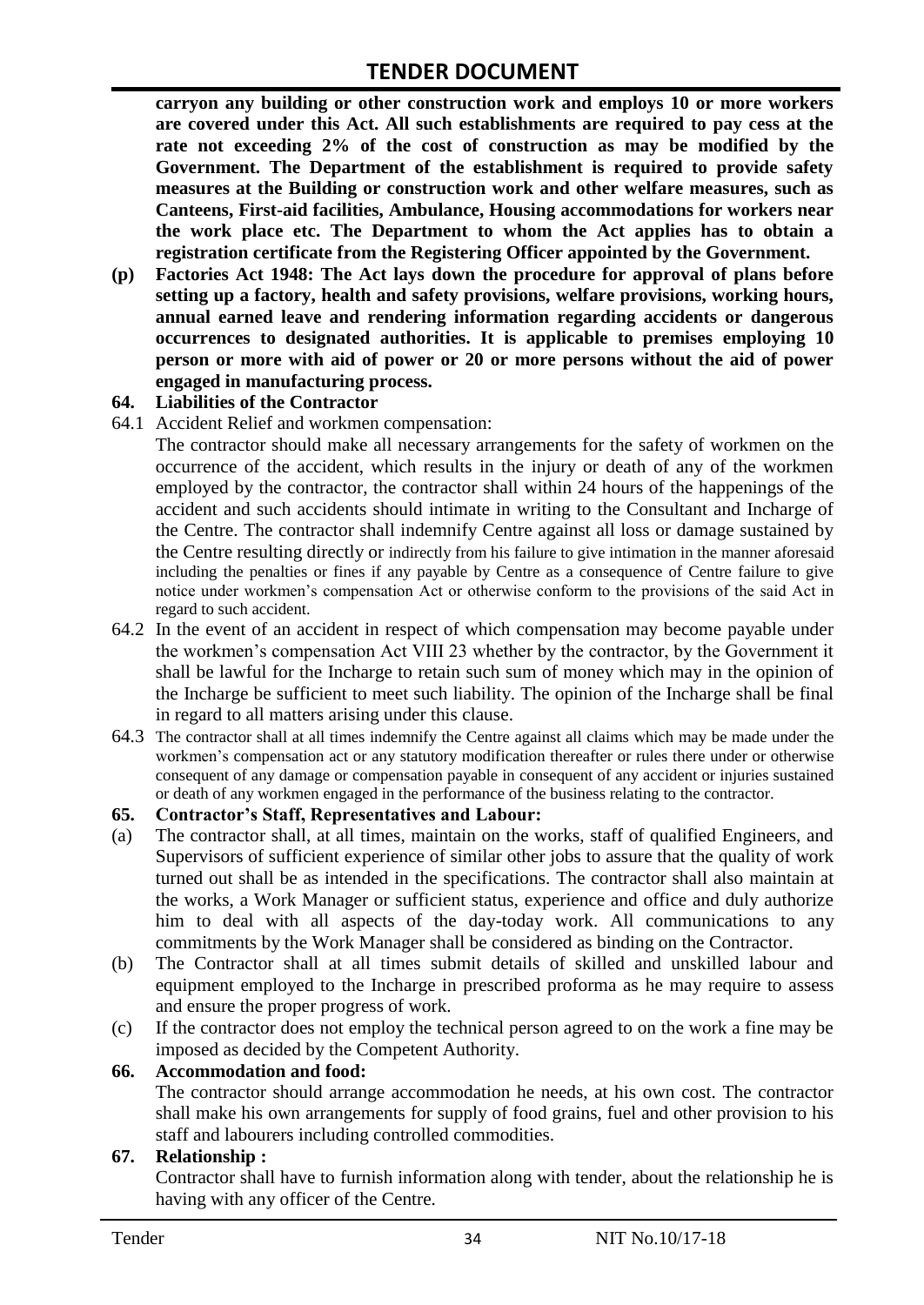**carryon any building or other construction work and employs 10 or more workers are covered under this Act. All such establishments are required to pay cess at the rate not exceeding 2% of the cost of construction as may be modified by the Government. The Department of the establishment is required to provide safety measures at the Building or construction work and other welfare measures, such as Canteens, First-aid facilities, Ambulance, Housing accommodations for workers near the work place etc. The Department to whom the Act applies has to obtain a registration certificate from the Registering Officer appointed by the Government.**

**(p) Factories Act 1948: The Act lays down the procedure for approval of plans before setting up a factory, health and safety provisions, welfare provisions, working hours, annual earned leave and rendering information regarding accidents or dangerous occurrences to designated authorities. It is applicable to premises employing 10 person or more with aid of power or 20 or more persons without the aid of power engaged in manufacturing process.**

**64. Liabilities of the Contractor**

64.1 Accident Relief and workmen compensation:

The contractor should make all necessary arrangements for the safety of workmen on the occurrence of the accident, which results in the injury or death of any of the workmen employed by the contractor, the contractor shall within 24 hours of the happenings of the accident and such accidents should intimate in writing to the Consultant and Incharge of the Centre. The contractor shall indemnify Centre against all loss or damage sustained by the Centre resulting directly or indirectly from his failure to give intimation in the manner aforesaid including the penalties or fines if any payable by Centre as a consequence of Centre failure to give notice under workmen's compensation Act or otherwise conform to the provisions of the said Act in regard to such accident.

64.2 In the event of an accident in respect of which compensation may become payable under the workmen's compensation Act VIII 23 whether by the contractor, by the Government it shall be lawful for the Incharge to retain such sum of money which may in the opinion of the Incharge be sufficient to meet such liability. The opinion of the Incharge shall be final in regard to all matters arising under this clause.

64.3 The contractor shall at all times indemnify the Centre against all claims which may be made under the workmen's compensation act or any statutory modification thereafter or rules there under or otherwise consequent of any damage or compensation payable in consequent of any accident or injuries sustained or death of any workmen engaged in the performance of the business relating to the contractor.

**65. Contractor's Staff, Representatives and Labour:**

(a) The contractor shall, at all times, maintain on the works, staff of qualified Engineers, and Supervisors of sufficient experience of similar other jobs to assure that the quality of work turned out shall be as intended in the specifications. The contractor shall also maintain at the works, a Work Manager or sufficient status, experience and office and duly authorize him to deal with all aspects of the day-today work. All communications to any commitments by the Work Manager shall be considered as binding on the Contractor.

(b) The Contractor shall at all times submit details of skilled and unskilled labour and equipment employed to the Incharge in prescribed proforma as he may require to assess and ensure the proper progress of work.

(c) If the contractor does not employ the technical person agreed to on the work a fine may be imposed as decided by the Competent Authority.

**66. Accommodation and food:**

The contractor should arrange accommodation he needs, at his own cost. The contractor shall make his own arrangements for supply of food grains, fuel and other provision to his staff and labourers including controlled commodities.

**67. Relationship :**

Contractor shall have to furnish information along with tender, about the relationship he is having with any officer of the Centre.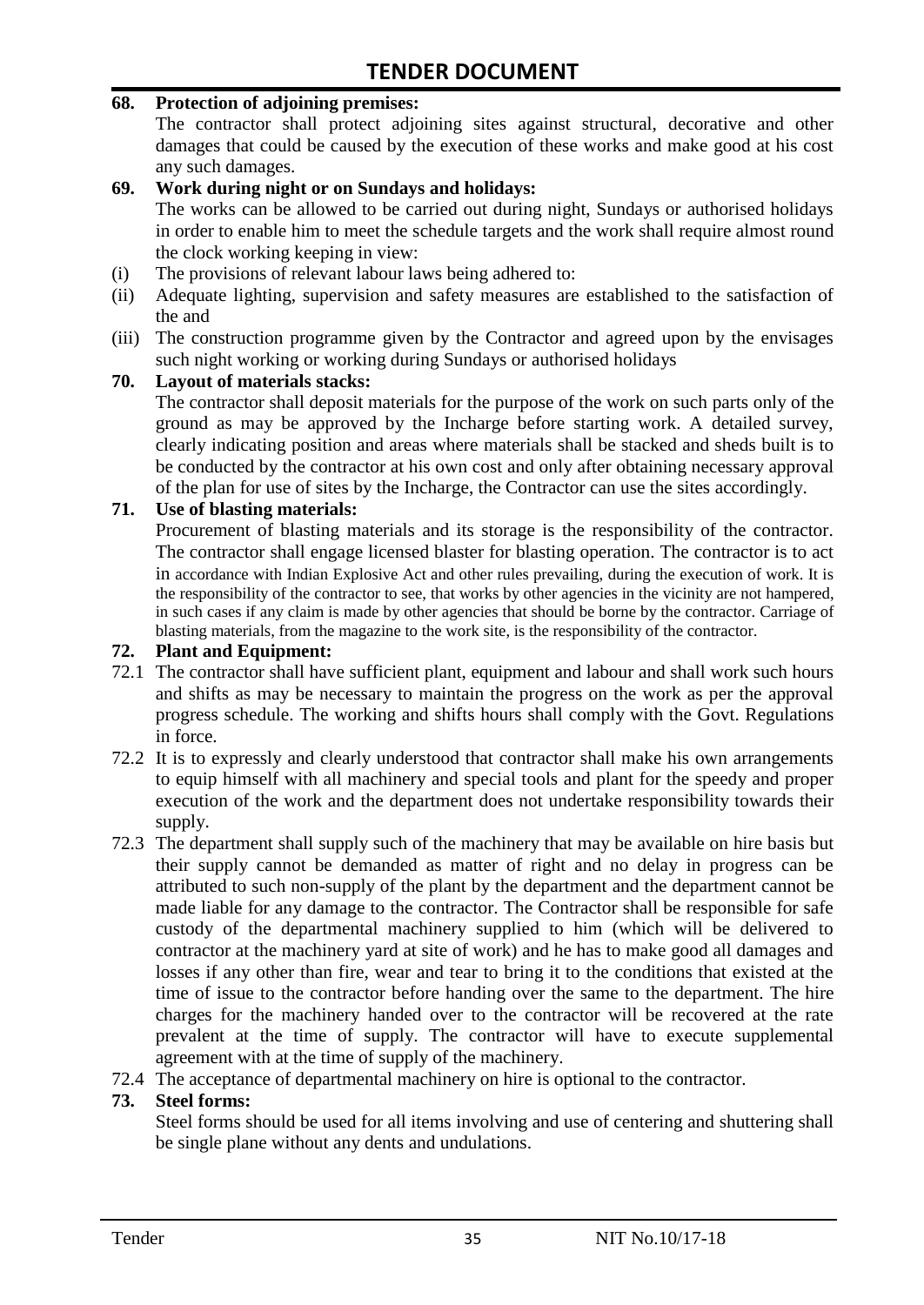**68. Protection of adjoining premises:**

The contractor shall protect adjoining sites against structural, decorative and other damages that could be caused by the execution of these works and make good at his cost any such damages.

**69. Work during night or on Sundays and holidays:**

The works can be allowed to be carried out during night, Sundays or authorised holidays in order to enable him to meet the schedule targets and the work shall require almost round the clock working keeping in view:

(i) The provisions of relevant labour laws being adhered to:

(ii) Adequate lighting, supervision and safety measures are established to the satisfaction of the and

(iii) The construction programme given by the Contractor and agreed upon by the envisages such night working or working during Sundays or authorised holidays

**70. Layout of materials stacks:**

The contractor shall deposit materials for the purpose of the work on such parts only of the ground as may be approved by the Incharge before starting work. A detailed survey, clearly indicating position and areas where materials shall be stacked and sheds built is to be conducted by the contractor at his own cost and only after obtaining necessary approval of the plan for use of sites by the Incharge, the Contractor can use the sites accordingly.

**71. Use of blasting materials:**

Procurement of blasting materials and its storage is the responsibility of the contractor. The contractor shall engage licensed blaster for blasting operation. The contractor is to act in accordance with Indian Explosive Act and other rules prevailing, during the execution of work. It is the responsibility of the contractor to see, that works by other agencies in the vicinity are not hampered, in such cases if any claim is made by other agencies that should be borne by the contractor. Carriage of blasting materials, from the magazine to the work site, is the responsibility of the contractor.

**72. Plant and Equipment:**

72.1 The contractor shall have sufficient plant, equipment and labour and shall work such hours and shifts as may be necessary to maintain the progress on the work as per the approval progress schedule. The working and shifts hours shall comply with the Govt. Regulations in force.

72.2 It is to expressly and clearly understood that contractor shall make his own arrangements to equip himself with all machinery and special tools and plant for the speedy and proper execution of the work and the department does not undertake responsibility towards their supply.

72.3 The department shall supply such of the machinery that may be available on hire basis but their supply cannot be demanded as matter of right and no delay in progress can be attributed to such non-supply of the plant by the department and the department cannot be made liable for any damage to the contractor. The Contractor shall be responsible for safe custody of the departmental machinery supplied to him (which will be delivered to contractor at the machinery yard at site of work) and he has to make good all damages and losses if any other than fire, wear and tear to bring it to the conditions that existed at the time of issue to the contractor before handing over the same to the department. The hire charges for the machinery handed over to the contractor will be recovered at the rate prevalent at the time of supply. The contractor will have to execute supplemental agreement with at the time of supply of the machinery.

72.4 The acceptance of departmental machinery on hire is optional to the contractor.

**73. Steel forms:**

Steel forms should be used for all items involving and use of centering and shuttering shall be single plane without any dents and undulations.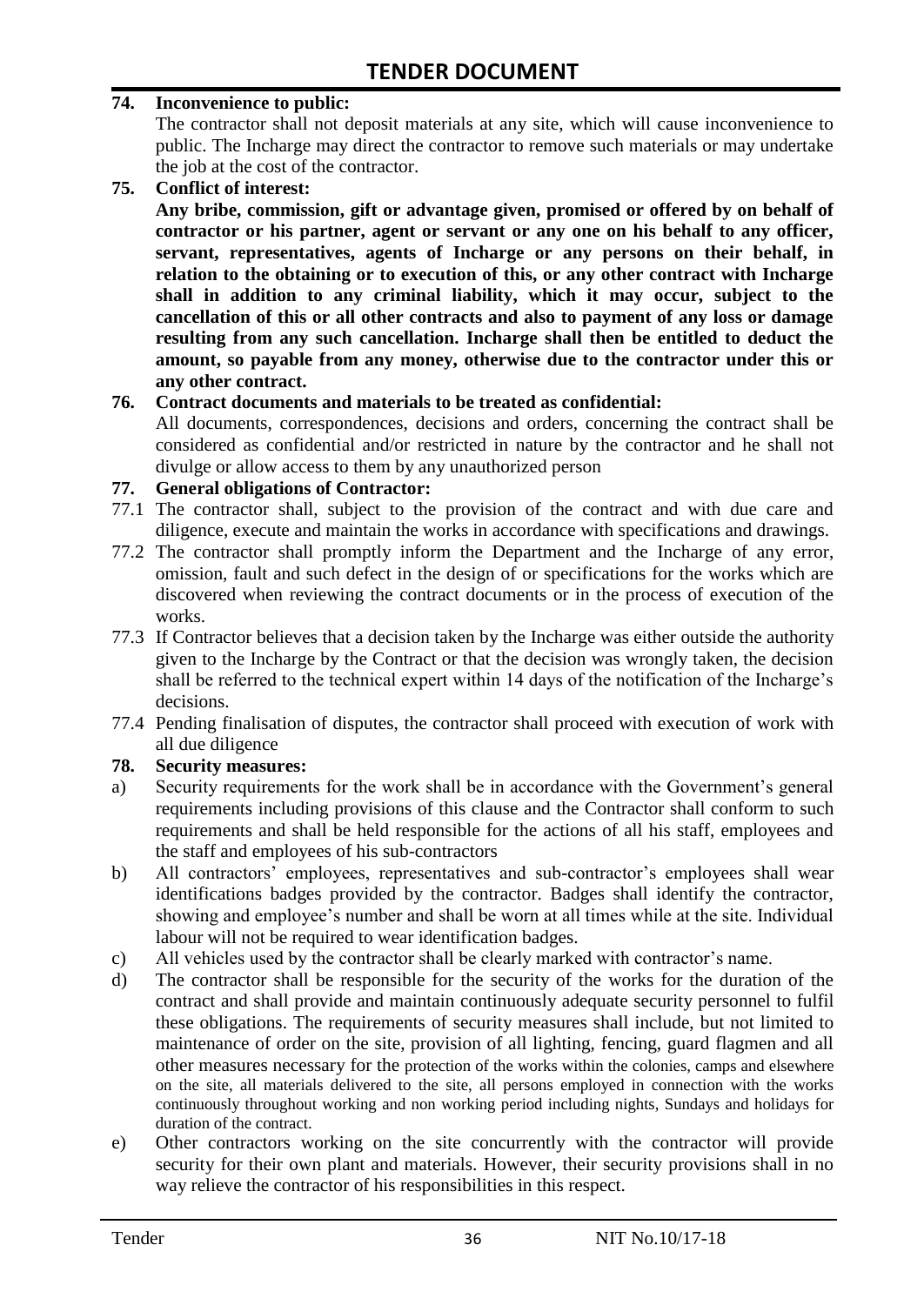**74. Inconvenience to public:**

The contractor shall not deposit materials at any site, which will cause inconvenience to public. The Incharge may direct the contractor to remove such materials or may undertake the job at the cost of the contractor.

**75. Conflict of interest:**

**Any bribe, commission, gift or advantage given, promised or offered by on behalf of contractor or his partner, agent or servant or any one on his behalf to any officer, servant, representatives, agents of Incharge or any persons on their behalf, in relation to the obtaining or to execution of this, or any other contract with Incharge shall in addition to any criminal liability, which it may occur, subject to the cancellation of this or all other contracts and also to payment of any loss or damage resulting from any such cancellation. Incharge shall then be entitled to deduct the amount, so payable from any money, otherwise due to the contractor under this or any other contract.**

**76. Contract documents and materials to be treated as confidential:**

All documents, correspondences, decisions and orders, concerning the contract shall be considered as confidential and/or restricted in nature by the contractor and he shall not divulge or allow access to them by any unauthorized person

**77. General obligations of Contractor:**

77.1 The contractor shall, subject to the provision of the contract and with due care and diligence, execute and maintain the works in accordance with specifications and drawings.

77.2 The contractor shall promptly inform the Department and the Incharge of any error, omission, fault and such defect in the design of or specifications for the works which are discovered when reviewing the contract documents or in the process of execution of the works.

77.3 If Contractor believes that a decision taken by the Incharge was either outside the authority given to the Incharge by the Contract or that the decision was wrongly taken, the decision shall be referred to the technical expert within 14 days of the notification of the Incharge's decisions.

77.4 Pending finalisation of disputes, the contractor shall proceed with execution of work with all due diligence

**78. Security measures:**

a) Security requirements for the work shall be in accordance with the Government's general requirements including provisions of this clause and the Contractor shall conform to such requirements and shall be held responsible for the actions of all his staff, employees and the staff and employees of his sub-contractors

b) All contractors' employees, representatives and sub-contractor's employees shall wear identifications badges provided by the contractor. Badges shall identify the contractor, showing and employee's number and shall be worn at all times while at the site. Individual labour will not be required to wear identification badges.

c) All vehicles used by the contractor shall be clearly marked with contractor's name.

d) The contractor shall be responsible for the security of the works for the duration of the contract and shall provide and maintain continuously adequate security personnel to fulfil these obligations. The requirements of security measures shall include, but not limited to maintenance of order on the site, provision of all lighting, fencing, guard flagmen and all other measures necessary for the protection of the works within the colonies, camps and elsewhere on the site, all materials delivered to the site, all persons employed in connection with the works continuously throughout working and non working period including nights, Sundays and holidays for duration of the contract.

e) Other contractors working on the site concurrently with the contractor will provide security for their own plant and materials. However, their security provisions shall in no way relieve the contractor of his responsibilities in this respect.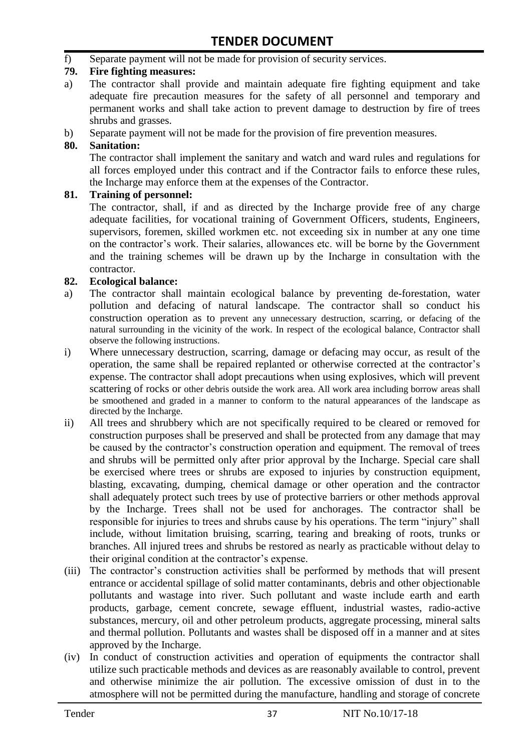f) Separate payment will not be made for provision of security services.

**79. Fire fighting measures:**

a) The contractor shall provide and maintain adequate fire fighting equipment and take adequate fire precaution measures for the safety of all personnel and temporary and permanent works and shall take action to prevent damage to destruction by fire of trees shrubs and grasses.

b) Separate payment will not be made for the provision of fire prevention measures.

**80. Sanitation:**

The contractor shall implement the sanitary and watch and ward rules and regulations for all forces employed under this contract and if the Contractor fails to enforce these rules, the Incharge may enforce them at the expenses of the Contractor.

**81. Training of personnel:**

The contractor, shall, if and as directed by the Incharge provide free of any charge adequate facilities, for vocational training of Government Officers, students, Engineers, supervisors, foremen, skilled workmen etc. not exceeding six in number at any one time on the contractor's work. Their salaries, allowances etc. will be borne by the Government and the training schemes will be drawn up by the Incharge in consultation with the contractor.

**82. Ecological balance:**

a) The contractor shall maintain ecological balance by preventing de-forestation, water pollution and defacing of natural landscape. The contractor shall so conduct his construction operation as to prevent any unnecessary destruction, scarring, or defacing of the natural surrounding in the vicinity of the work. In respect of the ecological balance, Contractor shall observe the following instructions.

i) Where unnecessary destruction, scarring, damage or defacing may occur, as result of the operation, the same shall be repaired replanted or otherwise corrected at the contractor's expense. The contractor shall adopt precautions when using explosives, which will prevent scattering of rocks or other debris outside the work area. All work area including borrow areas shall be smoothened and graded in a manner to conform to the natural appearances of the landscape as directed by the Incharge.

ii) All trees and shrubbery which are not specifically required to be cleared or removed for construction purposes shall be preserved and shall be protected from any damage that may be caused by the contractor's construction operation and equipment. The removal of trees and shrubs will be permitted only after prior approval by the Incharge. Special care shall be exercised where trees or shrubs are exposed to injuries by construction equipment, blasting, excavating, dumping, chemical damage or other operation and the contractor shall adequately protect such trees by use of protective barriers or other methods approval by the Incharge. Trees shall not be used for anchorages. The contractor shall be responsible for injuries to trees and shrubs cause by his operations. The term "injury" shall include, without limitation bruising, scarring, tearing and breaking of roots, trunks or branches. All injured trees and shrubs be restored as nearly as practicable without delay to their original condition at the contractor's expense.

(iii) The contractor's construction activities shall be performed by methods that will present entrance or accidental spillage of solid matter contaminants, debris and other objectionable pollutants and wastage into river. Such pollutant and waste include earth and earth products, garbage, cement concrete, sewage effluent, industrial wastes, radio-active substances, mercury, oil and other petroleum products, aggregate processing, mineral salts and thermal pollution. Pollutants and wastes shall be disposed off in a manner and at sites approved by the Incharge.

(iv) In conduct of construction activities and operation of equipments the contractor shall utilize such practicable methods and devices as are reasonably available to control, prevent and otherwise minimize the air pollution. The excessive omission of dust in to the atmosphere will not be permitted during the manufacture, handling and storage of concrete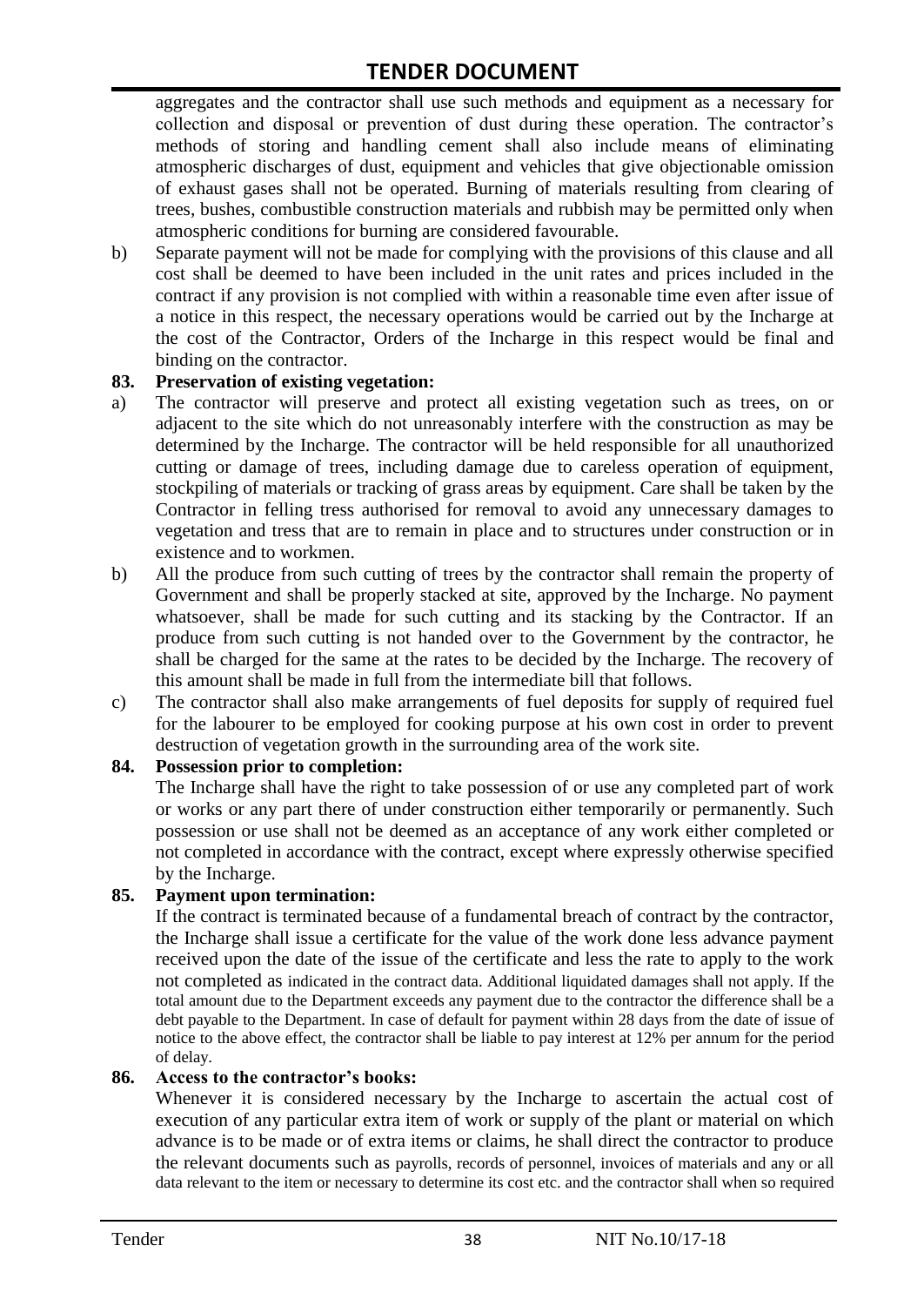aggregates and the contractor shall use such methods and equipment as a necessary for collection and disposal or prevention of dust during these operation. The contractor's methods of storing and handling cement shall also include means of eliminating atmospheric discharges of dust, equipment and vehicles that give objectionable omission of exhaust gases shall not be operated. Burning of materials resulting from clearing of trees, bushes, combustible construction materials and rubbish may be permitted only when atmospheric conditions for burning are considered favourable.

b) Separate payment will not be made for complying with the provisions of this clause and all cost shall be deemed to have been included in the unit rates and prices included in the contract if any provision is not complied with within a reasonable time even after issue of a notice in this respect, the necessary operations would be carried out by the Incharge at the cost of the Contractor, Orders of the Incharge in this respect would be final and binding on the contractor.

**83. Preservation of existing vegetation:**

a) The contractor will preserve and protect all existing vegetation such as trees, on or adjacent to the site which do not unreasonably interfere with the construction as may be determined by the Incharge. The contractor will be held responsible for all unauthorized cutting or damage of trees, including damage due to careless operation of equipment, stockpiling of materials or tracking of grass areas by equipment. Care shall be taken by the Contractor in felling tress authorised for removal to avoid any unnecessary damages to vegetation and tress that are to remain in place and to structures under construction or in existence and to workmen.

b) All the produce from such cutting of trees by the contractor shall remain the property of Government and shall be properly stacked at site, approved by the Incharge. No payment whatsoever, shall be made for such cutting and its stacking by the Contractor. If an produce from such cutting is not handed over to the Government by the contractor, he shall be charged for the same at the rates to be decided by the Incharge. The recovery of this amount shall be made in full from the intermediate bill that follows.

c) The contractor shall also make arrangements of fuel deposits for supply of required fuel for the labourer to be employed for cooking purpose at his own cost in order to prevent destruction of vegetation growth in the surrounding area of the work site.

**84. Possession prior to completion:**

The Incharge shall have the right to take possession of or use any completed part of work or works or any part there of under construction either temporarily or permanently. Such possession or use shall not be deemed as an acceptance of any work either completed or not completed in accordance with the contract, except where expressly otherwise specified by the Incharge.

**85. Payment upon termination:**

If the contract is terminated because of a fundamental breach of contract by the contractor, the Incharge shall issue a certificate for the value of the work done less advance payment received upon the date of the issue of the certificate and less the rate to apply to the work not completed as indicated in the contract data. Additional liquidated damages shall not apply. If the total amount due to the Department exceeds any payment due to the contractor the difference shall be a debt payable to the Department. In case of default for payment within 28 days from the date of issue of notice to the above effect, the contractor shall be liable to pay interest at 12% per annum for the period of delay.

**86. Access to the contractor's books:**

Whenever it is considered necessary by the Incharge to ascertain the actual cost of execution of any particular extra item of work or supply of the plant or material on which advance is to be made or of extra items or claims, he shall direct the contractor to produce the relevant documents such as payrolls, records of personnel, invoices of materials and any or all data relevant to the item or necessary to determine its cost etc. and the contractor shall when so required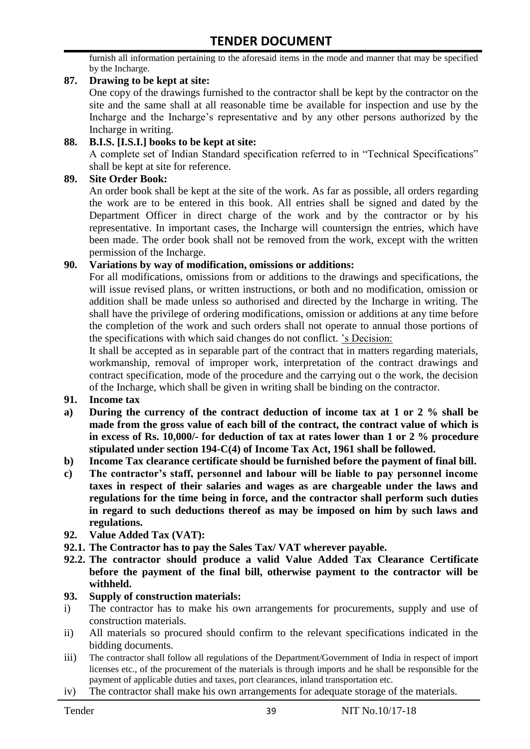furnish all information pertaining to the aforesaid items in the mode and manner that may be specified by the Incharge.

**87. Drawing to be kept at site:**

One copy of the drawings furnished to the contractor shall be kept by the contractor on the site and the same shall at all reasonable time be available for inspection and use by the Incharge and the Incharge's representative and by any other persons authorized by the Incharge in writing.

**88. B.I.S. [I.S.I.] books to be kept at site:**

A complete set of Indian Standard specification referred to in "Technical Specifications" shall be kept at site for reference.

**89. Site Order Book:**

An order book shall be kept at the site of the work. As far as possible, all orders regarding the work are to be entered in this book. All entries shall be signed and dated by the Department Officer in direct charge of the work and by the contractor or by his representative. In important cases, the Incharge will countersign the entries, which have been made. The order book shall not be removed from the work, except with the written permission of the Incharge.

**90. Variations by way of modification, omissions or additions:**

For all modifications, omissions from or additions to the drawings and specifications, the will issue revised plans, or written instructions, or both and no modification, omission or addition shall be made unless so authorised and directed by the Incharge in writing. The shall have the privilege of ordering modifications, omission or additions at any time before the completion of the work and such orders shall not operate to annual those portions of the specifications with which said changes do not conflict. 's Decision:

It shall be accepted as in separable part of the contract that in matters regarding materials, workmanship, removal of improper work, interpretation of the contract drawings and contract specification, mode of the procedure and the carrying out o the work, the decision of the Incharge, which shall be given in writing shall be binding on the contractor.

**91. Income tax**

**a) During the currency of the contract deduction of income tax at 1 or 2 % shall be made from the gross value of each bill of the contract, the contract value of which is in excess of Rs. 10,000/- for deduction of tax at rates lower than 1 or 2 % procedure stipulated under section 194-C(4) of Income Tax Act, 1961 shall be followed.**

**b) Income Tax clearance certificate should be furnished before the payment of final bill.**

**c) The contractor's staff, personnel and labour will be liable to pay personnel income taxes in respect of their salaries and wages as are chargeable under the laws and regulations for the time being in force, and the contractor shall perform such duties in regard to such deductions thereof as may be imposed on him by such laws and regulations.**

**92. Value Added Tax (VAT):**

**92.1. The Contractor has to pay the Sales Tax/ VAT wherever payable.**

**92.2. The contractor should produce a valid Value Added Tax Clearance Certificate before the payment of the final bill, otherwise payment to the contractor will be withheld.**

**93. Supply of construction materials:**

i) The contractor has to make his own arrangements for procurements, supply and use of construction materials.

ii) All materials so procured should confirm to the relevant specifications indicated in the bidding documents.

iii) The contractor shall follow all regulations of the Department/Government of India in respect of import licenses etc., of the procurement of the materials is through imports and he shall be responsible for the payment of applicable duties and taxes, port clearances, inland transportation etc.

iv) The contractor shall make his own arrangements for adequate storage of the materials.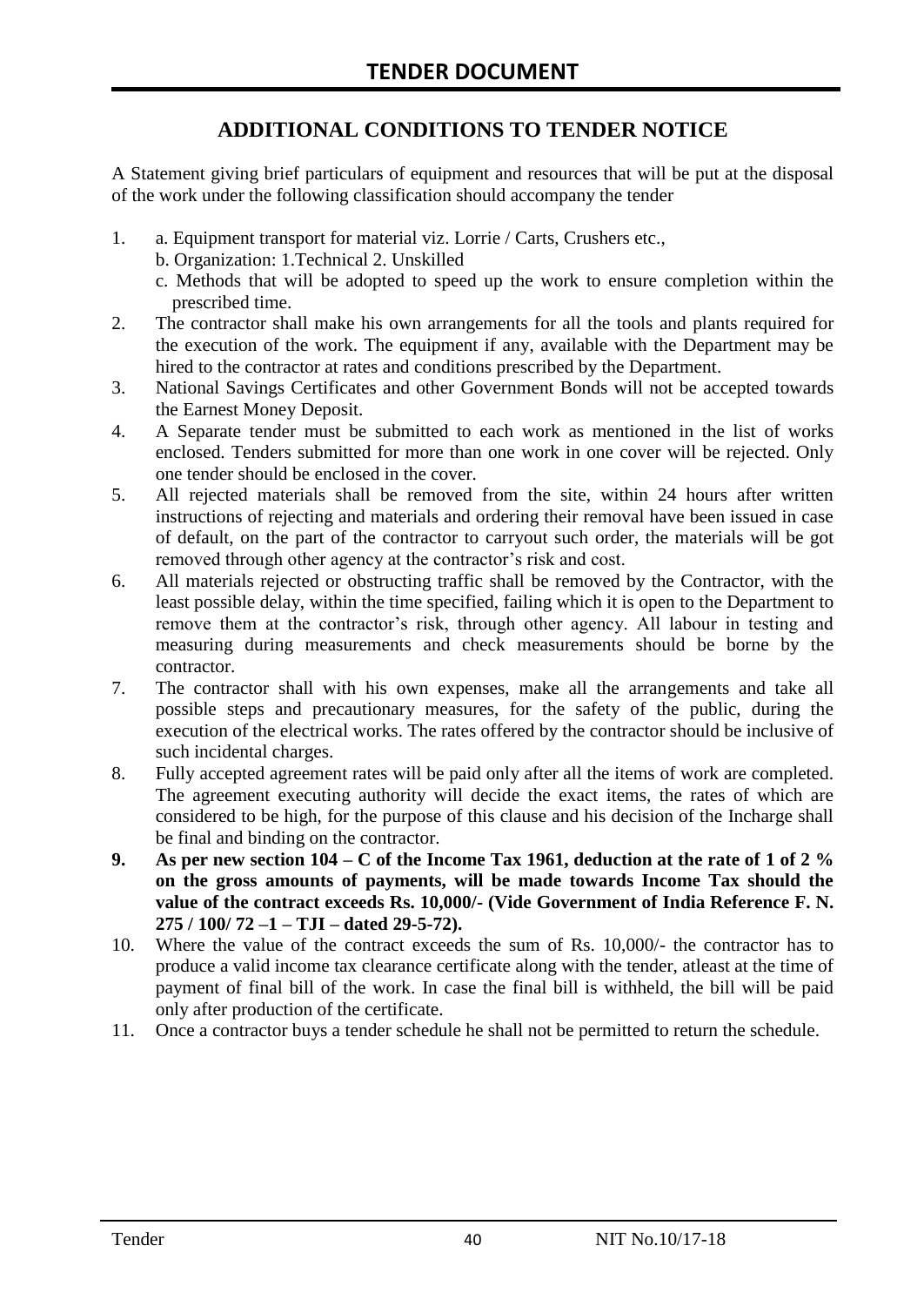# ADDITIONAL CONDITIONS TO TENDER NOTICE

A Statement giving brief particulars of equipment and resources that will be put at the disposal of the work under the following classification should accompany the tender

1. a. Equipment transport for material viz. Lorrie / Carts, Crushers etc.,
   b. Organization: 1.Technical 2. Unskilled
   c. Methods that will be adopted to speed up the work to ensure completion within the prescribed time.
2. The contractor shall make his own arrangements for all the tools and plants required for the execution of the work. The equipment if any, available with the Department may be hired to the contractor at rates and conditions prescribed by the Department.
3. National Savings Certificates and other Government Bonds will not be accepted towards the Earnest Money Deposit.
4. A Separate tender must be submitted to each work as mentioned in the list of works enclosed. Tenders submitted for more than one work in one cover will be rejected. Only one tender should be enclosed in the cover.
5. All rejected materials shall be removed from the site, within 24 hours after written instructions of rejecting and materials and ordering their removal have been issued in case of default, on the part of the contractor to carryout such order, the materials will be got removed through other agency at the contractor's risk and cost.
6. All materials rejected or obstructing traffic shall be removed by the Contractor, with the least possible delay, within the time specified, failing which it is open to the Department to remove them at the contractor's risk, through other agency. All labour in testing and measuring during measurements and check measurements should be borne by the contractor.
7. The contractor shall with his own expenses, make all the arrangements and take all possible steps and precautionary measures, for the safety of the public, during the execution of the electrical works. The rates offered by the contractor should be inclusive of such incidental charges.
8. Fully accepted agreement rates will be paid only after all the items of work are completed. The agreement executing authority will decide the exact items, the rates of which are considered to be high, for the purpose of this clause and his decision of the Incharge shall be final and binding on the contractor.
9. **As per new section 104 – C of the Income Tax 1961, deduction at the rate of 1 of 2 % on the gross amounts of payments, will be made towards Income Tax should the value of the contract exceeds Rs. 10,000/- (Vide Government of India Reference F. N. 275 / 100/ 72 –1 – TJI – dated 29-5-72).**
10. Where the value of the contract exceeds the sum of Rs. 10,000/- the contractor has to produce a valid income tax clearance certificate along with the tender, atleast at the time of payment of final bill of the work. In case the final bill is withheld, the bill will be paid only after production of the certificate.
11. Once a contractor buys a tender schedule he shall not be permitted to return the schedule.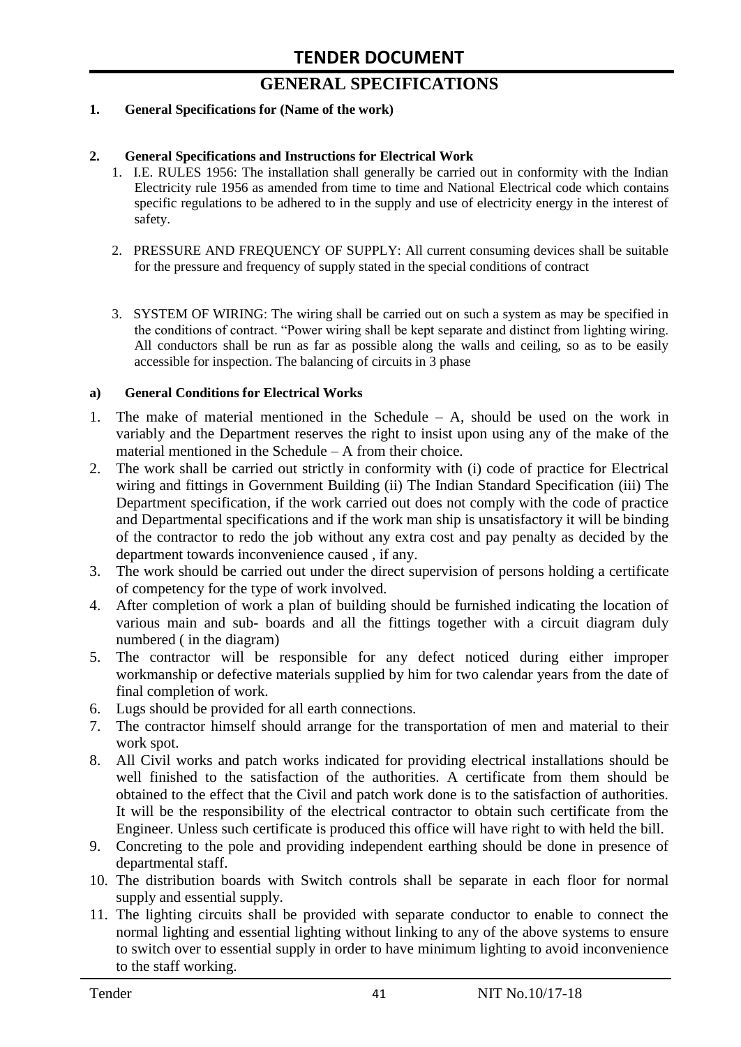# GENERAL SPECIFICATIONS

**1. General Specifications for (Name of the work)**

**2. General Specifications and Instructions for Electrical Work**

1. I.E. RULES 1956: The installation shall generally be carried out in conformity with the Indian Electricity rule 1956 as amended from time to time and National Electrical code which contains specific regulations to be adhered to in the supply and use of electricity energy in the interest of safety.

2. PRESSURE AND FREQUENCY OF SUPPLY: All current consuming devices shall be suitable for the pressure and frequency of supply stated in the special conditions of contract

3. SYSTEM OF WIRING: The wiring shall be carried out on such a system as may be specified in the conditions of contract. "Power wiring shall be kept separate and distinct from lighting wiring. All conductors shall be run as far as possible along the walls and ceiling, so as to be easily accessible for inspection. The balancing of circuits in 3 phase

**a) General Conditions for Electrical Works**

1. The make of material mentioned in the Schedule – A, should be used on the work in variably and the Department reserves the right to insist upon using any of the make of the material mentioned in the Schedule – A from their choice.
2. The work shall be carried out strictly in conformity with (i) code of practice for Electrical wiring and fittings in Government Building (ii) The Indian Standard Specification (iii) The Department specification, if the work carried out does not comply with the code of practice and Departmental specifications and if the work man ship is unsatisfactory it will be binding of the contractor to redo the job without any extra cost and pay penalty as decided by the department towards inconvenience caused , if any.
3. The work should be carried out under the direct supervision of persons holding a certificate of competency for the type of work involved.
4. After completion of work a plan of building should be furnished indicating the location of various main and sub- boards and all the fittings together with a circuit diagram duly numbered ( in the diagram)
5. The contractor will be responsible for any defect noticed during either improper workmanship or defective materials supplied by him for two calendar years from the date of final completion of work.
6. Lugs should be provided for all earth connections.
7. The contractor himself should arrange for the transportation of men and material to their work spot.
8. All Civil works and patch works indicated for providing electrical installations should be well finished to the satisfaction of the authorities. A certificate from them should be obtained to the effect that the Civil and patch work done is to the satisfaction of authorities. It will be the responsibility of the electrical contractor to obtain such certificate from the Engineer. Unless such certificate is produced this office will have right to with held the bill.
9. Concreting to the pole and providing independent earthing should be done in presence of departmental staff.
10. The distribution boards with Switch controls shall be separate in each floor for normal supply and essential supply.
11. The lighting circuits shall be provided with separate conductor to enable to connect the normal lighting and essential lighting without linking to any of the above systems to ensure to switch over to essential supply in order to have minimum lighting to avoid inconvenience to the staff working.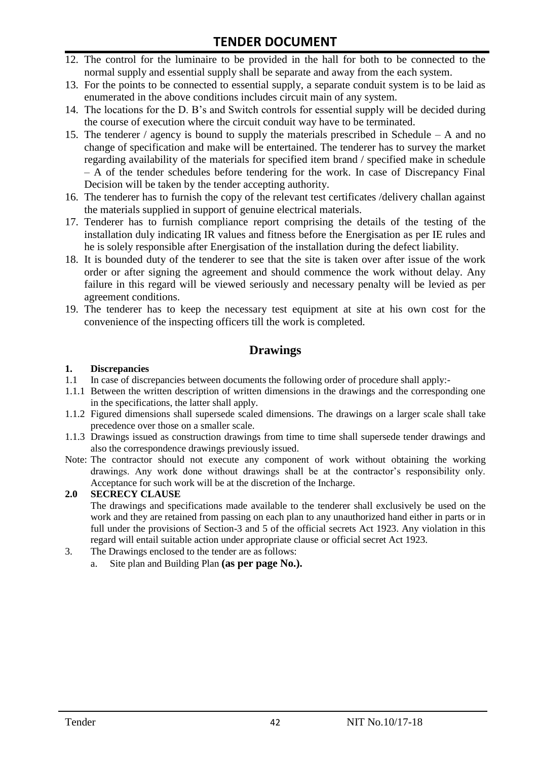12. The control for the luminaire to be provided in the hall for both to be connected to the normal supply and essential supply shall be separate and away from the each system.
13. For the points to be connected to essential supply, a separate conduit system is to be laid as enumerated in the above conditions includes circuit main of any system.
14. The locations for the D. B's and Switch controls for essential supply will be decided during the course of execution where the circuit conduit way have to be terminated.
15. The tenderer / agency is bound to supply the materials prescribed in Schedule – A and no change of specification and make will be entertained. The tenderer has to survey the market regarding availability of the materials for specified item brand / specified make in schedule – A of the tender schedules before tendering for the work. In case of Discrepancy Final Decision will be taken by the tender accepting authority.
16. The tenderer has to furnish the copy of the relevant test certificates /delivery challan against the materials supplied in support of genuine electrical materials.
17. Tenderer has to furnish compliance report comprising the details of the testing of the installation duly indicating IR values and fitness before the Energisation as per IE rules and he is solely responsible after Energisation of the installation during the defect liability.
18. It is bounded duty of the tenderer to see that the site is taken over after issue of the work order or after signing the agreement and should commence the work without delay. Any failure in this regard will be viewed seriously and necessary penalty will be levied as per agreement conditions.
19. The tenderer has to keep the necessary test equipment at site at his own cost for the convenience of the inspecting officers till the work is completed.

## Drawings

**1. Discrepancies**

1.1 In case of discrepancies between documents the following order of procedure shall apply:-

1.1.1 Between the written description of written dimensions in the drawings and the corresponding one in the specifications, the latter shall apply.

1.1.2 Figured dimensions shall supersede scaled dimensions. The drawings on a larger scale shall take precedence over those on a smaller scale.

1.1.3 Drawings issued as construction drawings from time to time shall supersede tender drawings and also the correspondence drawings previously issued.

Note: The contractor should not execute any component of work without obtaining the working drawings. Any work done without drawings shall be at the contractor's responsibility only. Acceptance for such work will be at the discretion of the Incharge.

**2.0 SECRECY CLAUSE**

The drawings and specifications made available to the tenderer shall exclusively be used on the work and they are retained from passing on each plan to any unauthorized hand either in parts or in full under the provisions of Section-3 and 5 of the official secrets Act 1923. Any violation in this regard will entail suitable action under appropriate clause or official secret Act 1923.

3. The Drawings enclosed to the tender are as follows:
   a. Site plan and Building Plan **(as per page No.).**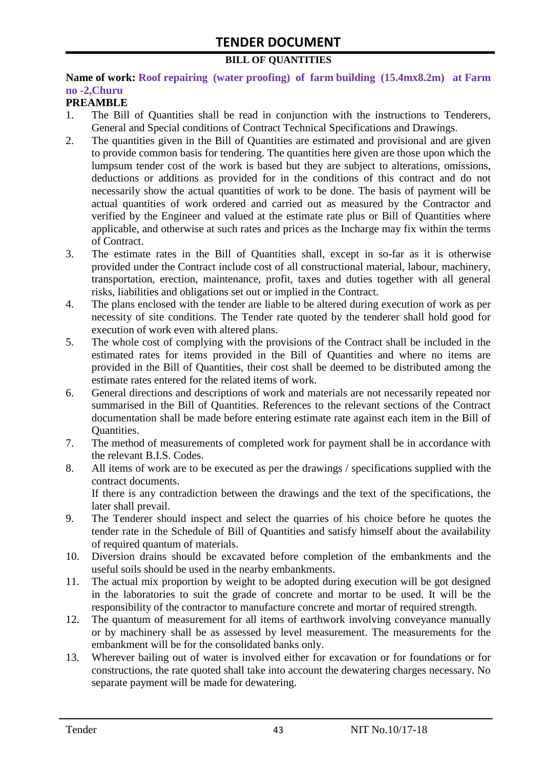# TENDER DOCUMENT

**BILL OF QUANTITIES**

**Name of work: Roof repairing (water proofing) of farm building (15.4mx8.2m) at Farm no -2,Churu**

**PREAMBLE**

1. The Bill of Quantities shall be read in conjunction with the instructions to Tenderers, General and Special conditions of Contract Technical Specifications and Drawings.
2. The quantities given in the Bill of Quantities are estimated and provisional and are given to provide common basis for tendering. The quantities here given are those upon which the lumpsum tender cost of the work is based but they are subject to alterations, omissions, deductions or additions as provided for in the conditions of this contract and do not necessarily show the actual quantities of work to be done. The basis of payment will be actual quantities of work ordered and carried out as measured by the Contractor and verified by the Engineer and valued at the estimate rate plus or Bill of Quantities where applicable, and otherwise at such rates and prices as the Incharge may fix within the terms of Contract.
3. The estimate rates in the Bill of Quantities shall, except in so-far as it is otherwise provided under the Contract include cost of all constructional material, labour, machinery, transportation, erection, maintenance, profit, taxes and duties together with all general risks, liabilities and obligations set out or implied in the Contract.
4. The plans enclosed with the tender are liable to be altered during execution of work as per necessity of site conditions. The Tender rate quoted by the tenderer shall hold good for execution of work even with altered plans.
5. The whole cost of complying with the provisions of the Contract shall be included in the estimated rates for items provided in the Bill of Quantities and where no items are provided in the Bill of Quantities, their cost shall be deemed to be distributed among the estimate rates entered for the related items of work.
6. General directions and descriptions of work and materials are not necessarily repeated nor summarised in the Bill of Quantities. References to the relevant sections of the Contract documentation shall be made before entering estimate rate against each item in the Bill of Quantities.
7. The method of measurements of completed work for payment shall be in accordance with the relevant B.I.S. Codes.
8. All items of work are to be executed as per the drawings / specifications supplied with the contract documents.

   If there is any contradiction between the drawings and the text of the specifications, the later shall prevail.
9. The Tenderer should inspect and select the quarries of his choice before he quotes the tender rate in the Schedule of Bill of Quantities and satisfy himself about the availability of required quantum of materials.
10. Diversion drains should be excavated before completion of the embankments and the useful soils should be used in the nearby embankments.
11. The actual mix proportion by weight to be adopted during execution will be got designed in the laboratories to suit the grade of concrete and mortar to be used. It will be the responsibility of the contractor to manufacture concrete and mortar of required strength.
12. The quantum of measurement for all items of earthwork involving conveyance manually or by machinery shall be as assessed by level measurement. The measurements for the embankment will be for the consolidated banks only.
13. Wherever bailing out of water is involved either for excavation or for foundations or for constructions, the rate quoted shall take into account the dewatering charges necessary. No separate payment will be made for dewatering.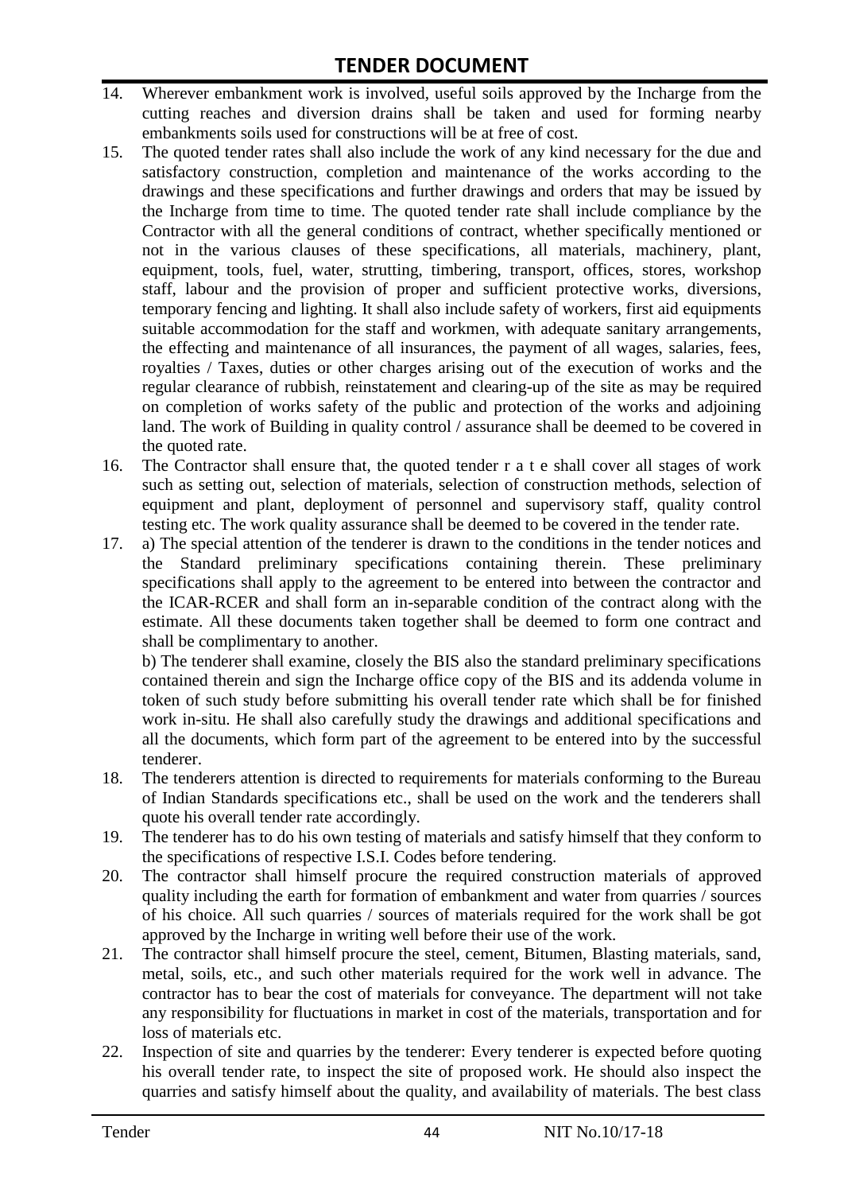14. Wherever embankment work is involved, useful soils approved by the Incharge from the cutting reaches and diversion drains shall be taken and used for forming nearby embankments soils used for constructions will be at free of cost.
15. The quoted tender rates shall also include the work of any kind necessary for the due and satisfactory construction, completion and maintenance of the works according to the drawings and these specifications and further drawings and orders that may be issued by the Incharge from time to time. The quoted tender rate shall include compliance by the Contractor with all the general conditions of contract, whether specifically mentioned or not in the various clauses of these specifications, all materials, machinery, plant, equipment, tools, fuel, water, strutting, timbering, transport, offices, stores, workshop staff, labour and the provision of proper and sufficient protective works, diversions, temporary fencing and lighting. It shall also include safety of workers, first aid equipments suitable accommodation for the staff and workmen, with adequate sanitary arrangements, the effecting and maintenance of all insurances, the payment of all wages, salaries, fees, royalties / Taxes, duties or other charges arising out of the execution of works and the regular clearance of rubbish, reinstatement and clearing-up of the site as may be required on completion of works safety of the public and protection of the works and adjoining land. The work of Building in quality control / assurance shall be deemed to be covered in the quoted rate.
16. The Contractor shall ensure that, the quoted tender r a t e shall cover all stages of work such as setting out, selection of materials, selection of construction methods, selection of equipment and plant, deployment of personnel and supervisory staff, quality control testing etc. The work quality assurance shall be deemed to be covered in the tender rate.
17. a) The special attention of the tenderer is drawn to the conditions in the tender notices and the Standard preliminary specifications containing therein. These preliminary specifications shall apply to the agreement to be entered into between the contractor and the ICAR-RCER and shall form an in-separable condition of the contract along with the estimate. All these documents taken together shall be deemed to form one contract and shall be complimentary to another.

    b) The tenderer shall examine, closely the BIS also the standard preliminary specifications contained therein and sign the Incharge office copy of the BIS and its addenda volume in token of such study before submitting his overall tender rate which shall be for finished work in-situ. He shall also carefully study the drawings and additional specifications and all the documents, which form part of the agreement to be entered into by the successful tenderer.
18. The tenderers attention is directed to requirements for materials conforming to the Bureau of Indian Standards specifications etc., shall be used on the work and the tenderers shall quote his overall tender rate accordingly.
19. The tenderer has to do his own testing of materials and satisfy himself that they conform to the specifications of respective I.S.I. Codes before tendering.
20. The contractor shall himself procure the required construction materials of approved quality including the earth for formation of embankment and water from quarries / sources of his choice. All such quarries / sources of materials required for the work shall be got approved by the Incharge in writing well before their use of the work.
21. The contractor shall himself procure the steel, cement, Bitumen, Blasting materials, sand, metal, soils, etc., and such other materials required for the work well in advance. The contractor has to bear the cost of materials for conveyance. The department will not take any responsibility for fluctuations in market in cost of the materials, transportation and for loss of materials etc.
22. Inspection of site and quarries by the tenderer: Every tenderer is expected before quoting his overall tender rate, to inspect the site of proposed work. He should also inspect the quarries and satisfy himself about the quality, and availability of materials. The best class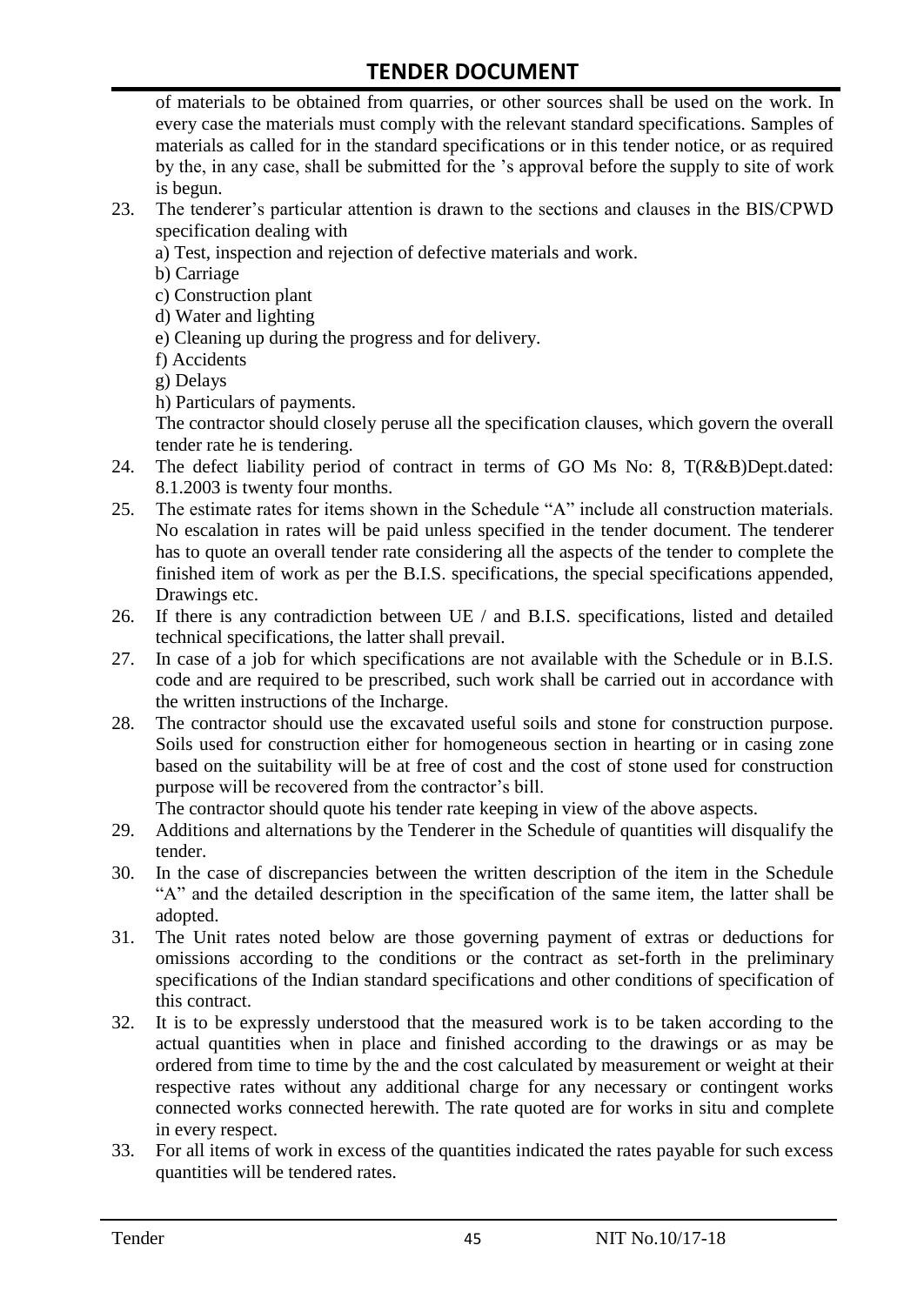of materials to be obtained from quarries, or other sources shall be used on the work. In every case the materials must comply with the relevant standard specifications. Samples of materials as called for in the standard specifications or in this tender notice, or as required by the, in any case, shall be submitted for the 's approval before the supply to site of work is begun.

23. The tenderer's particular attention is drawn to the sections and clauses in the BIS/CPWD specification dealing with
    a) Test, inspection and rejection of defective materials and work.
    b) Carriage
    c) Construction plant
    d) Water and lighting
    e) Cleaning up during the progress and for delivery.
    f) Accidents
    g) Delays
    h) Particulars of payments.

    The contractor should closely peruse all the specification clauses, which govern the overall tender rate he is tendering.
24. The defect liability period of contract in terms of GO Ms No: 8, T(R&B)Dept.dated: 8.1.2003 is twenty four months.
25. The estimate rates for items shown in the Schedule "A" include all construction materials. No escalation in rates will be paid unless specified in the tender document. The tenderer has to quote an overall tender rate considering all the aspects of the tender to complete the finished item of work as per the B.I.S. specifications, the special specifications appended, Drawings etc.
26. If there is any contradiction between UE / and B.I.S. specifications, listed and detailed technical specifications, the latter shall prevail.
27. In case of a job for which specifications are not available with the Schedule or in B.I.S. code and are required to be prescribed, such work shall be carried out in accordance with the written instructions of the Incharge.
28. The contractor should use the excavated useful soils and stone for construction purpose. Soils used for construction either for homogeneous section in hearting or in casing zone based on the suitability will be at free of cost and the cost of stone used for construction purpose will be recovered from the contractor's bill.

    The contractor should quote his tender rate keeping in view of the above aspects.
29. Additions and alternations by the Tenderer in the Schedule of quantities will disqualify the tender.
30. In the case of discrepancies between the written description of the item in the Schedule "A" and the detailed description in the specification of the same item, the latter shall be adopted.
31. The Unit rates noted below are those governing payment of extras or deductions for omissions according to the conditions or the contract as set-forth in the preliminary specifications of the Indian standard specifications and other conditions of specification of this contract.
32. It is to be expressly understood that the measured work is to be taken according to the actual quantities when in place and finished according to the drawings or as may be ordered from time to time by the and the cost calculated by measurement or weight at their respective rates without any additional charge for any necessary or contingent works connected works connected herewith. The rate quoted are for works in situ and complete in every respect.
33. For all items of work in excess of the quantities indicated the rates payable for such excess quantities will be tendered rates.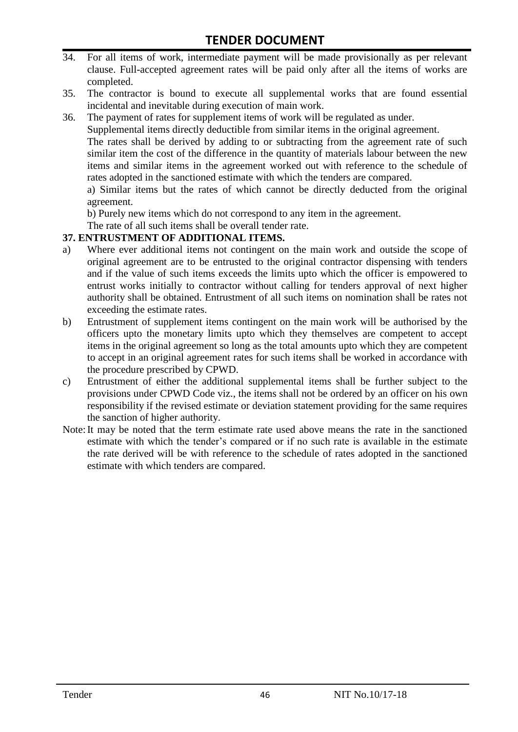34. For all items of work, intermediate payment will be made provisionally as per relevant clause. Full-accepted agreement rates will be paid only after all the items of works are completed.
35. The contractor is bound to execute all supplemental works that are found essential incidental and inevitable during execution of main work.
36. The payment of rates for supplement items of work will be regulated as under.

    Supplemental items directly deductible from similar items in the original agreement.

    The rates shall be derived by adding to or subtracting from the agreement rate of such similar item the cost of the difference in the quantity of materials labour between the new items and similar items in the agreement worked out with reference to the schedule of rates adopted in the sanctioned estimate with which the tenders are compared.

    a) Similar items but the rates of which cannot be directly deducted from the original agreement.

    b) Purely new items which do not correspond to any item in the agreement.

    The rate of all such items shall be overall tender rate.

**37. ENTRUSTMENT OF ADDITIONAL ITEMS.**

a) Where ever additional items not contingent on the main work and outside the scope of original agreement are to be entrusted to the original contractor dispensing with tenders and if the value of such items exceeds the limits upto which the officer is empowered to entrust works initially to contractor without calling for tenders approval of next higher authority shall be obtained. Entrustment of all such items on nomination shall be rates not exceeding the estimate rates.

b) Entrustment of supplement items contingent on the main work will be authorised by the officers upto the monetary limits upto which they themselves are competent to accept items in the original agreement so long as the total amounts upto which they are competent to accept in an original agreement rates for such items shall be worked in accordance with the procedure prescribed by CPWD.

c) Entrustment of either the additional supplemental items shall be further subject to the provisions under CPWD Code viz., the items shall not be ordered by an officer on his own responsibility if the revised estimate or deviation statement providing for the same requires the sanction of higher authority.

Note: It may be noted that the term estimate rate used above means the rate in the sanctioned estimate with which the tender's compared or if no such rate is available in the estimate the rate derived will be with reference to the schedule of rates adopted in the sanctioned estimate with which tenders are compared.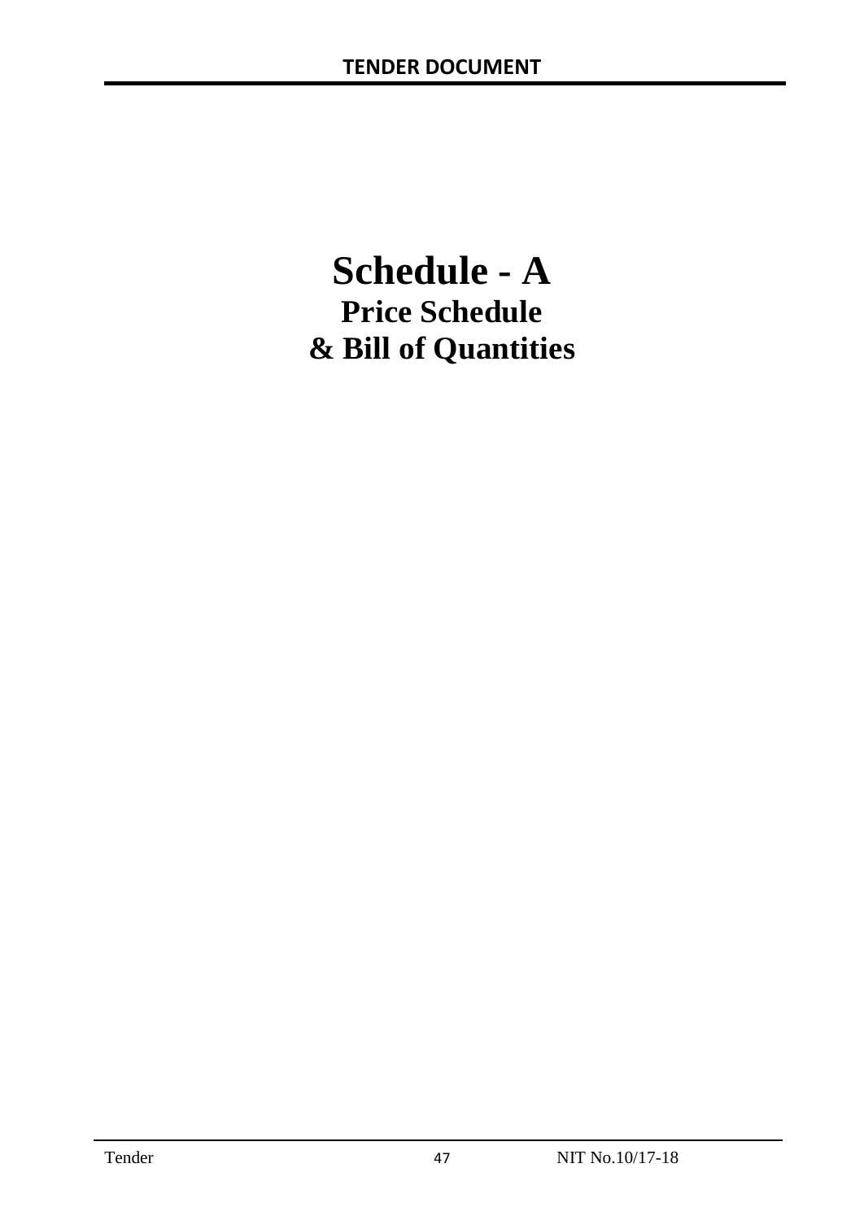# Schedule - A

## Price Schedule

## & Bill of Quantities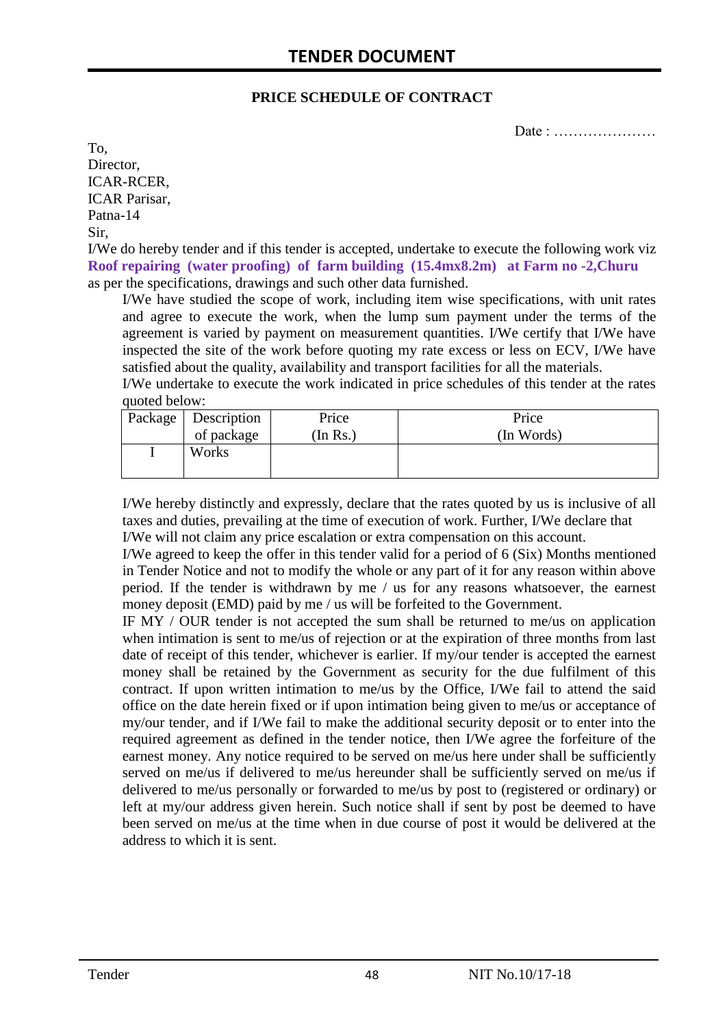# TENDER DOCUMENT

**PRICE SCHEDULE OF CONTRACT**

Date : …………………

To,
Director,
ICAR-RCER,
ICAR Parisar,
Patna-14
Sir,

I/We do hereby tender and if this tender is accepted, undertake to execute the following work viz **Roof repairing (water proofing) of farm building (15.4mx8.2m) at Farm no -2,Churu** as per the specifications, drawings and such other data furnished.

I/We have studied the scope of work, including item wise specifications, with unit rates and agree to execute the work, when the lump sum payment under the terms of the agreement is varied by payment on measurement quantities. I/We certify that I/We have inspected the site of the work before quoting my rate excess or less on ECV, I/We have satisfied about the quality, availability and transport facilities for all the materials.

I/We undertake to execute the work indicated in price schedules of this tender at the rates quoted below:

| Package | Description of package | Price (In Rs.) | Price (In Words) |
|---|---|---|---|
| I | Works | | |

I/We hereby distinctly and expressly, declare that the rates quoted by us is inclusive of all taxes and duties, prevailing at the time of execution of work. Further, I/We declare that I/We will not claim any price escalation or extra compensation on this account.

I/We agreed to keep the offer in this tender valid for a period of 6 (Six) Months mentioned in Tender Notice and not to modify the whole or any part of it for any reason within above period. If the tender is withdrawn by me / us for any reasons whatsoever, the earnest money deposit (EMD) paid by me / us will be forfeited to the Government.

IF MY / OUR tender is not accepted the sum shall be returned to me/us on application when intimation is sent to me/us of rejection or at the expiration of three months from last date of receipt of this tender, whichever is earlier. If my/our tender is accepted the earnest money shall be retained by the Government as security for the due fulfilment of this contract. If upon written intimation to me/us by the Office, I/We fail to attend the said office on the date herein fixed or if upon intimation being given to me/us or acceptance of my/our tender, and if I/We fail to make the additional security deposit or to enter into the required agreement as defined in the tender notice, then I/We agree the forfeiture of the earnest money. Any notice required to be served on me/us here under shall be sufficiently served on me/us if delivered to me/us hereunder shall be sufficiently served on me/us if delivered to me/us personally or forwarded to me/us by post to (registered or ordinary) or left at my/our address given herein. Such notice shall if sent by post be deemed to have been served on me/us at the time when in due course of post it would be delivered at the address to which it is sent.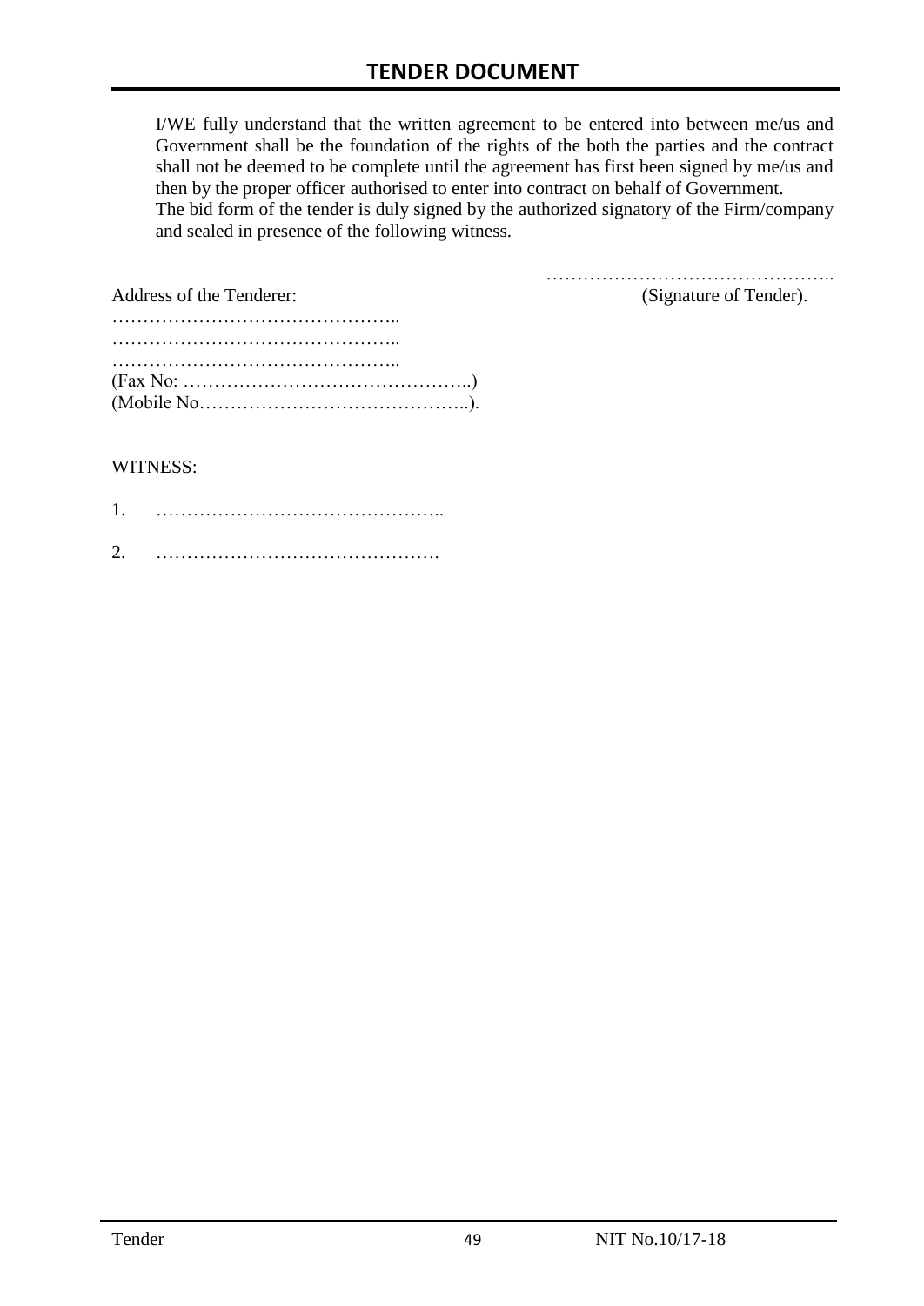I/WE fully understand that the written agreement to be entered into between me/us and Government shall be the foundation of the rights of the both the parties and the contract shall not be deemed to be complete until the agreement has first been signed by me/us and then by the proper officer authorised to enter into contract on behalf of Government.
The bid form of the tender is duly signed by the authorized signatory of the Firm/company and sealed in presence of the following witness.

………………………………………..
(Signature of Tender).

Address of the Tenderer:
………………………………………..
………………………………………..
………………………………………..
(Fax No: ………………………………………..)
(Mobile No……………………………………..).

WITNESS:

1. ………………………………………..

2. ……………………………………….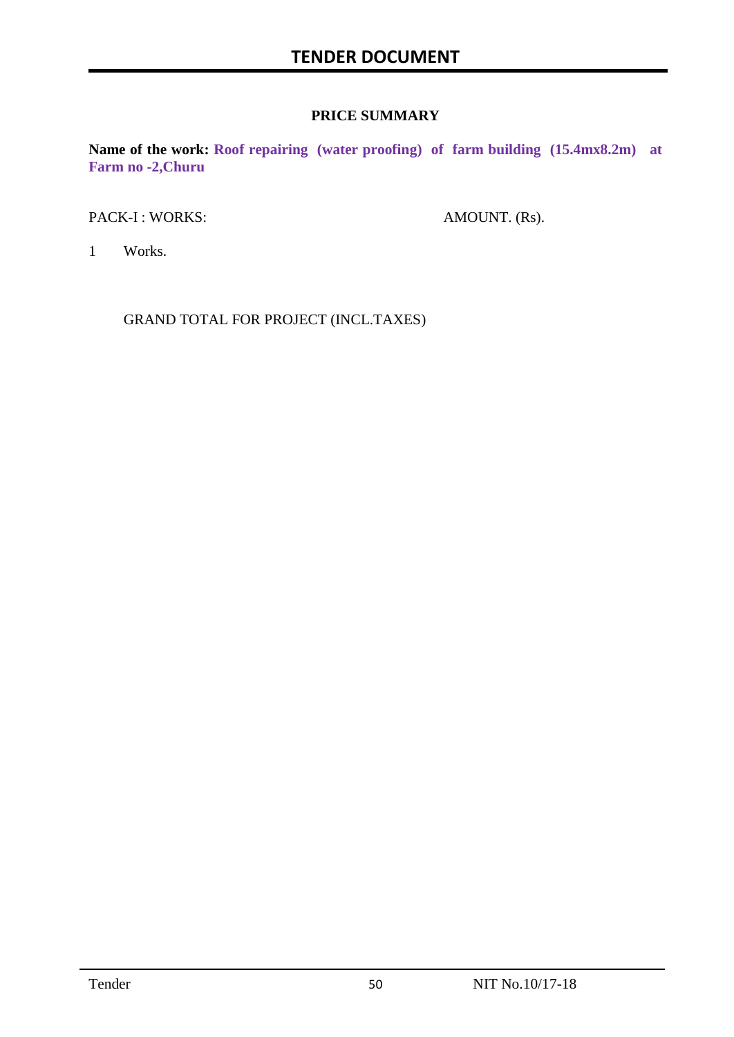## PRICE SUMMARY

**Name of the work: Roof repairing (water proofing) of farm building (15.4mx8.2m) at Farm no -2,Churu**

| PACK-I : WORKS: | AMOUNT. (Rs). |
|---|---|
| 1 Works. | |
| GRAND TOTAL FOR PROJECT (INCL.TAXES) | |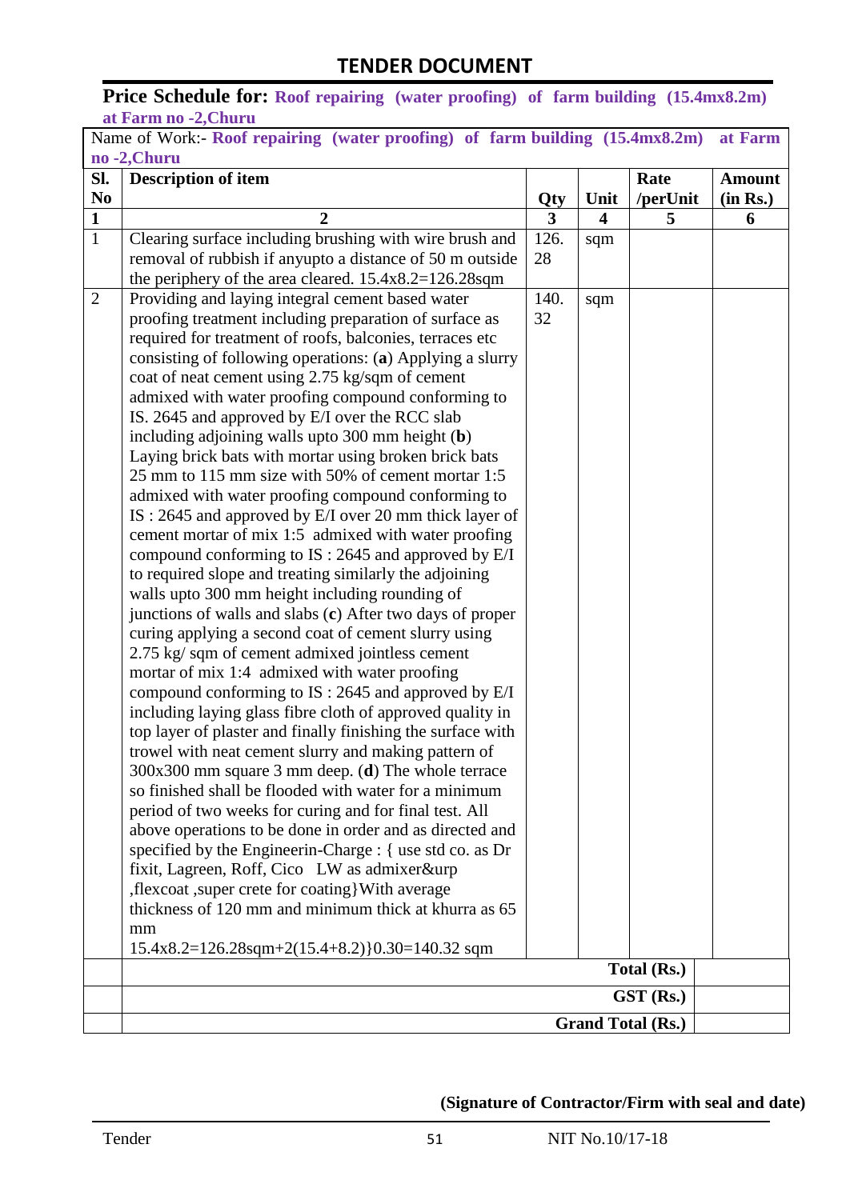## TENDER DOCUMENT

**Price Schedule for:** **Roof repairing (water proofing) of farm building (15.4mx8.2m) at Farm no -2,Churu**

Name of Work:- **Roof repairing (water proofing) of farm building (15.4mx8.2m) at Farm no -2,Churu**

| Sl. No | Description of item | Qty | Unit | Rate /perUnit | Amount (in Rs.) |
|---|---|---|---|---|---|
| 1 | 2 | 3 | 4 | 5 | 6 |
| 1 | Clearing surface including brushing with wire brush and removal of rubbish if anyupto a distance of 50 m outside the periphery of the area cleared. 15.4x8.2=126.28sqm | 126.28 | sqm | | |
| 2 | Providing and laying integral cement based water proofing treatment including preparation of surface as required for treatment of roofs, balconies, terraces etc consisting of following operations: (**a**) Applying a slurry coat of neat cement using 2.75 kg/sqm of cement admixed with water proofing compound conforming to IS. 2645 and approved by E/I over the RCC slab including adjoining walls upto 300 mm height (**b**) Laying brick bats with mortar using broken brick bats 25 mm to 115 mm size with 50% of cement mortar 1:5 admixed with water proofing compound conforming to IS : 2645 and approved by E/I over 20 mm thick layer of cement mortar of mix 1:5 admixed with water proofing compound conforming to IS : 2645 and approved by E/I to required slope and treating similarly the adjoining walls upto 300 mm height including rounding of junctions of walls and slabs (**c**) After two days of proper curing applying a second coat of cement slurry using 2.75 kg/ sqm of cement admixed jointless cement mortar of mix 1:4 admixed with water proofing compound conforming to IS : 2645 and approved by E/I including laying glass fibre cloth of approved quality in top layer of plaster and finally finishing the surface with trowel with neat cement slurry and making pattern of 300x300 mm square 3 mm deep. (**d**) The whole terrace so finished shall be flooded with water for a minimum period of two weeks for curing and for final test. All above operations to be done in order and as directed and specified by the Engineerin-Charge : { use std co. as Dr fixit, Lagreen, Roff, Cico LW as admixer&urp ,flexcoat ,super crete for coating}With average thickness of 120 mm and minimum thick at khurra as 65 mm 15.4x8.2=126.28sqm+2(15.4+8.2)}0.30=140.32 sqm | 140.32 | sqm | | |
| | **Total (Rs.)** | | | | |
| | **GST (Rs.)** | | | | |
| | **Grand Total (Rs.)** | | | | |

**(Signature of Contractor/Firm with seal and date)**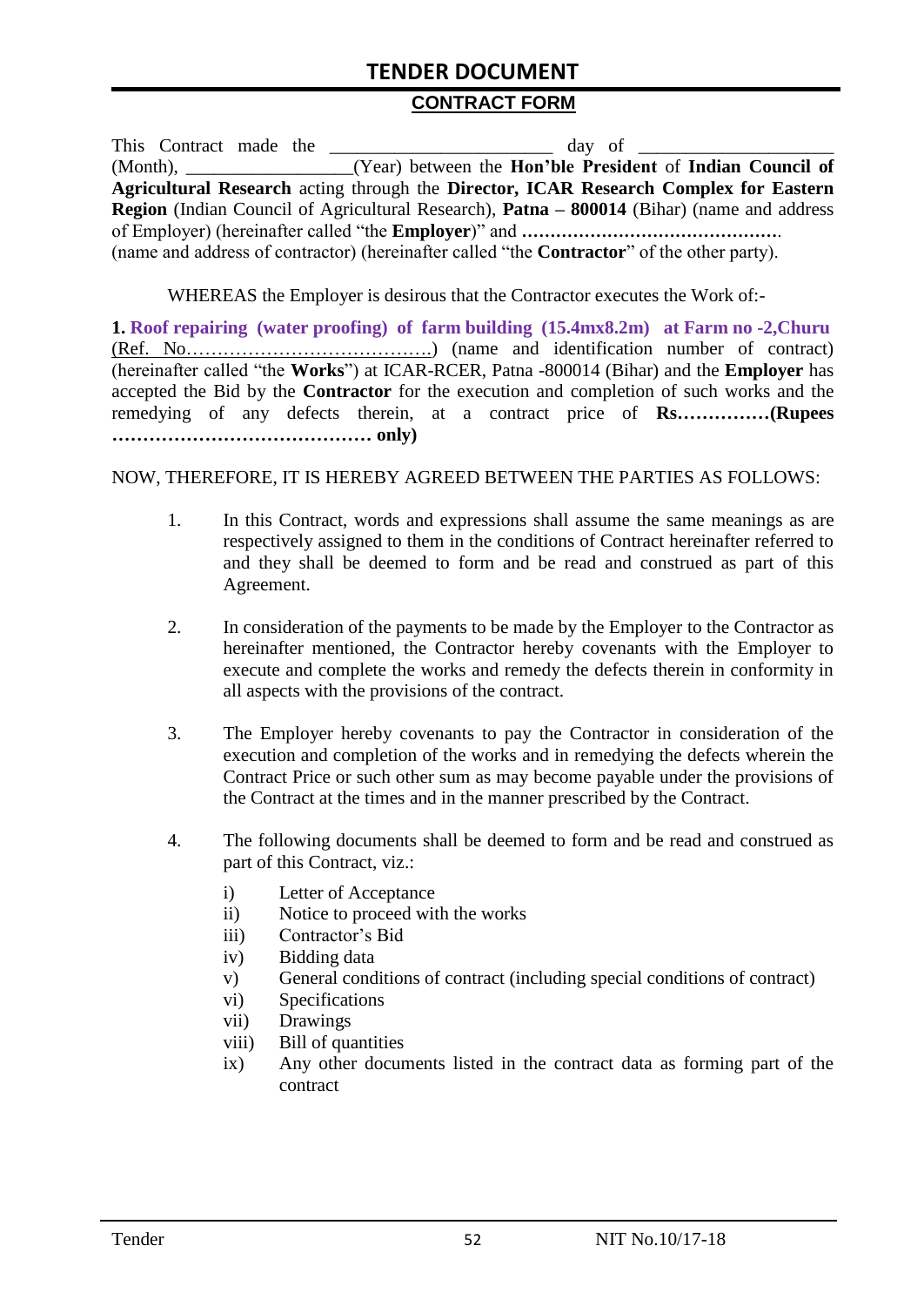# TENDER DOCUMENT

## CONTRACT FORM

This Contract made the ________________________ day of ____________________ (Month), __________________(Year) between the **Hon'ble President** of **Indian Council of Agricultural Research** acting through the **Director, ICAR Research Complex for Eastern Region** (Indian Council of Agricultural Research), **Patna – 800014** (Bihar) (name and address of Employer) (hereinafter called "the **Employer**)" and **……………………………………….** (name and address of contractor) (hereinafter called "the **Contractor**" of the other party).

WHEREAS the Employer is desirous that the Contractor executes the Work of:-

**1. Roof repairing (water proofing) of farm building (15.4mx8.2m) at Farm no -2,Churu** (Ref. No……………………………………) (name and identification number of contract) (hereinafter called "the **Works**") at ICAR-RCER, Patna -800014 (Bihar) and the **Employer** has accepted the Bid by the **Contractor** for the execution and completion of such works and the remedying of any defects therein, at a contract price of **Rs……………(Rupees …………………………………… only)**

NOW, THEREFORE, IT IS HEREBY AGREED BETWEEN THE PARTIES AS FOLLOWS:

1. In this Contract, words and expressions shall assume the same meanings as are respectively assigned to them in the conditions of Contract hereinafter referred to and they shall be deemed to form and be read and construed as part of this Agreement.

2. In consideration of the payments to be made by the Employer to the Contractor as hereinafter mentioned, the Contractor hereby covenants with the Employer to execute and complete the works and remedy the defects therein in conformity in all aspects with the provisions of the contract.

3. The Employer hereby covenants to pay the Contractor in consideration of the execution and completion of the works and in remedying the defects wherein the Contract Price or such other sum as may become payable under the provisions of the Contract at the times and in the manner prescribed by the Contract.

4. The following documents shall be deemed to form and be read and construed as part of this Contract, viz.:

   i) Letter of Acceptance
   ii) Notice to proceed with the works
   iii) Contractor's Bid
   iv) Bidding data
   v) General conditions of contract (including special conditions of contract)
   vi) Specifications
   vii) Drawings
   viii) Bill of quantities
   ix) Any other documents listed in the contract data as forming part of the contract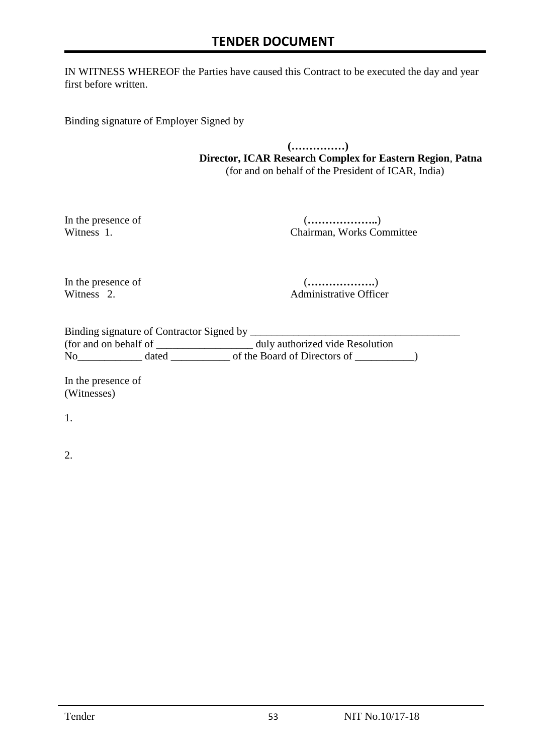IN WITNESS WHEREOF the Parties have caused this Contract to be executed the day and year first before written.

Binding signature of Employer Signed by

**(……………)**
**Director, ICAR Research Complex for Eastern Region**, **Patna**
(for and on behalf of the President of ICAR, India)

In the presence of
Witness 1.

(**………………..**)
Chairman, Works Committee

In the presence of
Witness 2.

(**……………….**)
Administrative Officer

Binding signature of Contractor Signed by ________________________________________
(for and on behalf of __________________ duly authorized vide Resolution
No____________ dated ___________ of the Board of Directors of ___________)

In the presence of
(Witnesses)

1.

2.